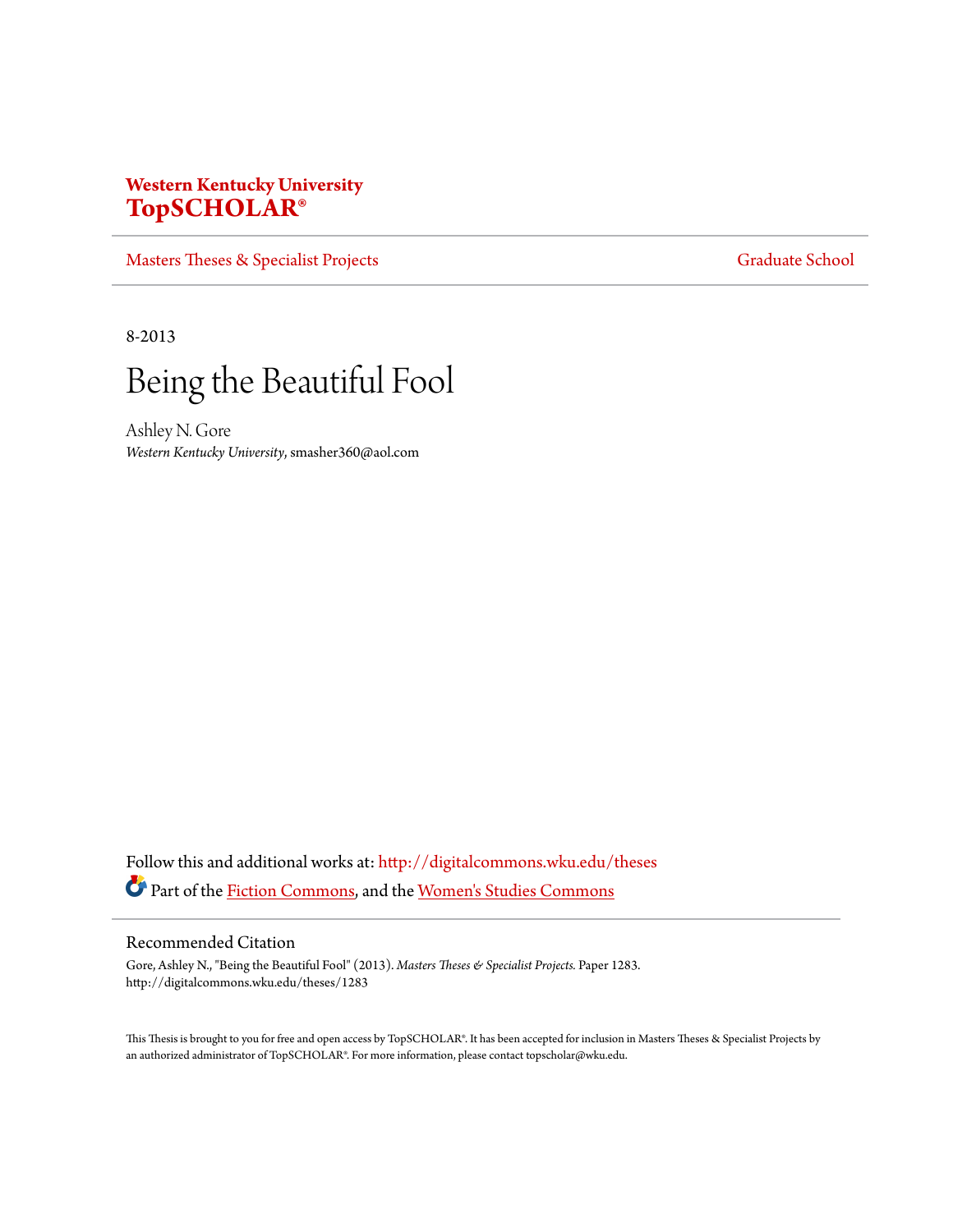**Western Kentucky University**
**TopSCHOLAR®**

Masters Theses & Specialist Projects | Graduate School

8-2013

# Being the Beautiful Fool

Ashley N. Gore
*Western Kentucky University*, smasher360@aol.com

Follow this and additional works at: http://digitalcommons.wku.edu/theses
Part of the Fiction Commons, and the Women's Studies Commons

## Recommended Citation

Gore, Ashley N., "Being the Beautiful Fool" (2013). *Masters Theses & Specialist Projects.* Paper 1283.
http://digitalcommons.wku.edu/theses/1283

This Thesis is brought to you for free and open access by TopSCHOLAR®. It has been accepted for inclusion in Masters Theses & Specialist Projects by an authorized administrator of TopSCHOLAR®. For more information, please contact topscholar@wku.edu.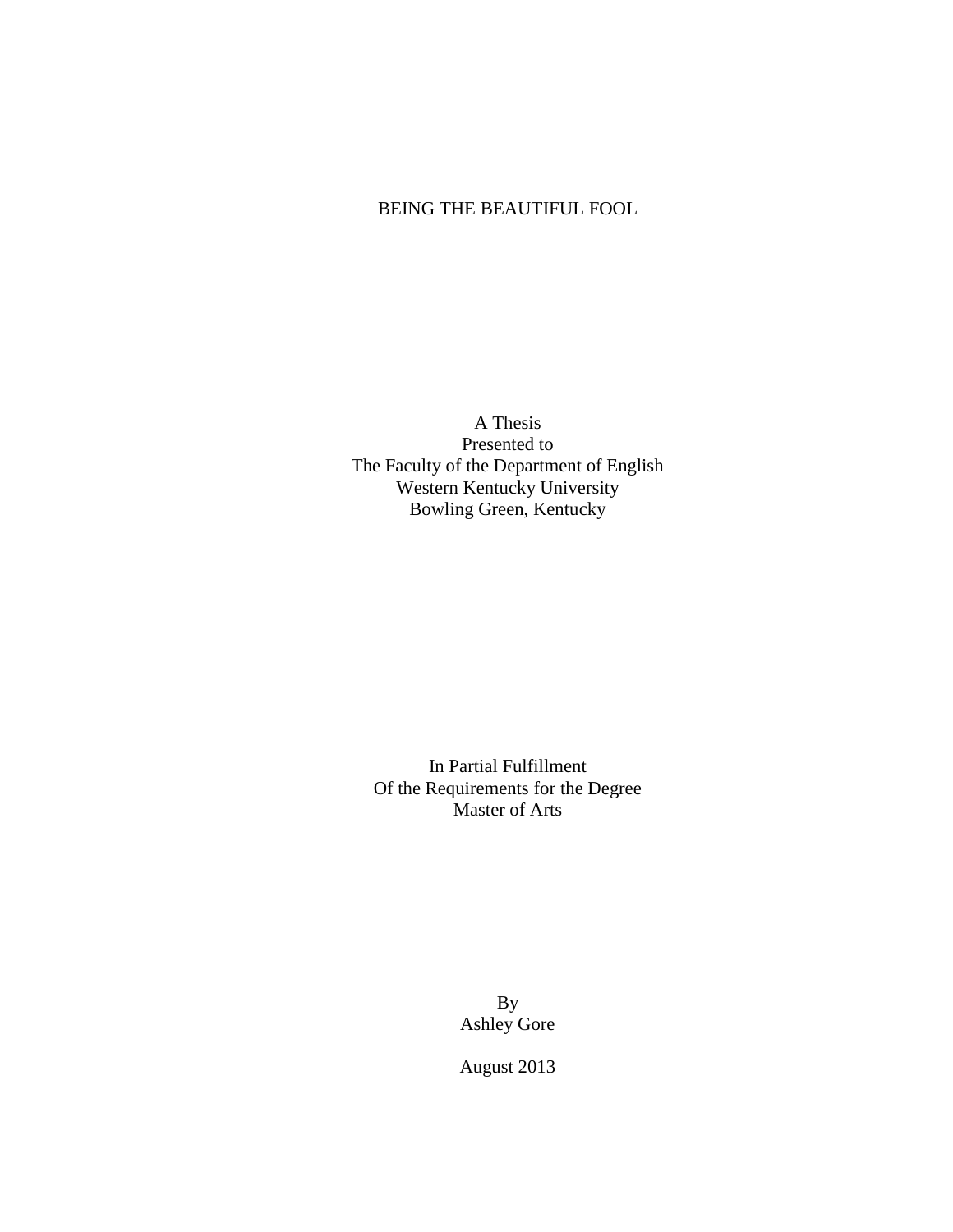# BEING THE BEAUTIFUL FOOL

A Thesis
Presented to
The Faculty of the Department of English
Western Kentucky University
Bowling Green, Kentucky

In Partial Fulfillment
Of the Requirements for the Degree
Master of Arts

By
Ashley Gore

August 2013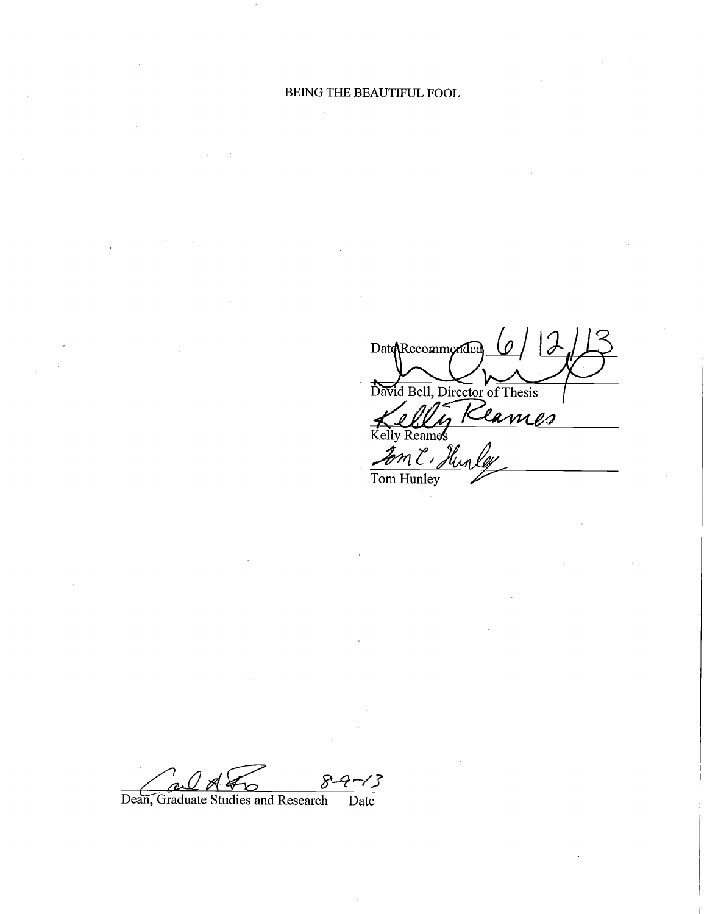BEING THE BEAUTIFUL FOOL

Date Recommended 6/12/13

David Bell, Director of Thesis

Kelly Reames

Tom Hunley

Dean, Graduate Studies and Research 8-9-13 Date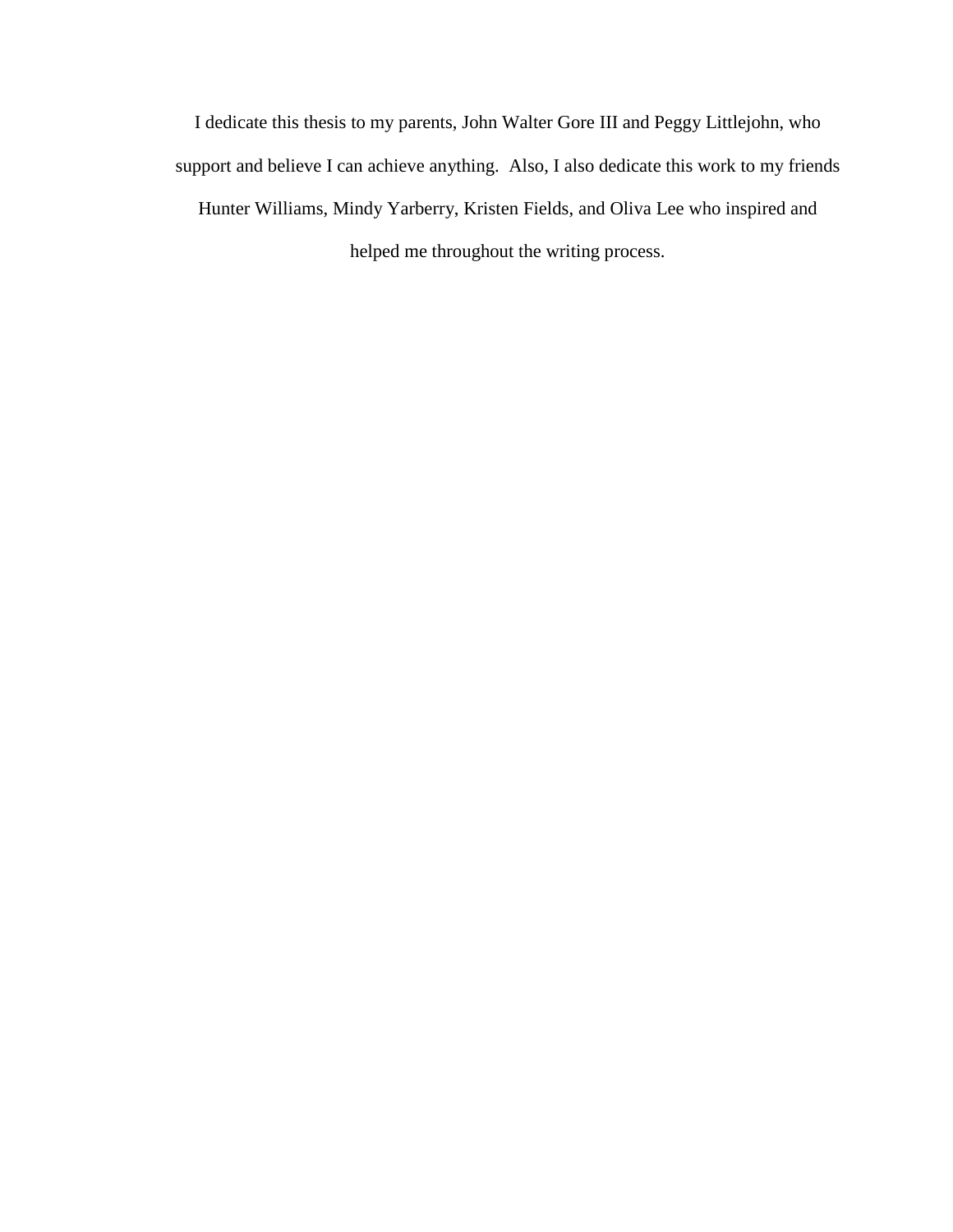I dedicate this thesis to my parents, John Walter Gore III and Peggy Littlejohn, who support and believe I can achieve anything.  Also, I also dedicate this work to my friends Hunter Williams, Mindy Yarberry, Kristen Fields, and Oliva Lee who inspired and helped me throughout the writing process.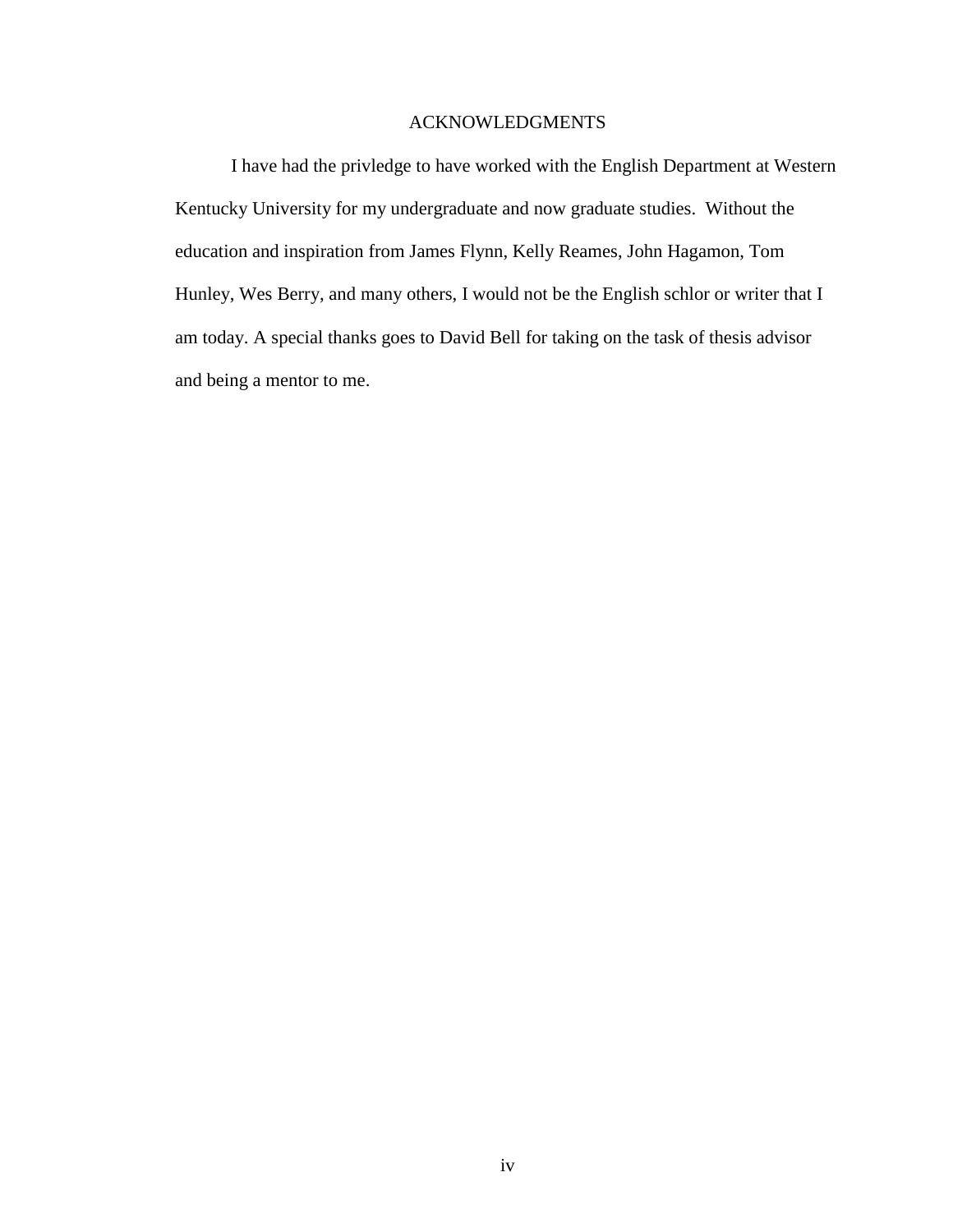# ACKNOWLEDGMENTS

I have had the privledge to have worked with the English Department at Western Kentucky University for my undergraduate and now graduate studies. Without the education and inspiration from James Flynn, Kelly Reames, John Hagamon, Tom Hunley, Wes Berry, and many others, I would not be the English schlor or writer that I am today. A special thanks goes to David Bell for taking on the task of thesis advisor and being a mentor to me.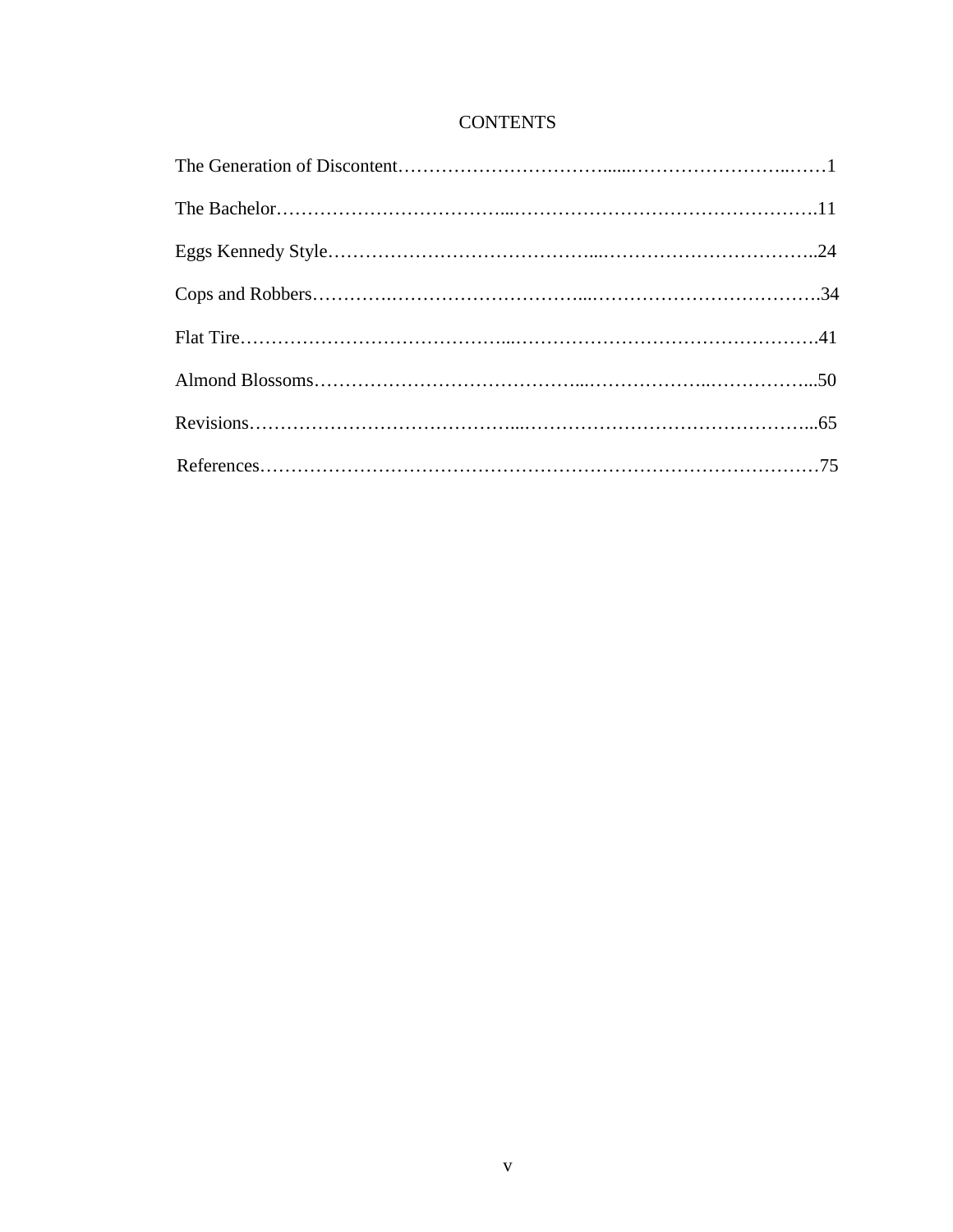# CONTENTS

The Generation of Discontent……………………………......………………………..……1

The Bachelor………………………………...………………………………………….11

Eggs Kennedy Style…………………………………...……………………………..24

Cops and Robbers………….…………………………...……………………………….34

Flat Tire……………………………………...………………………………………….41

Almond Blossoms…………………………………...………………..……………...50

Revisions…………………………………....………………………………………...65

References……………………………………………………………………………75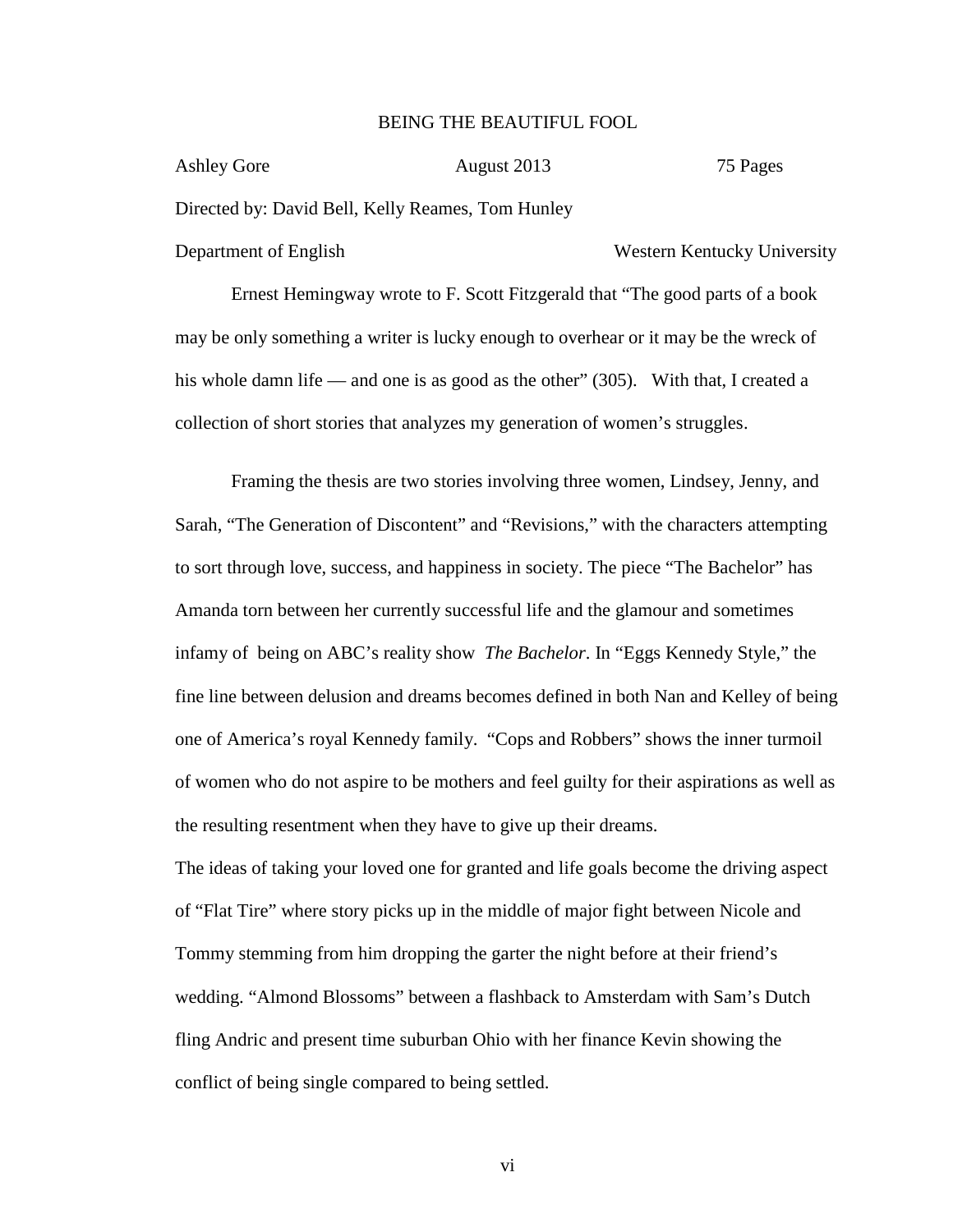BEING THE BEAUTIFUL FOOL

Ashley Gore August 2013 75 Pages

Directed by: David Bell, Kelly Reames, Tom Hunley

Department of English Western Kentucky University

Ernest Hemingway wrote to F. Scott Fitzgerald that "The good parts of a book may be only something a writer is lucky enough to overhear or it may be the wreck of his whole damn life — and one is as good as the other" (305). With that, I created a collection of short stories that analyzes my generation of women's struggles.

Framing the thesis are two stories involving three women, Lindsey, Jenny, and Sarah, "The Generation of Discontent" and "Revisions," with the characters attempting to sort through love, success, and happiness in society. The piece "The Bachelor" has Amanda torn between her currently successful life and the glamour and sometimes infamy of being on ABC's reality show *The Bachelor*. In "Eggs Kennedy Style," the fine line between delusion and dreams becomes defined in both Nan and Kelley of being one of America's royal Kennedy family. "Cops and Robbers" shows the inner turmoil of women who do not aspire to be mothers and feel guilty for their aspirations as well as the resulting resentment when they have to give up their dreams.

The ideas of taking your loved one for granted and life goals become the driving aspect of "Flat Tire" where story picks up in the middle of major fight between Nicole and Tommy stemming from him dropping the garter the night before at their friend's wedding. "Almond Blossoms" between a flashback to Amsterdam with Sam's Dutch fling Andric and present time suburban Ohio with her finance Kevin showing the conflict of being single compared to being settled.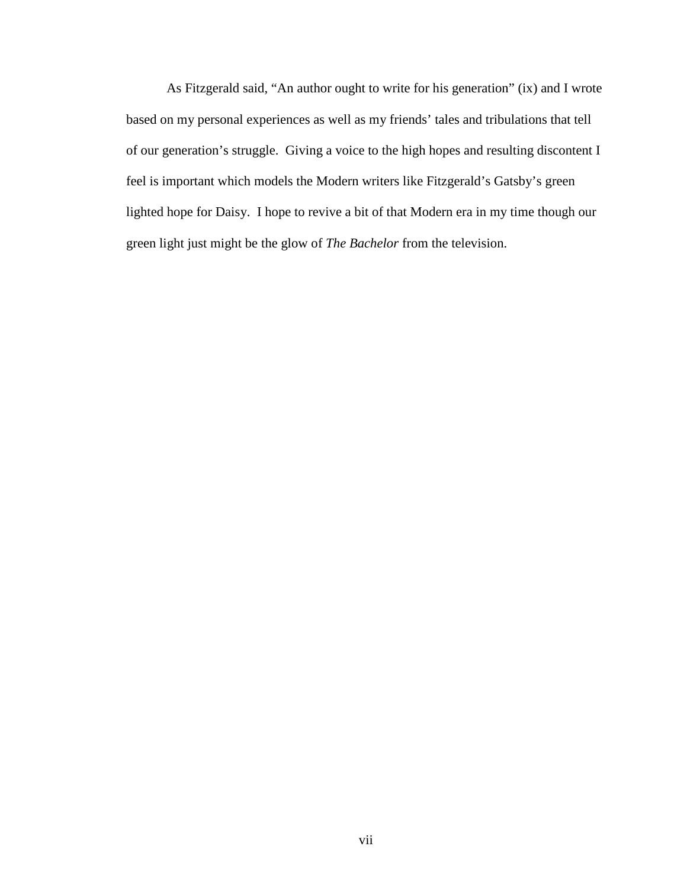As Fitzgerald said, "An author ought to write for his generation" (ix) and I wrote based on my personal experiences as well as my friends' tales and tribulations that tell of our generation's struggle. Giving a voice to the high hopes and resulting discontent I feel is important which models the Modern writers like Fitzgerald's Gatsby's green lighted hope for Daisy. I hope to revive a bit of that Modern era in my time though our green light just might be the glow of *The Bachelor* from the television.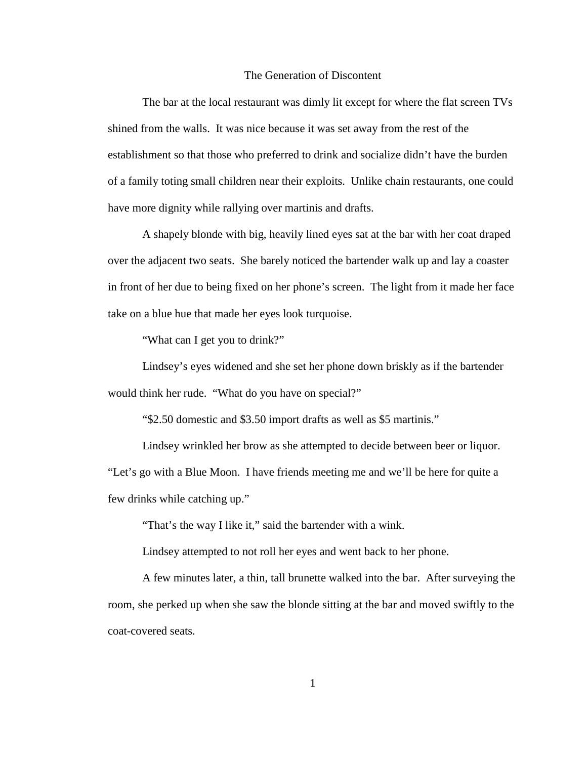# The Generation of Discontent

The bar at the local restaurant was dimly lit except for where the flat screen TVs shined from the walls. It was nice because it was set away from the rest of the establishment so that those who preferred to drink and socialize didn't have the burden of a family toting small children near their exploits. Unlike chain restaurants, one could have more dignity while rallying over martinis and drafts.

A shapely blonde with big, heavily lined eyes sat at the bar with her coat draped over the adjacent two seats. She barely noticed the bartender walk up and lay a coaster in front of her due to being fixed on her phone's screen. The light from it made her face take on a blue hue that made her eyes look turquoise.

"What can I get you to drink?"

Lindsey's eyes widened and she set her phone down briskly as if the bartender would think her rude. "What do you have on special?"

"$2.50 domestic and $3.50 import drafts as well as $5 martinis."

Lindsey wrinkled her brow as she attempted to decide between beer or liquor. "Let's go with a Blue Moon. I have friends meeting me and we'll be here for quite a few drinks while catching up."

"That's the way I like it," said the bartender with a wink.

Lindsey attempted to not roll her eyes and went back to her phone.

A few minutes later, a thin, tall brunette walked into the bar. After surveying the room, she perked up when she saw the blonde sitting at the bar and moved swiftly to the coat-covered seats.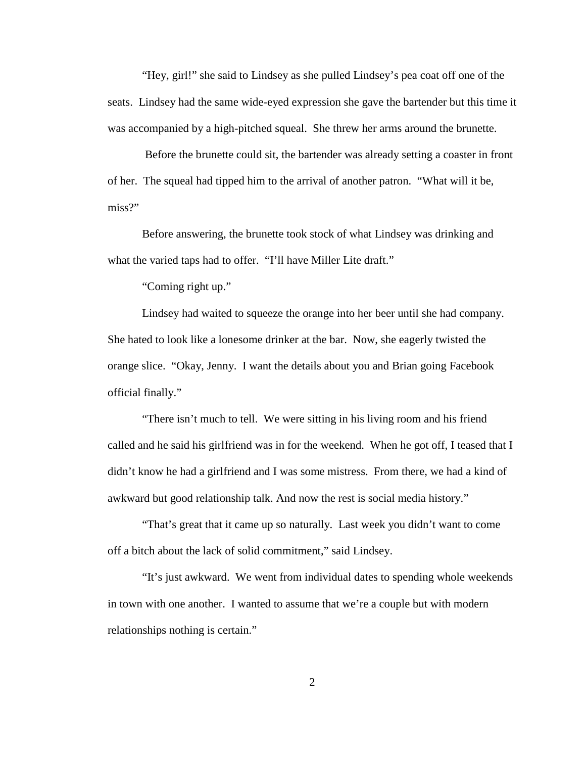"Hey, girl!" she said to Lindsey as she pulled Lindsey's pea coat off one of the seats. Lindsey had the same wide-eyed expression she gave the bartender but this time it was accompanied by a high-pitched squeal. She threw her arms around the brunette.

Before the brunette could sit, the bartender was already setting a coaster in front of her. The squeal had tipped him to the arrival of another patron. "What will it be, miss?"

Before answering, the brunette took stock of what Lindsey was drinking and what the varied taps had to offer. "I'll have Miller Lite draft."

"Coming right up."

Lindsey had waited to squeeze the orange into her beer until she had company. She hated to look like a lonesome drinker at the bar. Now, she eagerly twisted the orange slice. "Okay, Jenny. I want the details about you and Brian going Facebook official finally."

"There isn't much to tell. We were sitting in his living room and his friend called and he said his girlfriend was in for the weekend. When he got off, I teased that I didn't know he had a girlfriend and I was some mistress. From there, we had a kind of awkward but good relationship talk. And now the rest is social media history."

"That's great that it came up so naturally. Last week you didn't want to come off a bitch about the lack of solid commitment," said Lindsey.

"It's just awkward. We went from individual dates to spending whole weekends in town with one another. I wanted to assume that we're a couple but with modern relationships nothing is certain."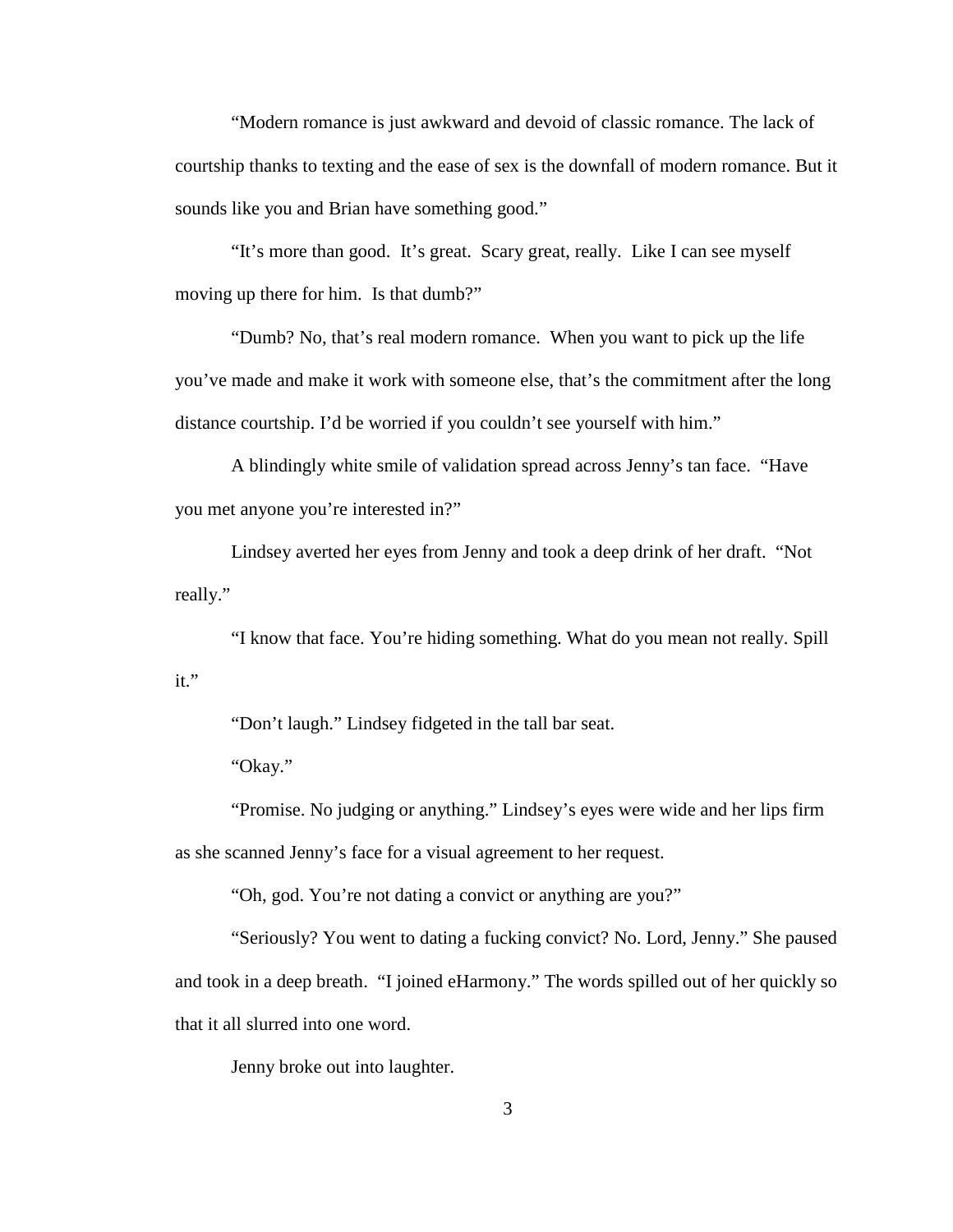"Modern romance is just awkward and devoid of classic romance. The lack of courtship thanks to texting and the ease of sex is the downfall of modern romance. But it sounds like you and Brian have something good."

"It's more than good. It's great. Scary great, really. Like I can see myself moving up there for him. Is that dumb?"

"Dumb? No, that's real modern romance. When you want to pick up the life you've made and make it work with someone else, that's the commitment after the long distance courtship. I'd be worried if you couldn't see yourself with him."

A blindingly white smile of validation spread across Jenny's tan face. "Have you met anyone you're interested in?"

Lindsey averted her eyes from Jenny and took a deep drink of her draft. "Not really."

"I know that face. You're hiding something. What do you mean not really. Spill it."

"Don't laugh." Lindsey fidgeted in the tall bar seat.

"Okay."

"Promise. No judging or anything." Lindsey's eyes were wide and her lips firm as she scanned Jenny's face for a visual agreement to her request.

"Oh, god. You're not dating a convict or anything are you?"

"Seriously? You went to dating a fucking convict? No. Lord, Jenny." She paused and took in a deep breath. "I joined eHarmony." The words spilled out of her quickly so that it all slurred into one word.

Jenny broke out into laughter.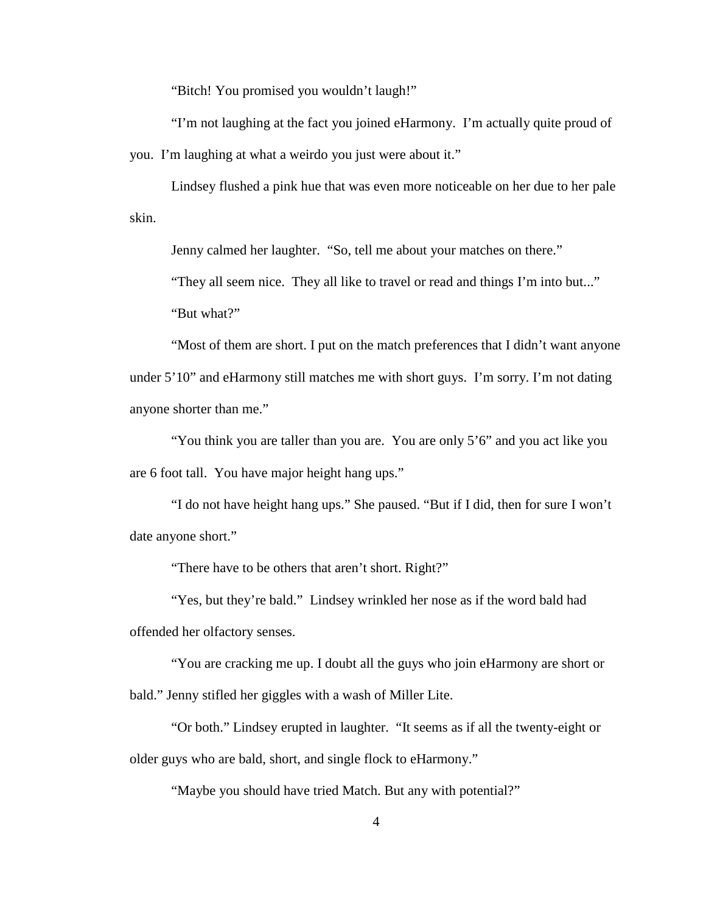"Bitch! You promised you wouldn't laugh!"

"I'm not laughing at the fact you joined eHarmony. I'm actually quite proud of you. I'm laughing at what a weirdo you just were about it."

Lindsey flushed a pink hue that was even more noticeable on her due to her pale skin.

Jenny calmed her laughter. "So, tell me about your matches on there."

"They all seem nice. They all like to travel or read and things I'm into but..."

"But what?"

"Most of them are short. I put on the match preferences that I didn't want anyone under 5'10" and eHarmony still matches me with short guys. I'm sorry. I'm not dating anyone shorter than me."

"You think you are taller than you are. You are only 5'6" and you act like you are 6 foot tall. You have major height hang ups."

"I do not have height hang ups." She paused. "But if I did, then for sure I won't date anyone short."

"There have to be others that aren't short. Right?"

"Yes, but they're bald." Lindsey wrinkled her nose as if the word bald had offended her olfactory senses.

"You are cracking me up. I doubt all the guys who join eHarmony are short or bald." Jenny stifled her giggles with a wash of Miller Lite.

"Or both." Lindsey erupted in laughter. "It seems as if all the twenty-eight or older guys who are bald, short, and single flock to eHarmony."

"Maybe you should have tried Match. But any with potential?"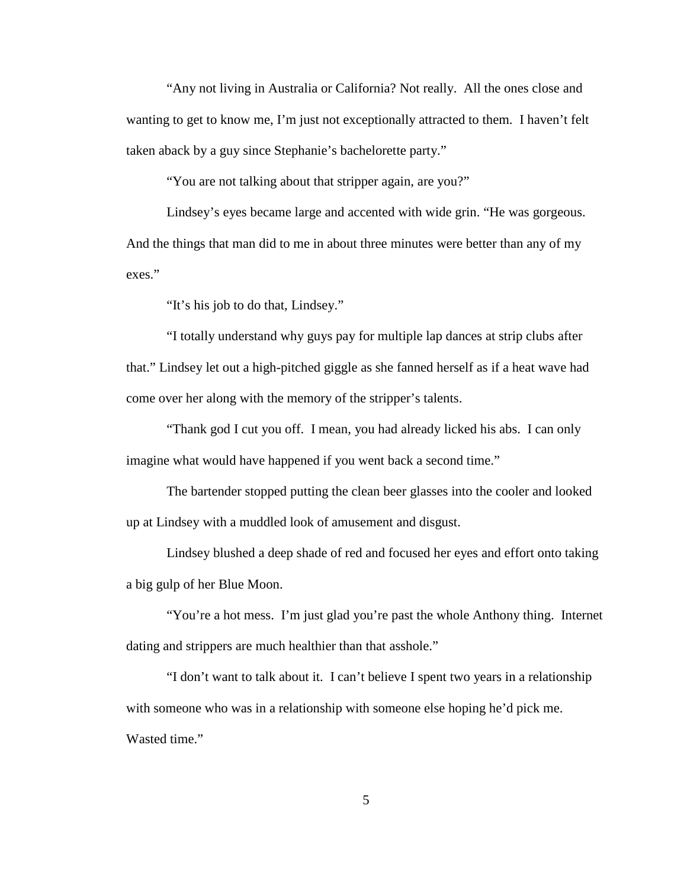"Any not living in Australia or California? Not really.  All the ones close and wanting to get to know me, I'm just not exceptionally attracted to them.  I haven't felt taken aback by a guy since Stephanie's bachelorette party."

"You are not talking about that stripper again, are you?"

Lindsey's eyes became large and accented with wide grin. "He was gorgeous. And the things that man did to me in about three minutes were better than any of my exes."

"It's his job to do that, Lindsey."

"I totally understand why guys pay for multiple lap dances at strip clubs after that." Lindsey let out a high-pitched giggle as she fanned herself as if a heat wave had come over her along with the memory of the stripper's talents.

"Thank god I cut you off.  I mean, you had already licked his abs.  I can only imagine what would have happened if you went back a second time."

The bartender stopped putting the clean beer glasses into the cooler and looked up at Lindsey with a muddled look of amusement and disgust.

Lindsey blushed a deep shade of red and focused her eyes and effort onto taking a big gulp of her Blue Moon.

"You're a hot mess.  I'm just glad you're past the whole Anthony thing.  Internet dating and strippers are much healthier than that asshole."

"I don't want to talk about it.  I can't believe I spent two years in a relationship with someone who was in a relationship with someone else hoping he'd pick me. Wasted time."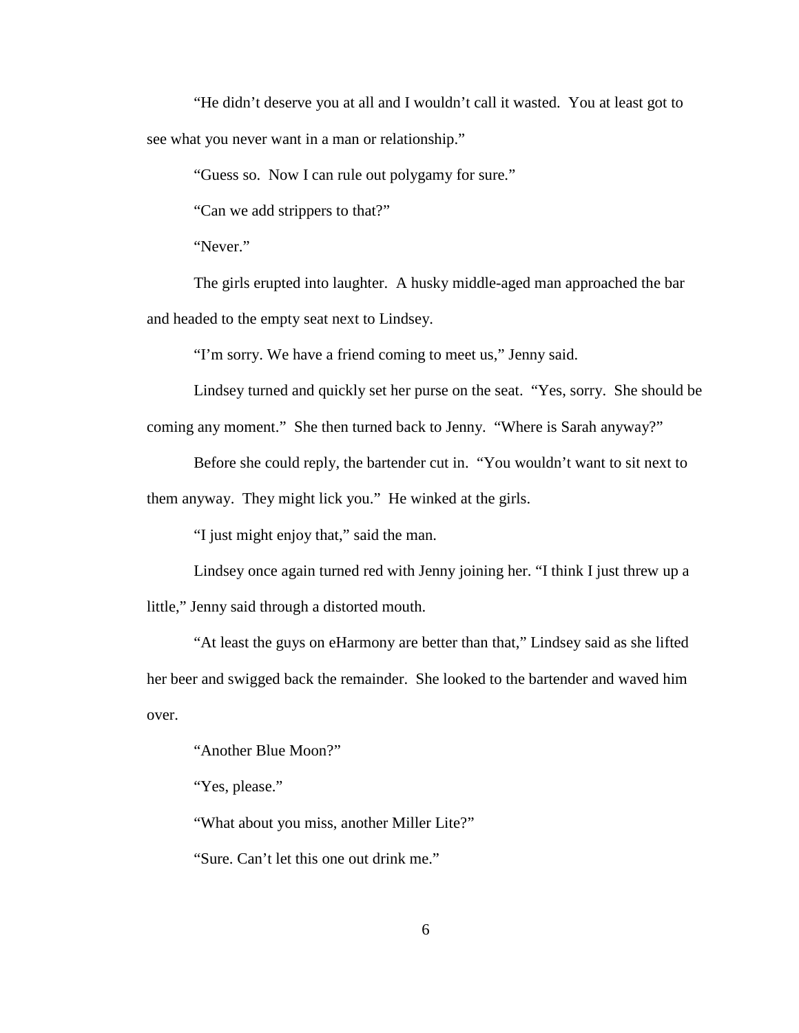"He didn't deserve you at all and I wouldn't call it wasted. You at least got to see what you never want in a man or relationship."

"Guess so. Now I can rule out polygamy for sure."

"Can we add strippers to that?"

"Never."

The girls erupted into laughter. A husky middle-aged man approached the bar and headed to the empty seat next to Lindsey.

"I'm sorry. We have a friend coming to meet us," Jenny said.

Lindsey turned and quickly set her purse on the seat. "Yes, sorry. She should be coming any moment." She then turned back to Jenny. "Where is Sarah anyway?"

Before she could reply, the bartender cut in. "You wouldn't want to sit next to them anyway. They might lick you." He winked at the girls.

"I just might enjoy that," said the man.

Lindsey once again turned red with Jenny joining her. "I think I just threw up a little," Jenny said through a distorted mouth.

"At least the guys on eHarmony are better than that," Lindsey said as she lifted her beer and swigged back the remainder. She looked to the bartender and waved him over.

"Another Blue Moon?"

"Yes, please."

"What about you miss, another Miller Lite?"

"Sure. Can't let this one out drink me."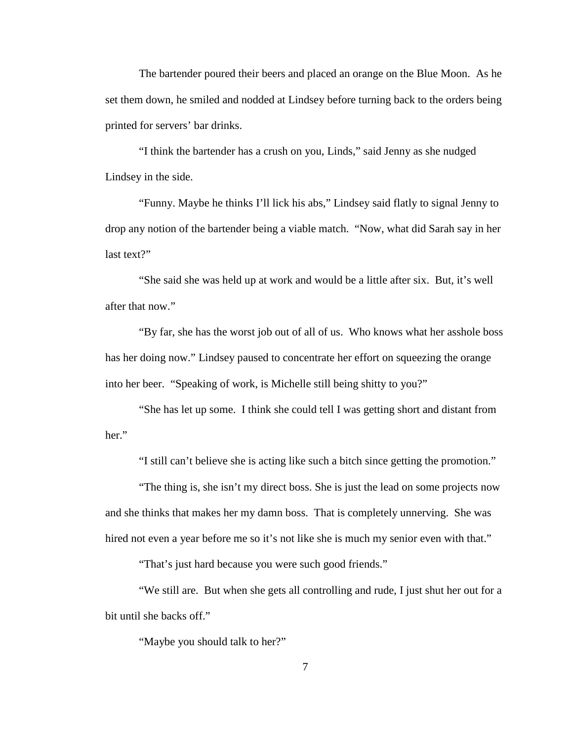The bartender poured their beers and placed an orange on the Blue Moon. As he set them down, he smiled and nodded at Lindsey before turning back to the orders being printed for servers' bar drinks.

"I think the bartender has a crush on you, Linds," said Jenny as she nudged Lindsey in the side.

"Funny. Maybe he thinks I'll lick his abs," Lindsey said flatly to signal Jenny to drop any notion of the bartender being a viable match. "Now, what did Sarah say in her last text?"

"She said she was held up at work and would be a little after six. But, it's well after that now."

"By far, she has the worst job out of all of us. Who knows what her asshole boss has her doing now." Lindsey paused to concentrate her effort on squeezing the orange into her beer. "Speaking of work, is Michelle still being shitty to you?"

"She has let up some. I think she could tell I was getting short and distant from her."

"I still can't believe she is acting like such a bitch since getting the promotion."

"The thing is, she isn't my direct boss. She is just the lead on some projects now and she thinks that makes her my damn boss. That is completely unnerving. She was hired not even a year before me so it's not like she is much my senior even with that."

"That's just hard because you were such good friends."

"We still are. But when she gets all controlling and rude, I just shut her out for a bit until she backs off."

"Maybe you should talk to her?"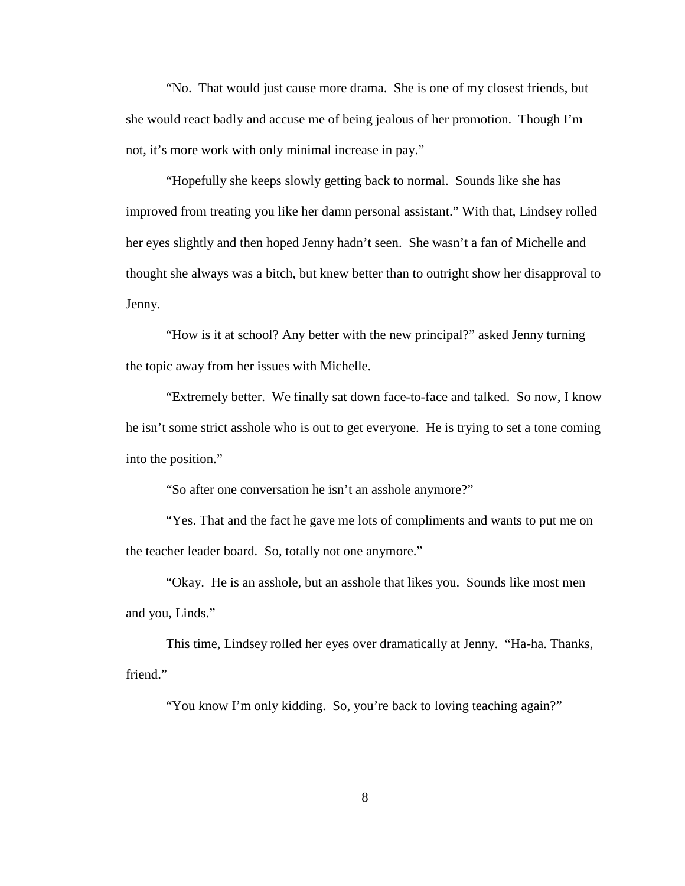"No. That would just cause more drama. She is one of my closest friends, but she would react badly and accuse me of being jealous of her promotion. Though I'm not, it's more work with only minimal increase in pay."

"Hopefully she keeps slowly getting back to normal. Sounds like she has improved from treating you like her damn personal assistant." With that, Lindsey rolled her eyes slightly and then hoped Jenny hadn't seen. She wasn't a fan of Michelle and thought she always was a bitch, but knew better than to outright show her disapproval to Jenny.

"How is it at school? Any better with the new principal?" asked Jenny turning the topic away from her issues with Michelle.

"Extremely better. We finally sat down face-to-face and talked. So now, I know he isn't some strict asshole who is out to get everyone. He is trying to set a tone coming into the position."

"So after one conversation he isn't an asshole anymore?"

"Yes. That and the fact he gave me lots of compliments and wants to put me on the teacher leader board. So, totally not one anymore."

"Okay. He is an asshole, but an asshole that likes you. Sounds like most men and you, Linds."

This time, Lindsey rolled her eyes over dramatically at Jenny. "Ha-ha. Thanks, friend."

"You know I'm only kidding. So, you're back to loving teaching again?"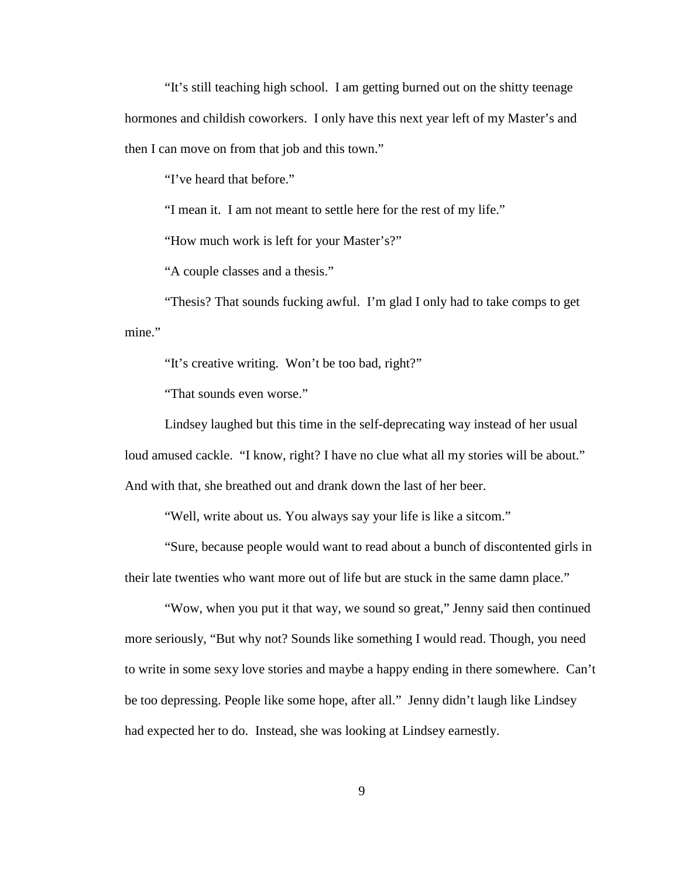"It's still teaching high school. I am getting burned out on the shitty teenage hormones and childish coworkers. I only have this next year left of my Master's and then I can move on from that job and this town."

"I've heard that before."

"I mean it. I am not meant to settle here for the rest of my life."

"How much work is left for your Master's?"

"A couple classes and a thesis."

"Thesis? That sounds fucking awful. I'm glad I only had to take comps to get mine."

"It's creative writing. Won't be too bad, right?"

"That sounds even worse."

Lindsey laughed but this time in the self-deprecating way instead of her usual loud amused cackle. "I know, right? I have no clue what all my stories will be about." And with that, she breathed out and drank down the last of her beer.

"Well, write about us. You always say your life is like a sitcom."

"Sure, because people would want to read about a bunch of discontented girls in their late twenties who want more out of life but are stuck in the same damn place."

"Wow, when you put it that way, we sound so great," Jenny said then continued more seriously, "But why not? Sounds like something I would read. Though, you need to write in some sexy love stories and maybe a happy ending in there somewhere. Can't be too depressing. People like some hope, after all." Jenny didn't laugh like Lindsey had expected her to do. Instead, she was looking at Lindsey earnestly.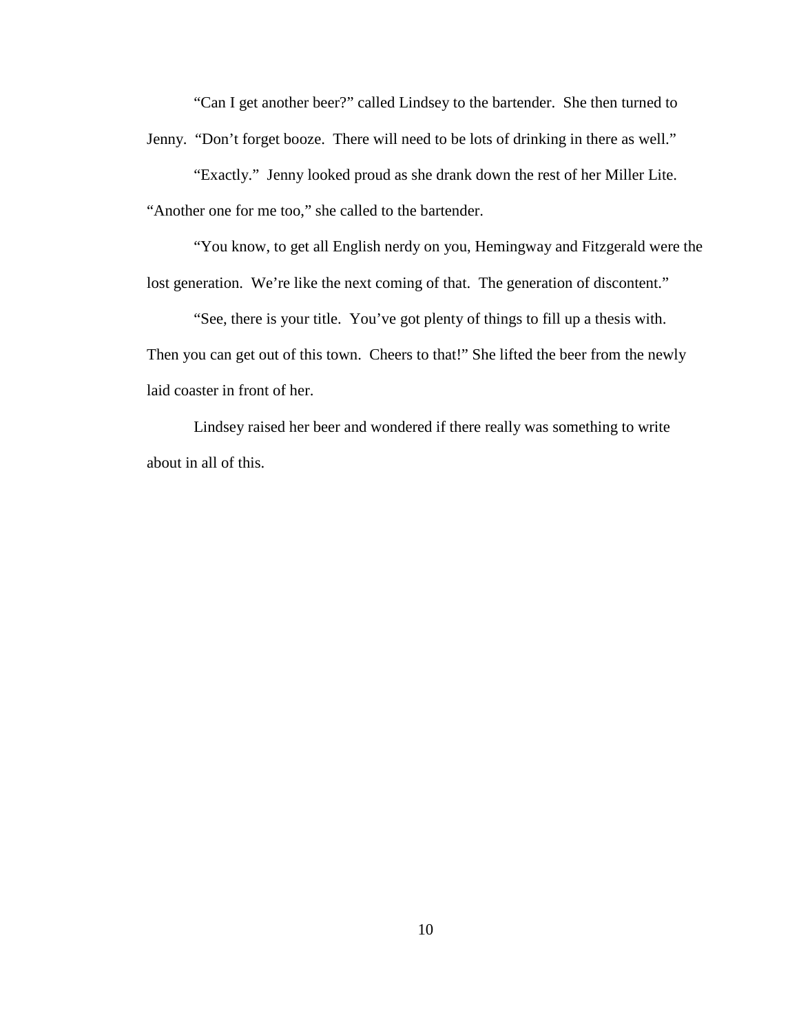"Can I get another beer?" called Lindsey to the bartender. She then turned to Jenny. "Don't forget booze. There will need to be lots of drinking in there as well."

"Exactly." Jenny looked proud as she drank down the rest of her Miller Lite. "Another one for me too," she called to the bartender.

"You know, to get all English nerdy on you, Hemingway and Fitzgerald were the lost generation. We're like the next coming of that. The generation of discontent."

"See, there is your title. You've got plenty of things to fill up a thesis with. Then you can get out of this town. Cheers to that!" She lifted the beer from the newly laid coaster in front of her.

Lindsey raised her beer and wondered if there really was something to write about in all of this.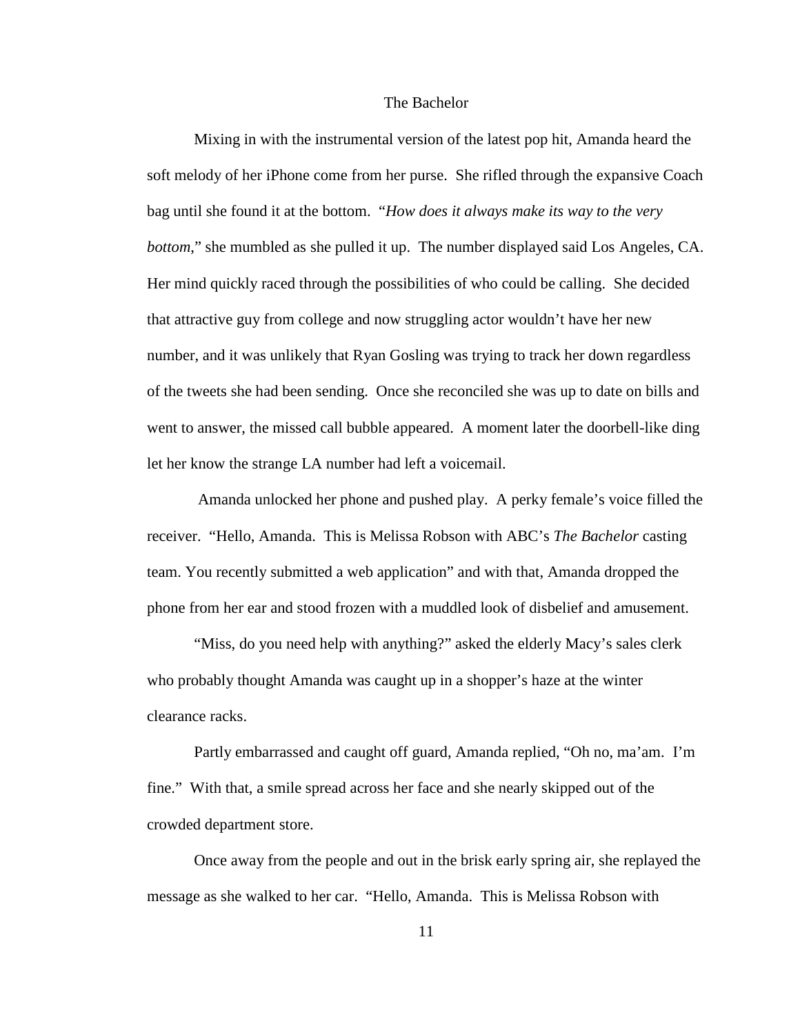# The Bachelor

Mixing in with the instrumental version of the latest pop hit, Amanda heard the soft melody of her iPhone come from her purse. She rifled through the expansive Coach bag until she found it at the bottom. "*How does it always make its way to the very bottom*," she mumbled as she pulled it up. The number displayed said Los Angeles, CA. Her mind quickly raced through the possibilities of who could be calling. She decided that attractive guy from college and now struggling actor wouldn't have her new number, and it was unlikely that Ryan Gosling was trying to track her down regardless of the tweets she had been sending. Once she reconciled she was up to date on bills and went to answer, the missed call bubble appeared. A moment later the doorbell-like ding let her know the strange LA number had left a voicemail.

Amanda unlocked her phone and pushed play. A perky female's voice filled the receiver. "Hello, Amanda. This is Melissa Robson with ABC's *The Bachelor* casting team. You recently submitted a web application" and with that, Amanda dropped the phone from her ear and stood frozen with a muddled look of disbelief and amusement.

"Miss, do you need help with anything?" asked the elderly Macy's sales clerk who probably thought Amanda was caught up in a shopper's haze at the winter clearance racks.

Partly embarrassed and caught off guard, Amanda replied, "Oh no, ma'am. I'm fine." With that, a smile spread across her face and she nearly skipped out of the crowded department store.

Once away from the people and out in the brisk early spring air, she replayed the message as she walked to her car. "Hello, Amanda. This is Melissa Robson with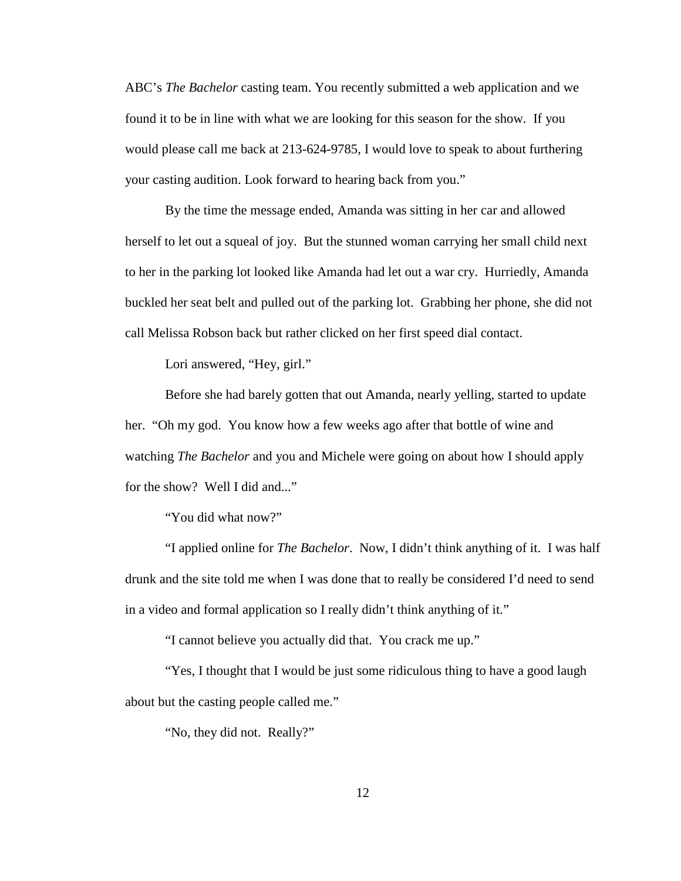ABC's *The Bachelor* casting team. You recently submitted a web application and we found it to be in line with what we are looking for this season for the show. If you would please call me back at 213-624-9785, I would love to speak to about furthering your casting audition. Look forward to hearing back from you."

By the time the message ended, Amanda was sitting in her car and allowed herself to let out a squeal of joy. But the stunned woman carrying her small child next to her in the parking lot looked like Amanda had let out a war cry. Hurriedly, Amanda buckled her seat belt and pulled out of the parking lot. Grabbing her phone, she did not call Melissa Robson back but rather clicked on her first speed dial contact.

Lori answered, "Hey, girl."

Before she had barely gotten that out Amanda, nearly yelling, started to update her. "Oh my god. You know how a few weeks ago after that bottle of wine and watching *The Bachelor* and you and Michele were going on about how I should apply for the show? Well I did and..."

"You did what now?"

"I applied online for *The Bachelor*. Now, I didn't think anything of it. I was half drunk and the site told me when I was done that to really be considered I'd need to send in a video and formal application so I really didn't think anything of it."

"I cannot believe you actually did that. You crack me up."

"Yes, I thought that I would be just some ridiculous thing to have a good laugh about but the casting people called me."

"No, they did not. Really?"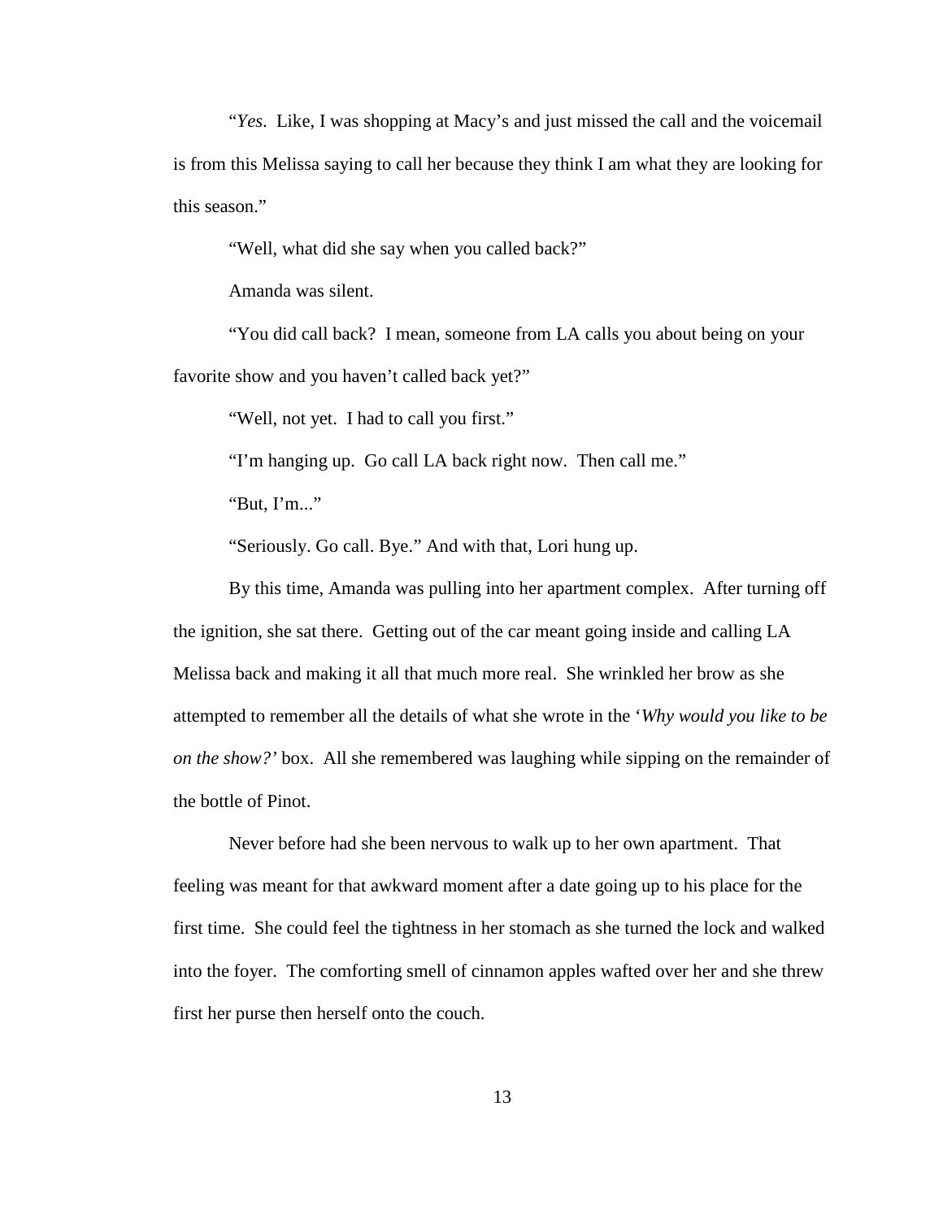"*Yes*. Like, I was shopping at Macy's and just missed the call and the voicemail is from this Melissa saying to call her because they think I am what they are looking for this season."

"Well, what did she say when you called back?"

Amanda was silent.

"You did call back? I mean, someone from LA calls you about being on your favorite show and you haven't called back yet?"

"Well, not yet. I had to call you first."

"I'm hanging up. Go call LA back right now. Then call me."

"But, I'm..."

"Seriously. Go call. Bye." And with that, Lori hung up.

By this time, Amanda was pulling into her apartment complex. After turning off the ignition, she sat there. Getting out of the car meant going inside and calling LA Melissa back and making it all that much more real. She wrinkled her brow as she attempted to remember all the details of what she wrote in the '*Why would you like to be on the show?'* box. All she remembered was laughing while sipping on the remainder of the bottle of Pinot.

Never before had she been nervous to walk up to her own apartment. That feeling was meant for that awkward moment after a date going up to his place for the first time. She could feel the tightness in her stomach as she turned the lock and walked into the foyer. The comforting smell of cinnamon apples wafted over her and she threw first her purse then herself onto the couch.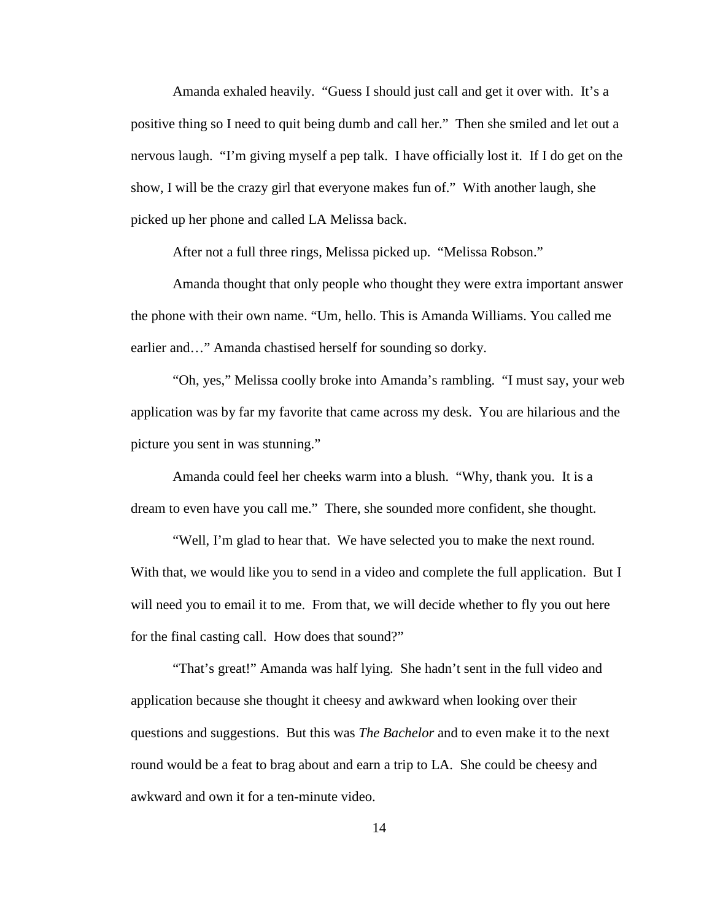Amanda exhaled heavily. "Guess I should just call and get it over with. It's a positive thing so I need to quit being dumb and call her." Then she smiled and let out a nervous laugh. "I'm giving myself a pep talk. I have officially lost it. If I do get on the show, I will be the crazy girl that everyone makes fun of." With another laugh, she picked up her phone and called LA Melissa back.

After not a full three rings, Melissa picked up. "Melissa Robson."

Amanda thought that only people who thought they were extra important answer the phone with their own name. "Um, hello. This is Amanda Williams. You called me earlier and…" Amanda chastised herself for sounding so dorky.

"Oh, yes," Melissa coolly broke into Amanda's rambling. "I must say, your web application was by far my favorite that came across my desk. You are hilarious and the picture you sent in was stunning."

Amanda could feel her cheeks warm into a blush. "Why, thank you. It is a dream to even have you call me." There, she sounded more confident, she thought.

"Well, I'm glad to hear that. We have selected you to make the next round. With that, we would like you to send in a video and complete the full application. But I will need you to email it to me. From that, we will decide whether to fly you out here for the final casting call. How does that sound?"

"That's great!" Amanda was half lying. She hadn't sent in the full video and application because she thought it cheesy and awkward when looking over their questions and suggestions. But this was *The Bachelor* and to even make it to the next round would be a feat to brag about and earn a trip to LA. She could be cheesy and awkward and own it for a ten-minute video.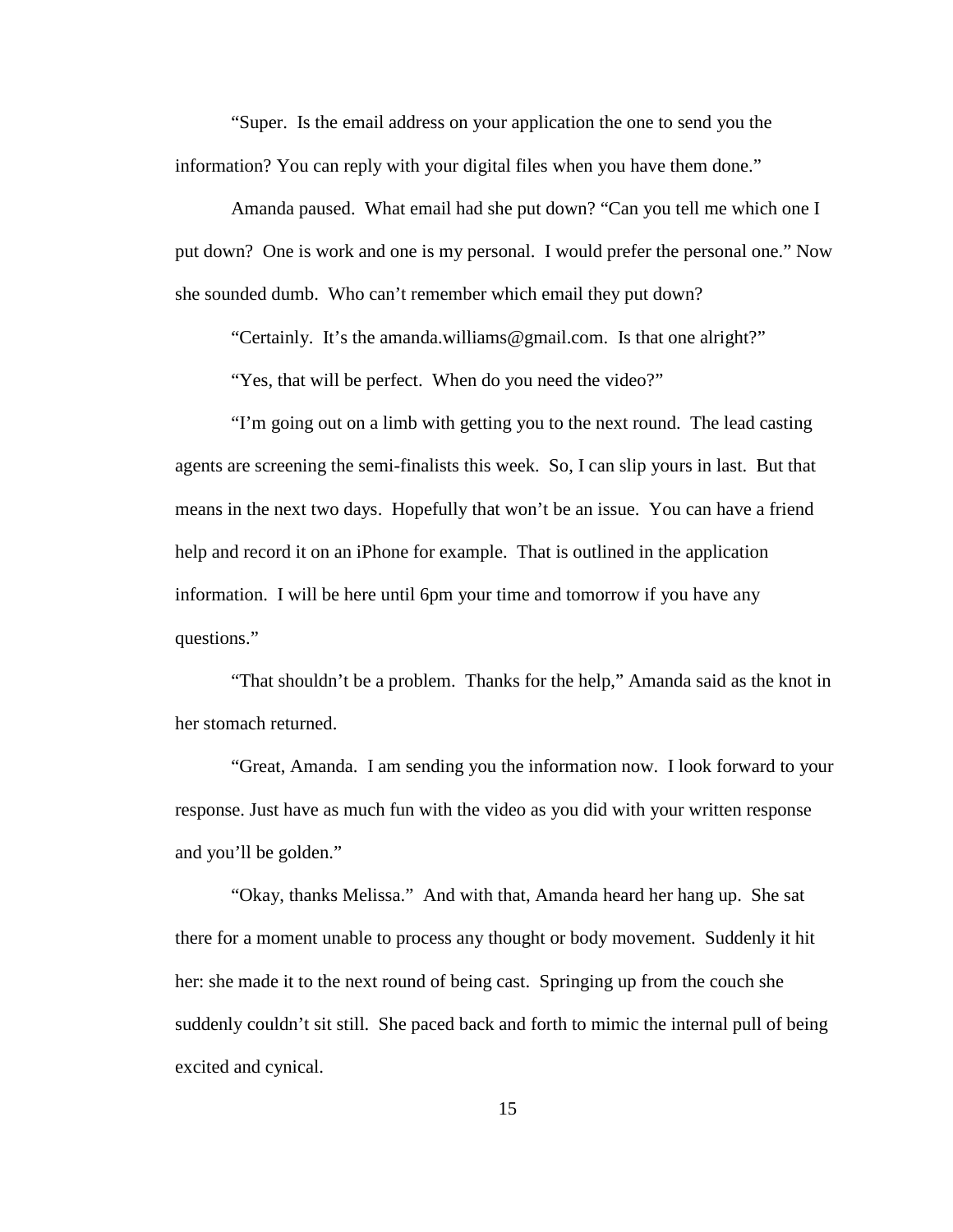"Super. Is the email address on your application the one to send you the information? You can reply with your digital files when you have them done."

Amanda paused. What email had she put down? "Can you tell me which one I put down? One is work and one is my personal. I would prefer the personal one." Now she sounded dumb. Who can't remember which email they put down?

"Certainly. It's the amanda.williams@gmail.com. Is that one alright?"

"Yes, that will be perfect. When do you need the video?"

"I'm going out on a limb with getting you to the next round. The lead casting agents are screening the semi-finalists this week. So, I can slip yours in last. But that means in the next two days. Hopefully that won't be an issue. You can have a friend help and record it on an iPhone for example. That is outlined in the application information. I will be here until 6pm your time and tomorrow if you have any questions."

"That shouldn't be a problem. Thanks for the help," Amanda said as the knot in her stomach returned.

"Great, Amanda. I am sending you the information now. I look forward to your response. Just have as much fun with the video as you did with your written response and you'll be golden."

"Okay, thanks Melissa." And with that, Amanda heard her hang up. She sat there for a moment unable to process any thought or body movement. Suddenly it hit her: she made it to the next round of being cast. Springing up from the couch she suddenly couldn't sit still. She paced back and forth to mimic the internal pull of being excited and cynical.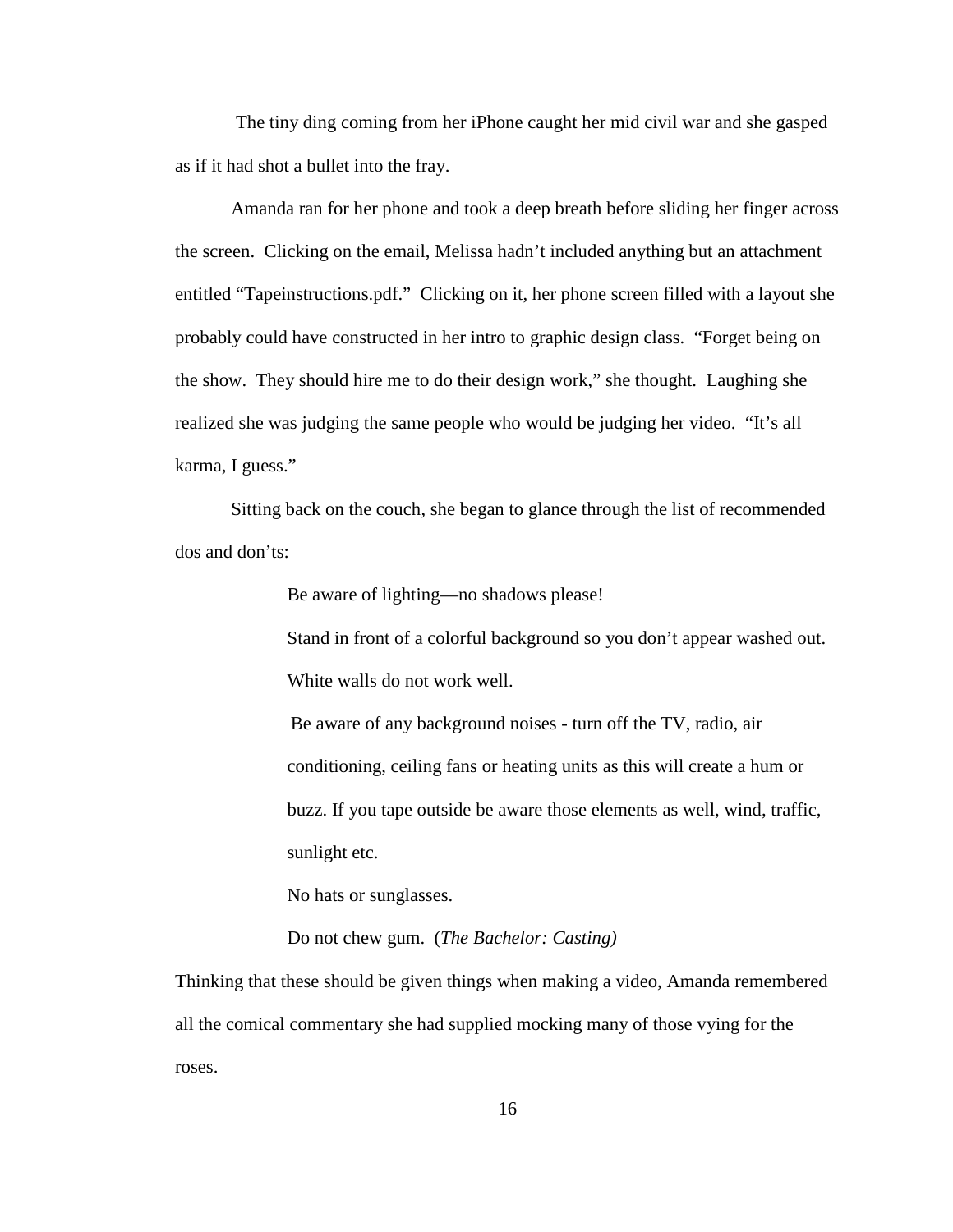The tiny ding coming from her iPhone caught her mid civil war and she gasped as if it had shot a bullet into the fray.

Amanda ran for her phone and took a deep breath before sliding her finger across the screen. Clicking on the email, Melissa hadn't included anything but an attachment entitled "Tapeinstructions.pdf." Clicking on it, her phone screen filled with a layout she probably could have constructed in her intro to graphic design class. "Forget being on the show. They should hire me to do their design work," she thought. Laughing she realized she was judging the same people who would be judging her video. "It's all karma, I guess."

Sitting back on the couch, she began to glance through the list of recommended dos and don'ts:

> Be aware of lighting—no shadows please!
>
> Stand in front of a colorful background so you don't appear washed out. White walls do not work well.
>
> Be aware of any background noises - turn off the TV, radio, air conditioning, ceiling fans or heating units as this will create a hum or buzz. If you tape outside be aware those elements as well, wind, traffic, sunlight etc.
>
> No hats or sunglasses.
>
> Do not chew gum. (*The Bachelor: Casting)*

Thinking that these should be given things when making a video, Amanda remembered all the comical commentary she had supplied mocking many of those vying for the roses.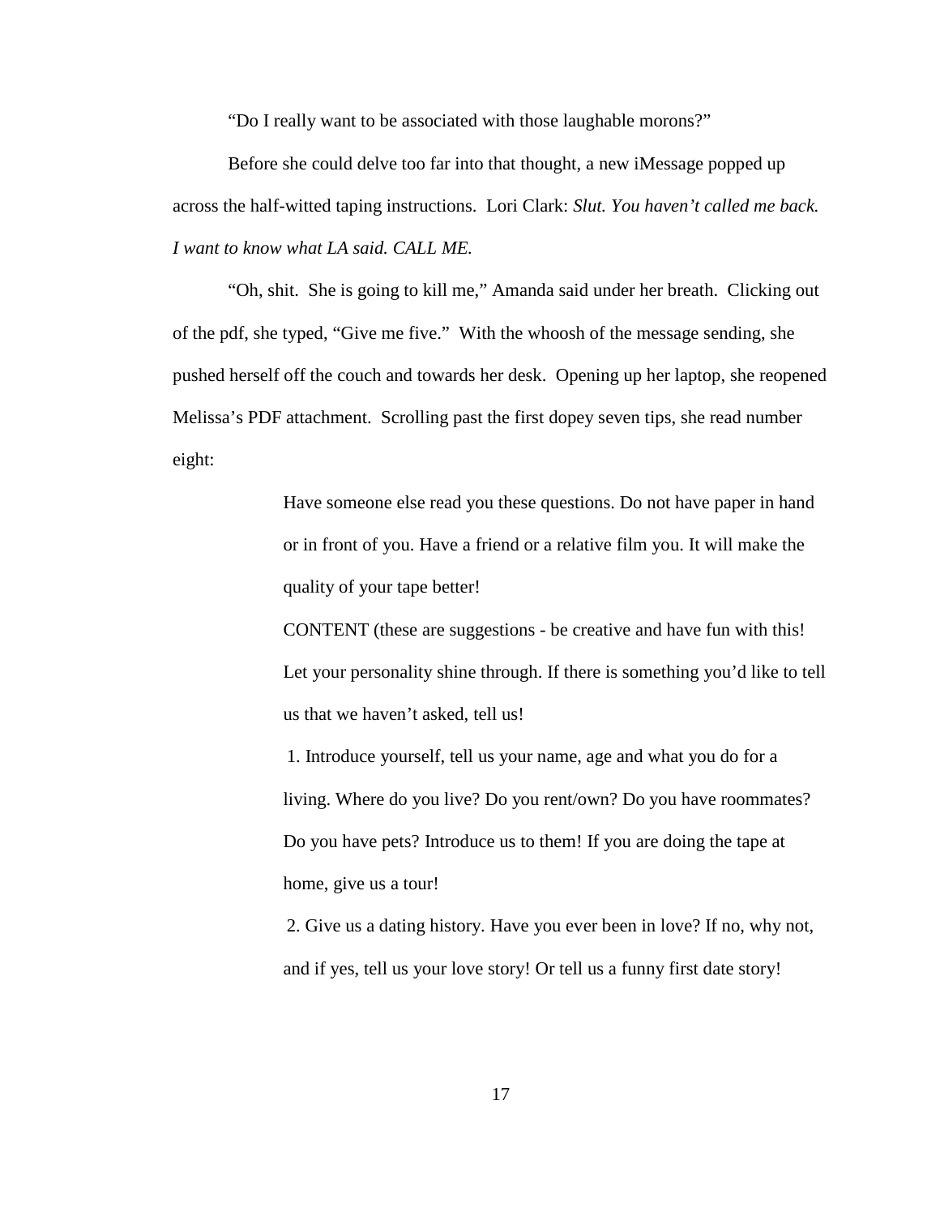"Do I really want to be associated with those laughable morons?"

Before she could delve too far into that thought, a new iMessage popped up across the half-witted taping instructions. Lori Clark: *Slut. You haven't called me back. I want to know what LA said. CALL ME.*

"Oh, shit. She is going to kill me," Amanda said under her breath. Clicking out of the pdf, she typed, "Give me five." With the whoosh of the message sending, she pushed herself off the couch and towards her desk. Opening up her laptop, she reopened Melissa's PDF attachment. Scrolling past the first dopey seven tips, she read number eight:

> Have someone else read you these questions. Do not have paper in hand or in front of you. Have a friend or a relative film you. It will make the quality of your tape better!
>
> CONTENT (these are suggestions - be creative and have fun with this! Let your personality shine through. If there is something you'd like to tell us that we haven't asked, tell us!
>
> 1. Introduce yourself, tell us your name, age and what you do for a living. Where do you live? Do you rent/own? Do you have roommates? Do you have pets? Introduce us to them! If you are doing the tape at home, give us a tour!
>
> 2. Give us a dating history. Have you ever been in love? If no, why not, and if yes, tell us your love story! Or tell us a funny first date story!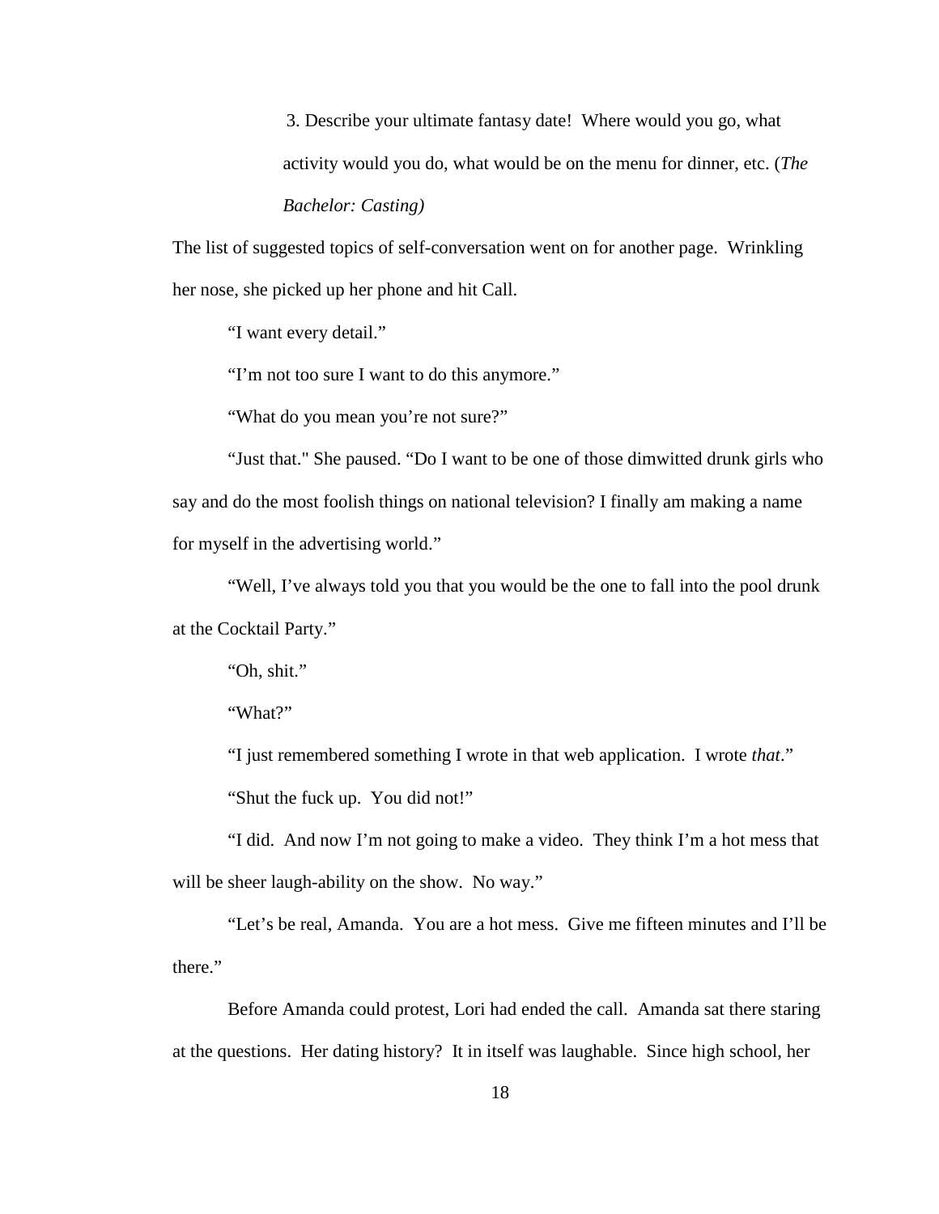> 3. Describe your ultimate fantasy date! Where would you go, what activity would you do, what would be on the menu for dinner, etc. (*The Bachelor: Casting)*

The list of suggested topics of self-conversation went on for another page. Wrinkling her nose, she picked up her phone and hit Call.

"I want every detail."

"I'm not too sure I want to do this anymore."

"What do you mean you're not sure?"

"Just that." She paused. "Do I want to be one of those dimwitted drunk girls who say and do the most foolish things on national television? I finally am making a name for myself in the advertising world."

"Well, I've always told you that you would be the one to fall into the pool drunk at the Cocktail Party."

"Oh, shit."

"What?"

"I just remembered something I wrote in that web application. I wrote *that*."

"Shut the fuck up. You did not!"

"I did. And now I'm not going to make a video. They think I'm a hot mess that will be sheer laugh-ability on the show. No way."

"Let's be real, Amanda. You are a hot mess. Give me fifteen minutes and I'll be there."

Before Amanda could protest, Lori had ended the call. Amanda sat there staring at the questions. Her dating history? It in itself was laughable. Since high school, her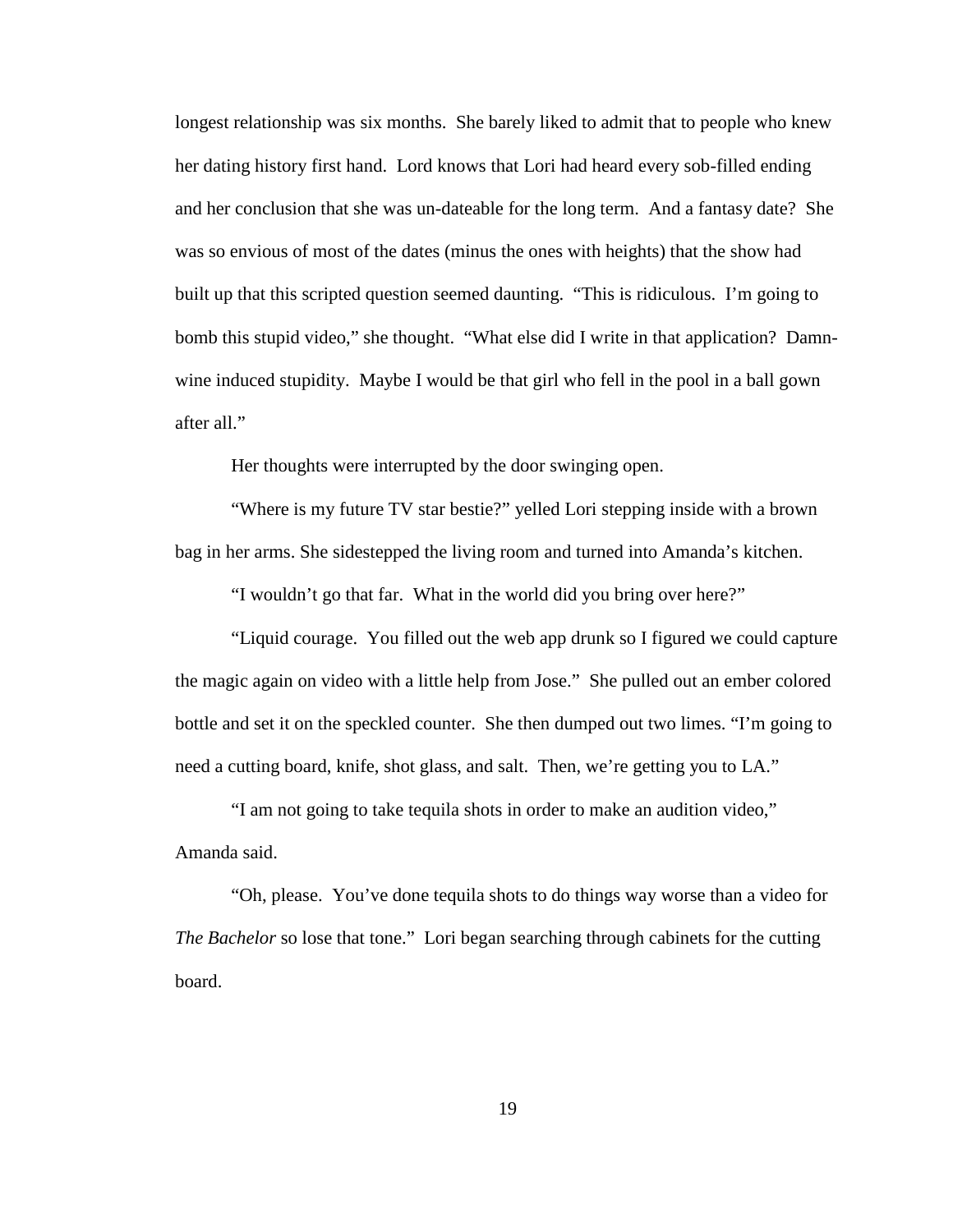longest relationship was six months. She barely liked to admit that to people who knew her dating history first hand. Lord knows that Lori had heard every sob-filled ending and her conclusion that she was un-dateable for the long term. And a fantasy date? She was so envious of most of the dates (minus the ones with heights) that the show had built up that this scripted question seemed daunting. "This is ridiculous. I'm going to bomb this stupid video," she thought. "What else did I write in that application? Damn-wine induced stupidity. Maybe I would be that girl who fell in the pool in a ball gown after all."

Her thoughts were interrupted by the door swinging open.

"Where is my future TV star bestie?" yelled Lori stepping inside with a brown bag in her arms. She sidestepped the living room and turned into Amanda's kitchen.

"I wouldn't go that far. What in the world did you bring over here?"

"Liquid courage. You filled out the web app drunk so I figured we could capture the magic again on video with a little help from Jose." She pulled out an ember colored bottle and set it on the speckled counter. She then dumped out two limes. "I'm going to need a cutting board, knife, shot glass, and salt. Then, we're getting you to LA."

"I am not going to take tequila shots in order to make an audition video," Amanda said.

"Oh, please. You've done tequila shots to do things way worse than a video for *The Bachelor* so lose that tone." Lori began searching through cabinets for the cutting board.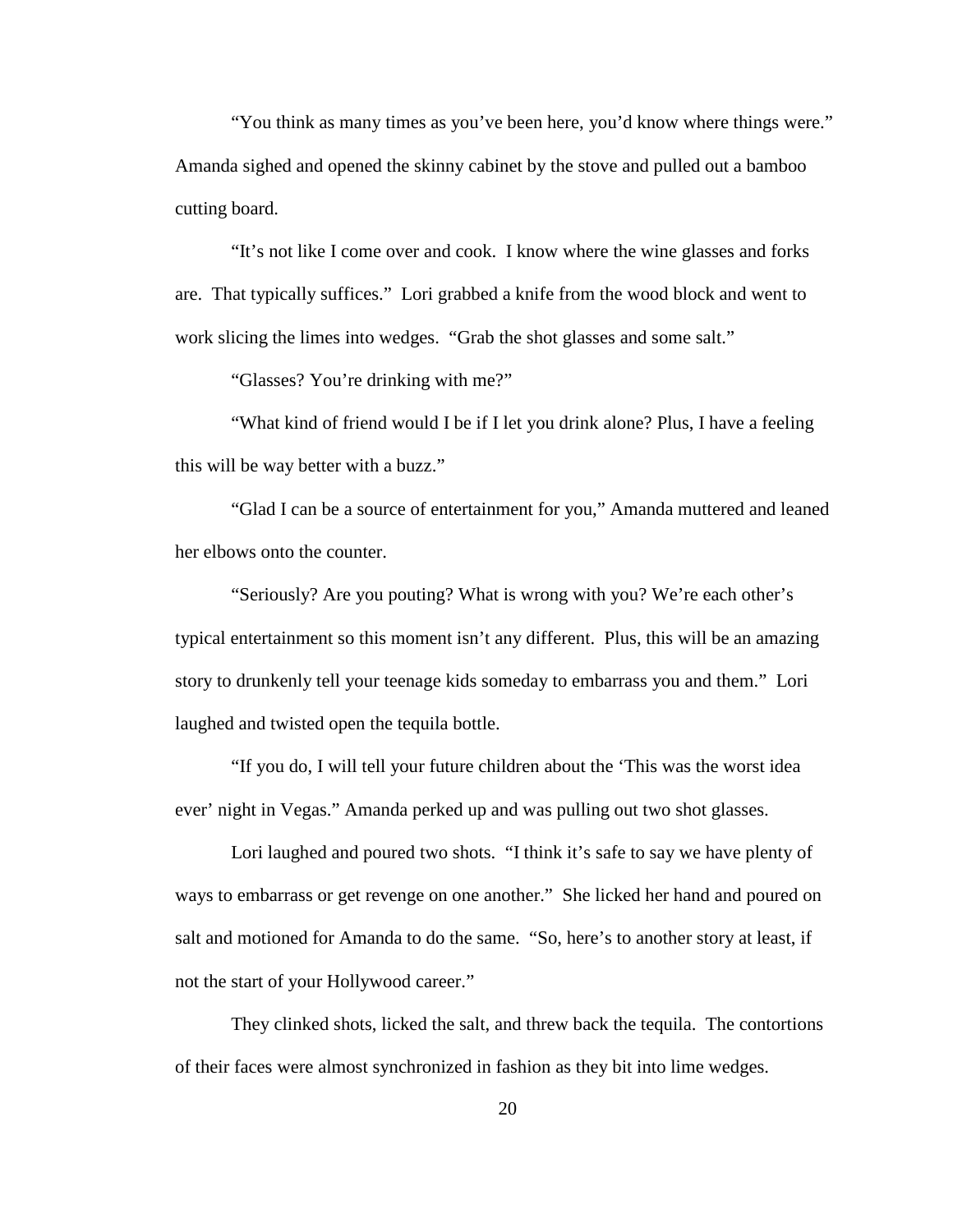"You think as many times as you've been here, you'd know where things were." Amanda sighed and opened the skinny cabinet by the stove and pulled out a bamboo cutting board.

"It's not like I come over and cook. I know where the wine glasses and forks are. That typically suffices." Lori grabbed a knife from the wood block and went to work slicing the limes into wedges. "Grab the shot glasses and some salt."

"Glasses? You're drinking with me?"

"What kind of friend would I be if I let you drink alone? Plus, I have a feeling this will be way better with a buzz."

"Glad I can be a source of entertainment for you," Amanda muttered and leaned her elbows onto the counter.

"Seriously? Are you pouting? What is wrong with you? We're each other's typical entertainment so this moment isn't any different. Plus, this will be an amazing story to drunkenly tell your teenage kids someday to embarrass you and them." Lori laughed and twisted open the tequila bottle.

"If you do, I will tell your future children about the 'This was the worst idea ever' night in Vegas." Amanda perked up and was pulling out two shot glasses.

Lori laughed and poured two shots. "I think it's safe to say we have plenty of ways to embarrass or get revenge on one another." She licked her hand and poured on salt and motioned for Amanda to do the same. "So, here's to another story at least, if not the start of your Hollywood career."

They clinked shots, licked the salt, and threw back the tequila. The contortions of their faces were almost synchronized in fashion as they bit into lime wedges.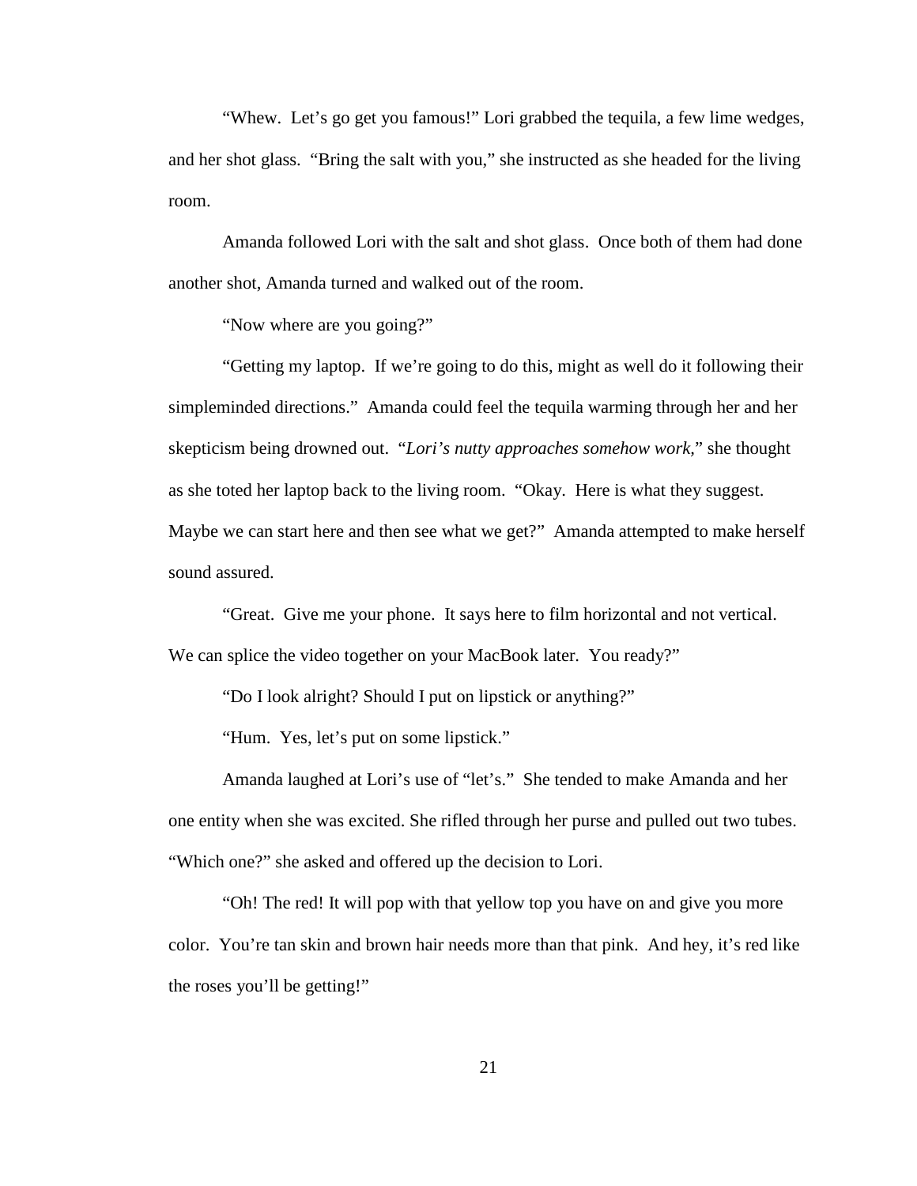"Whew. Let's go get you famous!" Lori grabbed the tequila, a few lime wedges, and her shot glass. "Bring the salt with you," she instructed as she headed for the living room.

Amanda followed Lori with the salt and shot glass. Once both of them had done another shot, Amanda turned and walked out of the room.

"Now where are you going?"

"Getting my laptop. If we're going to do this, might as well do it following their simpleminded directions." Amanda could feel the tequila warming through her and her skepticism being drowned out. "*Lori's nutty approaches somehow work,*" she thought as she toted her laptop back to the living room. "Okay. Here is what they suggest. Maybe we can start here and then see what we get?" Amanda attempted to make herself sound assured.

"Great. Give me your phone. It says here to film horizontal and not vertical. We can splice the video together on your MacBook later. You ready?"

"Do I look alright? Should I put on lipstick or anything?"

"Hum. Yes, let's put on some lipstick."

Amanda laughed at Lori's use of "let's." She tended to make Amanda and her one entity when she was excited. She rifled through her purse and pulled out two tubes. "Which one?" she asked and offered up the decision to Lori.

"Oh! The red! It will pop with that yellow top you have on and give you more color. You're tan skin and brown hair needs more than that pink. And hey, it's red like the roses you'll be getting!"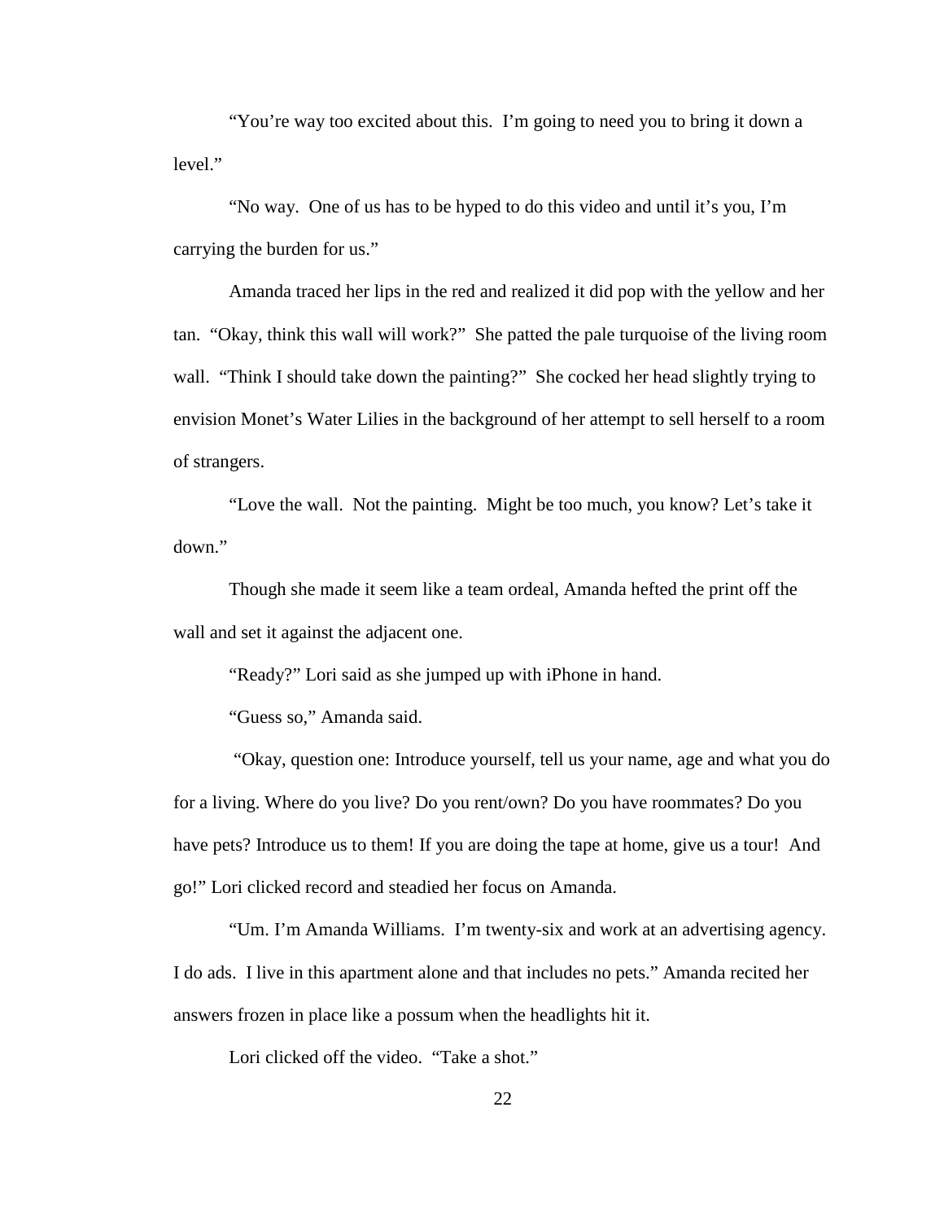"You're way too excited about this. I'm going to need you to bring it down a level."

"No way. One of us has to be hyped to do this video and until it's you, I'm carrying the burden for us."

Amanda traced her lips in the red and realized it did pop with the yellow and her tan. "Okay, think this wall will work?" She patted the pale turquoise of the living room wall. "Think I should take down the painting?" She cocked her head slightly trying to envision Monet's Water Lilies in the background of her attempt to sell herself to a room of strangers.

"Love the wall. Not the painting. Might be too much, you know? Let's take it down."

Though she made it seem like a team ordeal, Amanda hefted the print off the wall and set it against the adjacent one.

"Ready?" Lori said as she jumped up with iPhone in hand.

"Guess so," Amanda said.

"Okay, question one: Introduce yourself, tell us your name, age and what you do for a living. Where do you live? Do you rent/own? Do you have roommates? Do you have pets? Introduce us to them! If you are doing the tape at home, give us a tour! And go!" Lori clicked record and steadied her focus on Amanda.

"Um. I'm Amanda Williams. I'm twenty-six and work at an advertising agency. I do ads. I live in this apartment alone and that includes no pets." Amanda recited her answers frozen in place like a possum when the headlights hit it.

Lori clicked off the video. "Take a shot."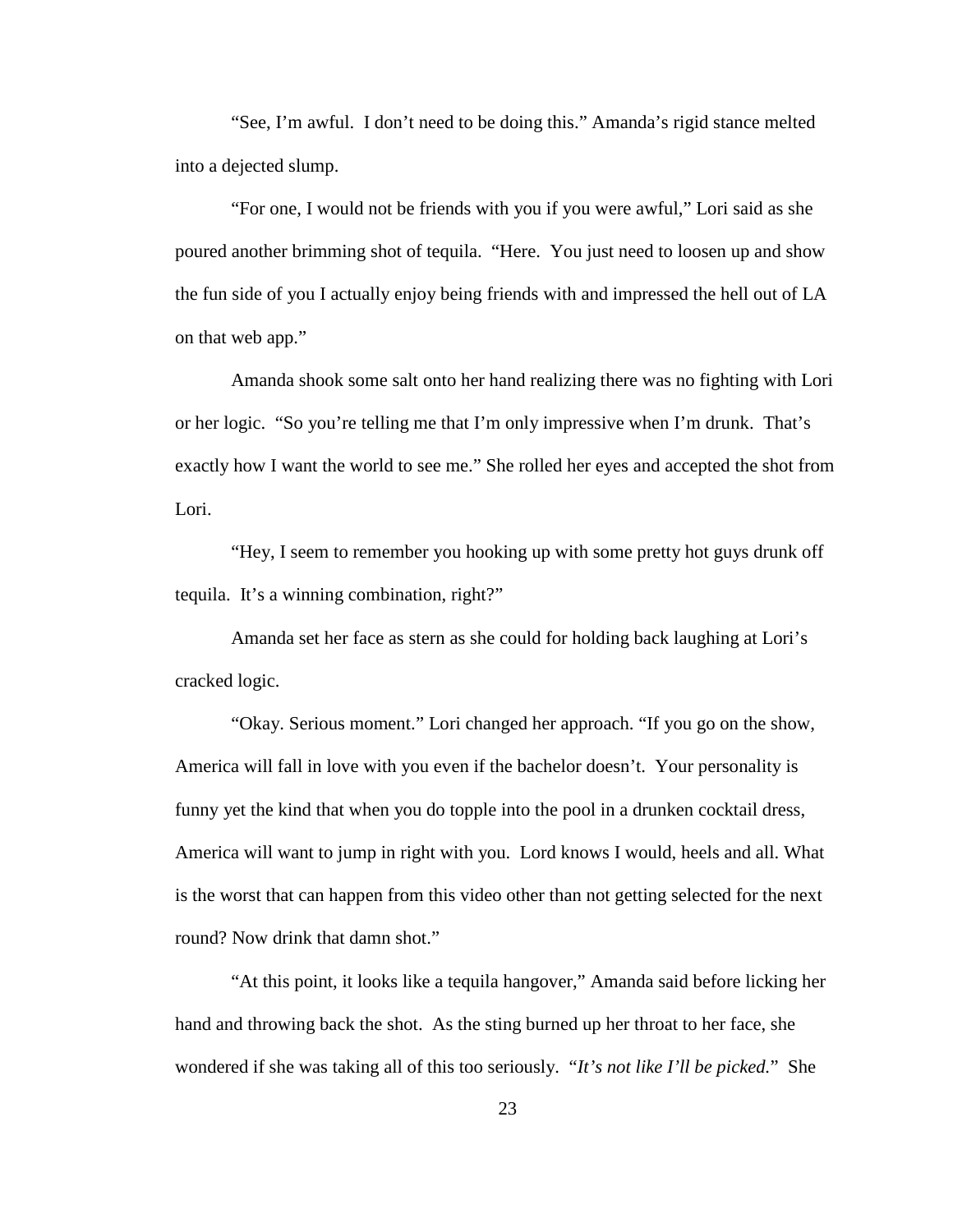"See, I'm awful. I don't need to be doing this." Amanda's rigid stance melted into a dejected slump.

"For one, I would not be friends with you if you were awful," Lori said as she poured another brimming shot of tequila. "Here. You just need to loosen up and show the fun side of you I actually enjoy being friends with and impressed the hell out of LA on that web app."

Amanda shook some salt onto her hand realizing there was no fighting with Lori or her logic. "So you're telling me that I'm only impressive when I'm drunk. That's exactly how I want the world to see me." She rolled her eyes and accepted the shot from Lori.

"Hey, I seem to remember you hooking up with some pretty hot guys drunk off tequila. It's a winning combination, right?"

Amanda set her face as stern as she could for holding back laughing at Lori's cracked logic.

"Okay. Serious moment." Lori changed her approach. "If you go on the show, America will fall in love with you even if the bachelor doesn't. Your personality is funny yet the kind that when you do topple into the pool in a drunken cocktail dress, America will want to jump in right with you. Lord knows I would, heels and all. What is the worst that can happen from this video other than not getting selected for the next round? Now drink that damn shot."

"At this point, it looks like a tequila hangover," Amanda said before licking her hand and throwing back the shot. As the sting burned up her throat to her face, she wondered if she was taking all of this too seriously. "*It's not like I'll be picked.*" She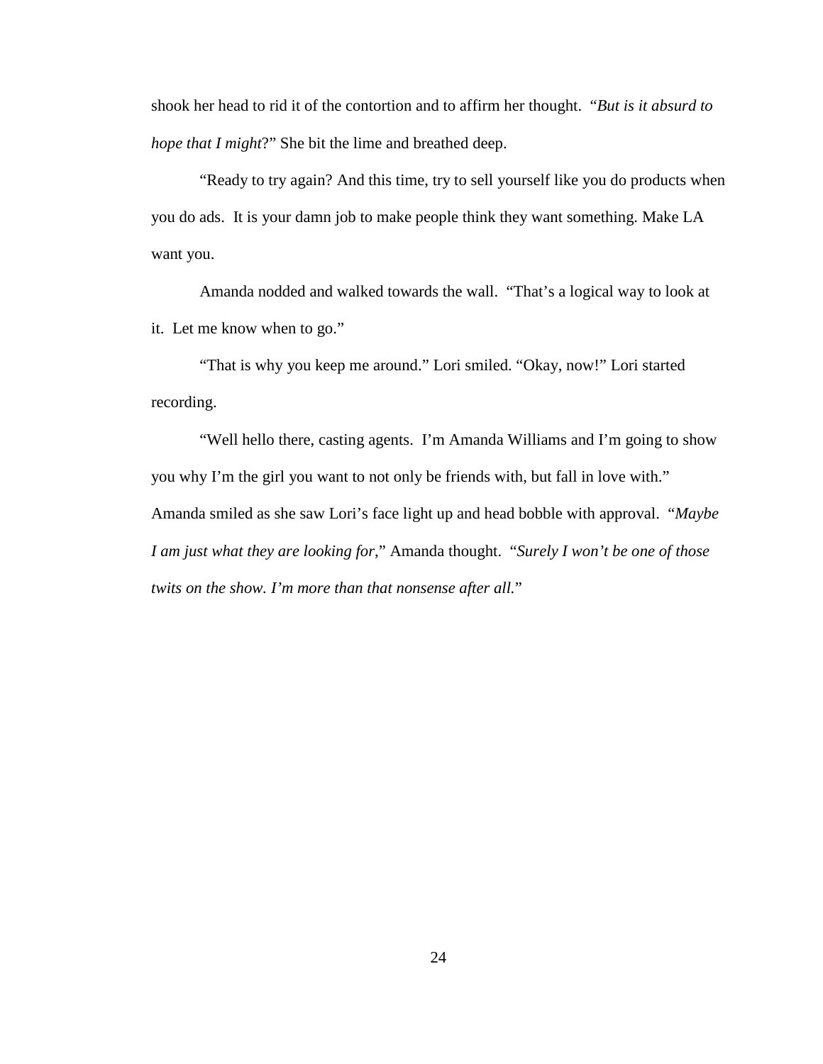shook her head to rid it of the contortion and to affirm her thought. "*But is it absurd to hope that I might*?" She bit the lime and breathed deep.

"Ready to try again? And this time, try to sell yourself like you do products when you do ads. It is your damn job to make people think they want something. Make LA want you.

Amanda nodded and walked towards the wall. "That's a logical way to look at it. Let me know when to go."

"That is why you keep me around." Lori smiled. "Okay, now!" Lori started recording.

"Well hello there, casting agents. I'm Amanda Williams and I'm going to show you why I'm the girl you want to not only be friends with, but fall in love with." Amanda smiled as she saw Lori's face light up and head bobble with approval. "*Maybe I am just what they are looking for*," Amanda thought. "*Surely I won't be one of those twits on the show. I'm more than that nonsense after all.*"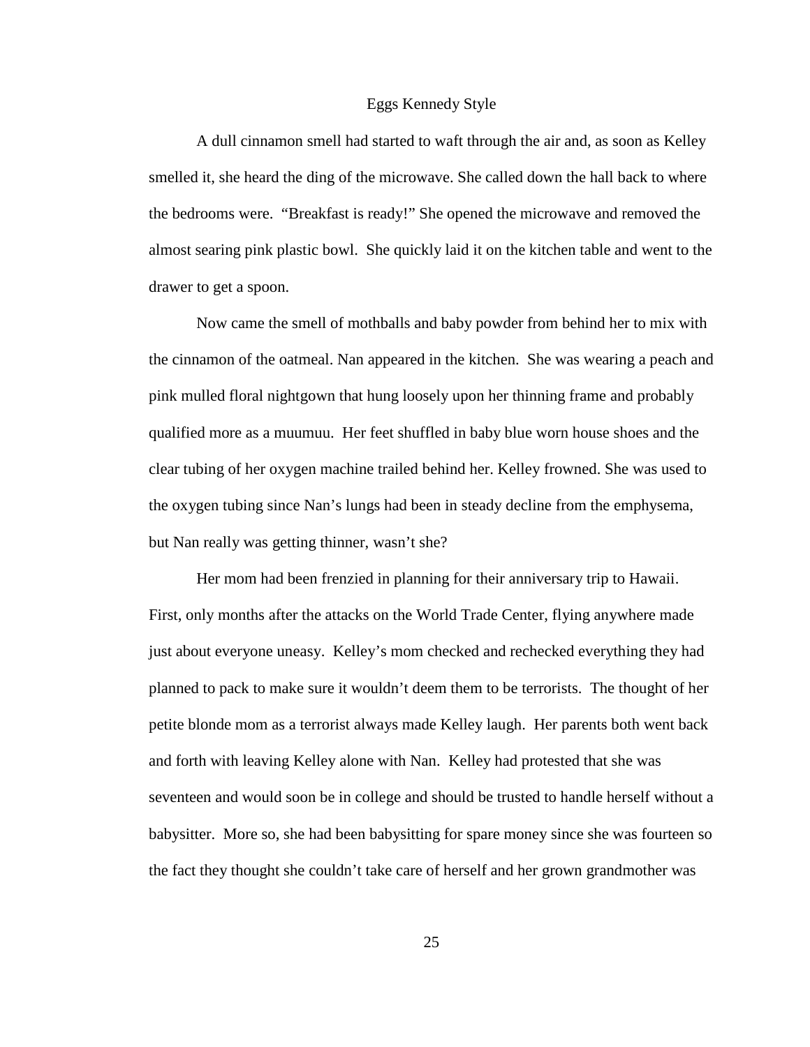# Eggs Kennedy Style

A dull cinnamon smell had started to waft through the air and, as soon as Kelley smelled it, she heard the ding of the microwave. She called down the hall back to where the bedrooms were. "Breakfast is ready!" She opened the microwave and removed the almost searing pink plastic bowl. She quickly laid it on the kitchen table and went to the drawer to get a spoon.

Now came the smell of mothballs and baby powder from behind her to mix with the cinnamon of the oatmeal. Nan appeared in the kitchen. She was wearing a peach and pink mulled floral nightgown that hung loosely upon her thinning frame and probably qualified more as a muumuu. Her feet shuffled in baby blue worn house shoes and the clear tubing of her oxygen machine trailed behind her. Kelley frowned. She was used to the oxygen tubing since Nan's lungs had been in steady decline from the emphysema, but Nan really was getting thinner, wasn't she?

Her mom had been frenzied in planning for their anniversary trip to Hawaii. First, only months after the attacks on the World Trade Center, flying anywhere made just about everyone uneasy. Kelley's mom checked and rechecked everything they had planned to pack to make sure it wouldn't deem them to be terrorists. The thought of her petite blonde mom as a terrorist always made Kelley laugh. Her parents both went back and forth with leaving Kelley alone with Nan. Kelley had protested that she was seventeen and would soon be in college and should be trusted to handle herself without a babysitter. More so, she had been babysitting for spare money since she was fourteen so the fact they thought she couldn't take care of herself and her grown grandmother was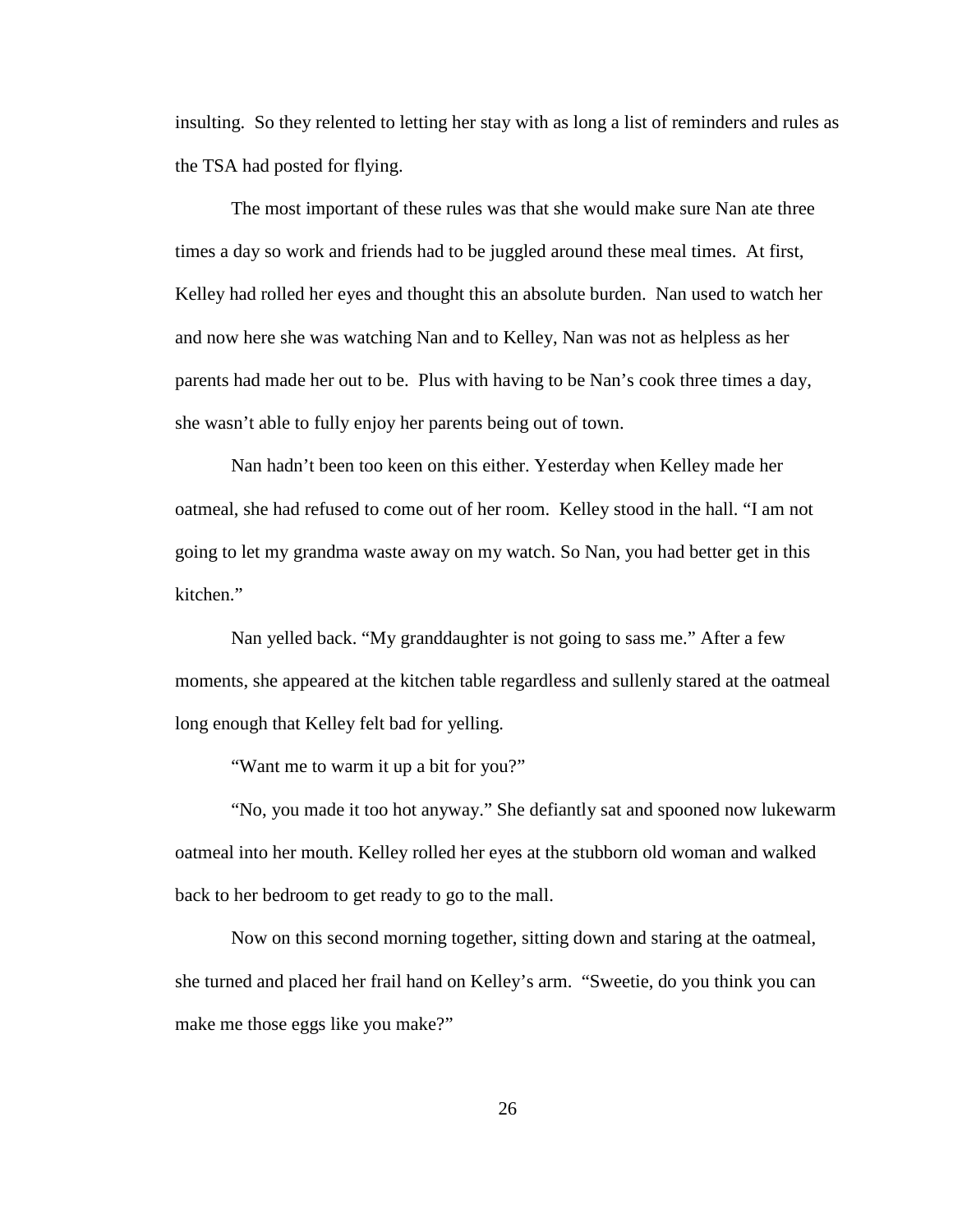insulting. So they relented to letting her stay with as long a list of reminders and rules as the TSA had posted for flying.

The most important of these rules was that she would make sure Nan ate three times a day so work and friends had to be juggled around these meal times. At first, Kelley had rolled her eyes and thought this an absolute burden. Nan used to watch her and now here she was watching Nan and to Kelley, Nan was not as helpless as her parents had made her out to be. Plus with having to be Nan's cook three times a day, she wasn't able to fully enjoy her parents being out of town.

Nan hadn't been too keen on this either. Yesterday when Kelley made her oatmeal, she had refused to come out of her room. Kelley stood in the hall. "I am not going to let my grandma waste away on my watch. So Nan, you had better get in this kitchen."

Nan yelled back. "My granddaughter is not going to sass me." After a few moments, she appeared at the kitchen table regardless and sullenly stared at the oatmeal long enough that Kelley felt bad for yelling.

"Want me to warm it up a bit for you?"

"No, you made it too hot anyway." She defiantly sat and spooned now lukewarm oatmeal into her mouth. Kelley rolled her eyes at the stubborn old woman and walked back to her bedroom to get ready to go to the mall.

Now on this second morning together, sitting down and staring at the oatmeal, she turned and placed her frail hand on Kelley's arm. "Sweetie, do you think you can make me those eggs like you make?"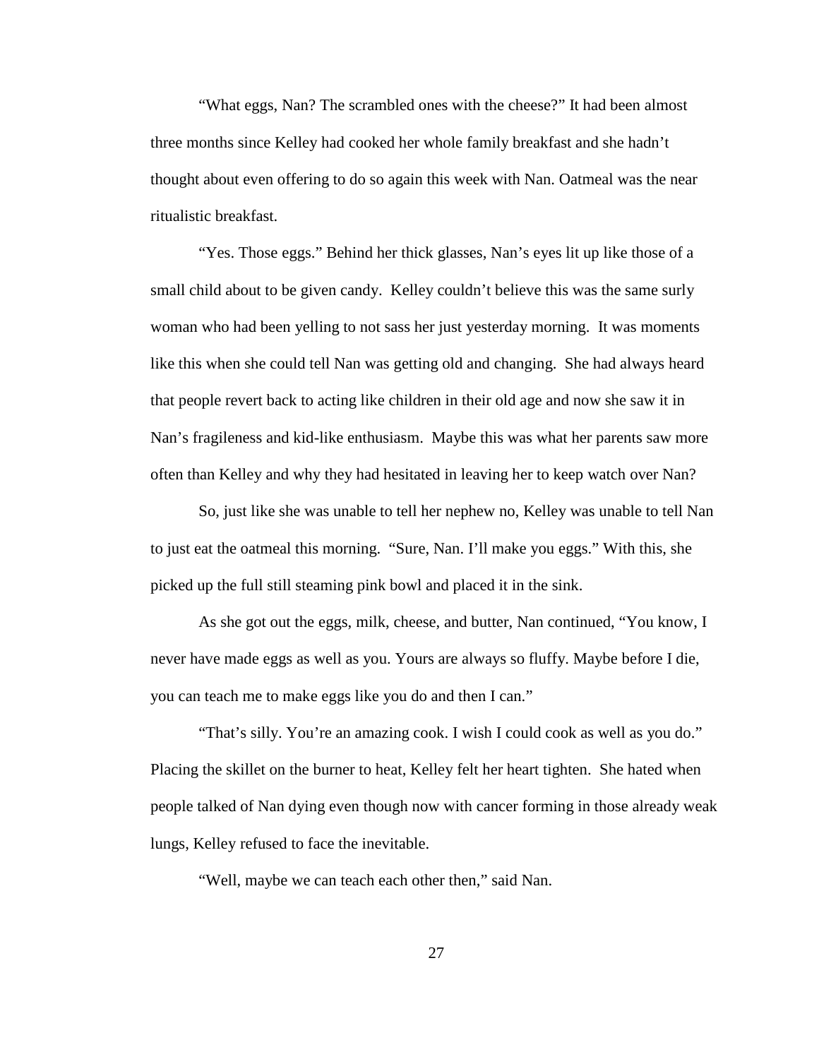"What eggs, Nan? The scrambled ones with the cheese?" It had been almost three months since Kelley had cooked her whole family breakfast and she hadn't thought about even offering to do so again this week with Nan. Oatmeal was the near ritualistic breakfast.

"Yes. Those eggs." Behind her thick glasses, Nan's eyes lit up like those of a small child about to be given candy. Kelley couldn't believe this was the same surly woman who had been yelling to not sass her just yesterday morning. It was moments like this when she could tell Nan was getting old and changing. She had always heard that people revert back to acting like children in their old age and now she saw it in Nan's fragileness and kid-like enthusiasm. Maybe this was what her parents saw more often than Kelley and why they had hesitated in leaving her to keep watch over Nan?

So, just like she was unable to tell her nephew no, Kelley was unable to tell Nan to just eat the oatmeal this morning. "Sure, Nan. I'll make you eggs." With this, she picked up the full still steaming pink bowl and placed it in the sink.

As she got out the eggs, milk, cheese, and butter, Nan continued, "You know, I never have made eggs as well as you. Yours are always so fluffy. Maybe before I die, you can teach me to make eggs like you do and then I can."

"That's silly. You're an amazing cook. I wish I could cook as well as you do." Placing the skillet on the burner to heat, Kelley felt her heart tighten. She hated when people talked of Nan dying even though now with cancer forming in those already weak lungs, Kelley refused to face the inevitable.

"Well, maybe we can teach each other then," said Nan.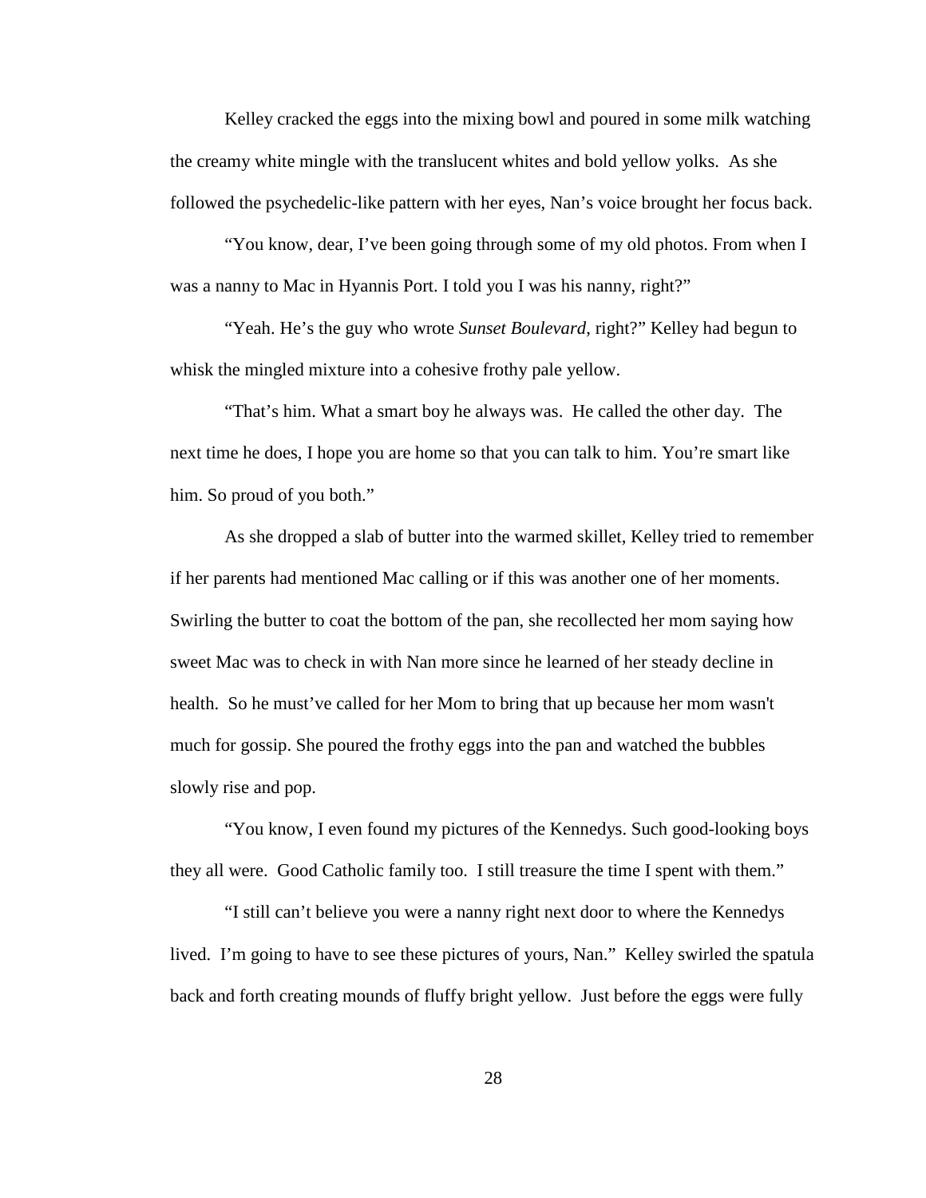Kelley cracked the eggs into the mixing bowl and poured in some milk watching the creamy white mingle with the translucent whites and bold yellow yolks.  As she followed the psychedelic-like pattern with her eyes, Nan's voice brought her focus back.

"You know, dear, I've been going through some of my old photos. From when I was a nanny to Mac in Hyannis Port. I told you I was his nanny, right?"

"Yeah. He's the guy who wrote *Sunset Boulevard*, right?" Kelley had begun to whisk the mingled mixture into a cohesive frothy pale yellow.

"That's him. What a smart boy he always was.  He called the other day.  The next time he does, I hope you are home so that you can talk to him. You're smart like him. So proud of you both."

As she dropped a slab of butter into the warmed skillet, Kelley tried to remember if her parents had mentioned Mac calling or if this was another one of her moments. Swirling the butter to coat the bottom of the pan, she recollected her mom saying how sweet Mac was to check in with Nan more since he learned of her steady decline in health.  So he must've called for her Mom to bring that up because her mom wasn't much for gossip. She poured the frothy eggs into the pan and watched the bubbles slowly rise and pop.

"You know, I even found my pictures of the Kennedys. Such good-looking boys they all were.  Good Catholic family too.  I still treasure the time I spent with them."

"I still can't believe you were a nanny right next door to where the Kennedys lived.  I'm going to have to see these pictures of yours, Nan."  Kelley swirled the spatula back and forth creating mounds of fluffy bright yellow.  Just before the eggs were fully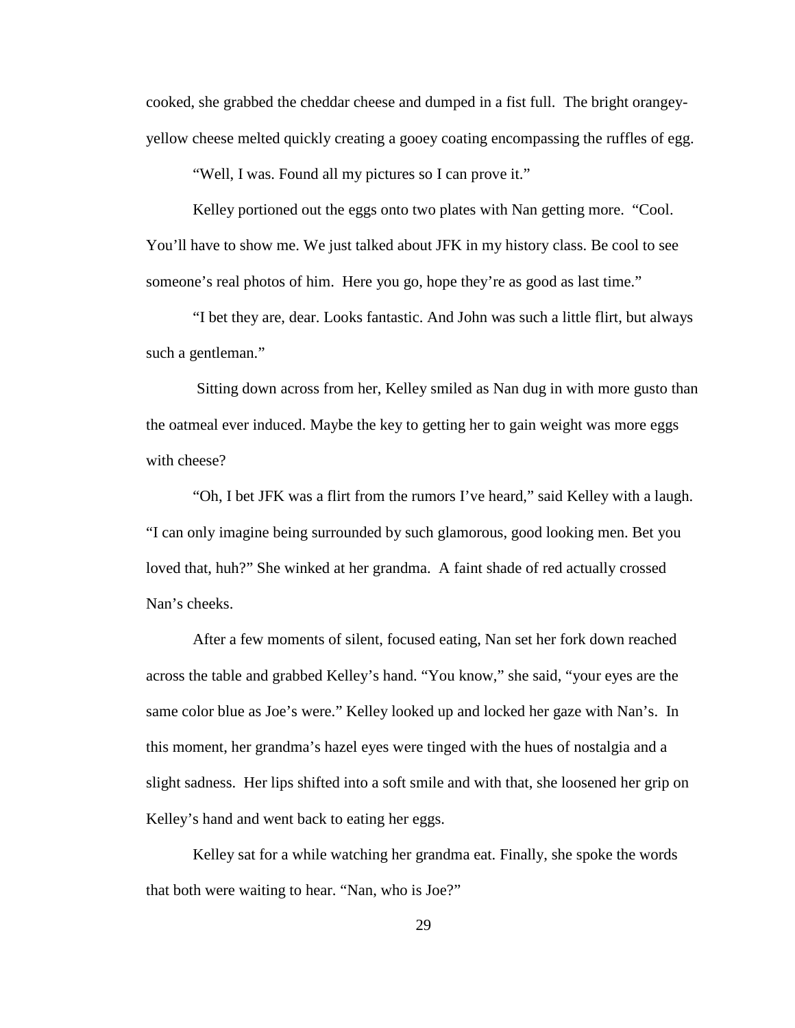cooked, she grabbed the cheddar cheese and dumped in a fist full. The bright orangey-yellow cheese melted quickly creating a gooey coating encompassing the ruffles of egg.

"Well, I was. Found all my pictures so I can prove it."

Kelley portioned out the eggs onto two plates with Nan getting more. "Cool. You'll have to show me. We just talked about JFK in my history class. Be cool to see someone's real photos of him. Here you go, hope they're as good as last time."

"I bet they are, dear. Looks fantastic. And John was such a little flirt, but always such a gentleman."

Sitting down across from her, Kelley smiled as Nan dug in with more gusto than the oatmeal ever induced. Maybe the key to getting her to gain weight was more eggs with cheese?

"Oh, I bet JFK was a flirt from the rumors I've heard," said Kelley with a laugh. "I can only imagine being surrounded by such glamorous, good looking men. Bet you loved that, huh?" She winked at her grandma. A faint shade of red actually crossed Nan's cheeks.

After a few moments of silent, focused eating, Nan set her fork down reached across the table and grabbed Kelley's hand. "You know," she said, "your eyes are the same color blue as Joe's were." Kelley looked up and locked her gaze with Nan's. In this moment, her grandma's hazel eyes were tinged with the hues of nostalgia and a slight sadness. Her lips shifted into a soft smile and with that, she loosened her grip on Kelley's hand and went back to eating her eggs.

Kelley sat for a while watching her grandma eat. Finally, she spoke the words that both were waiting to hear. "Nan, who is Joe?"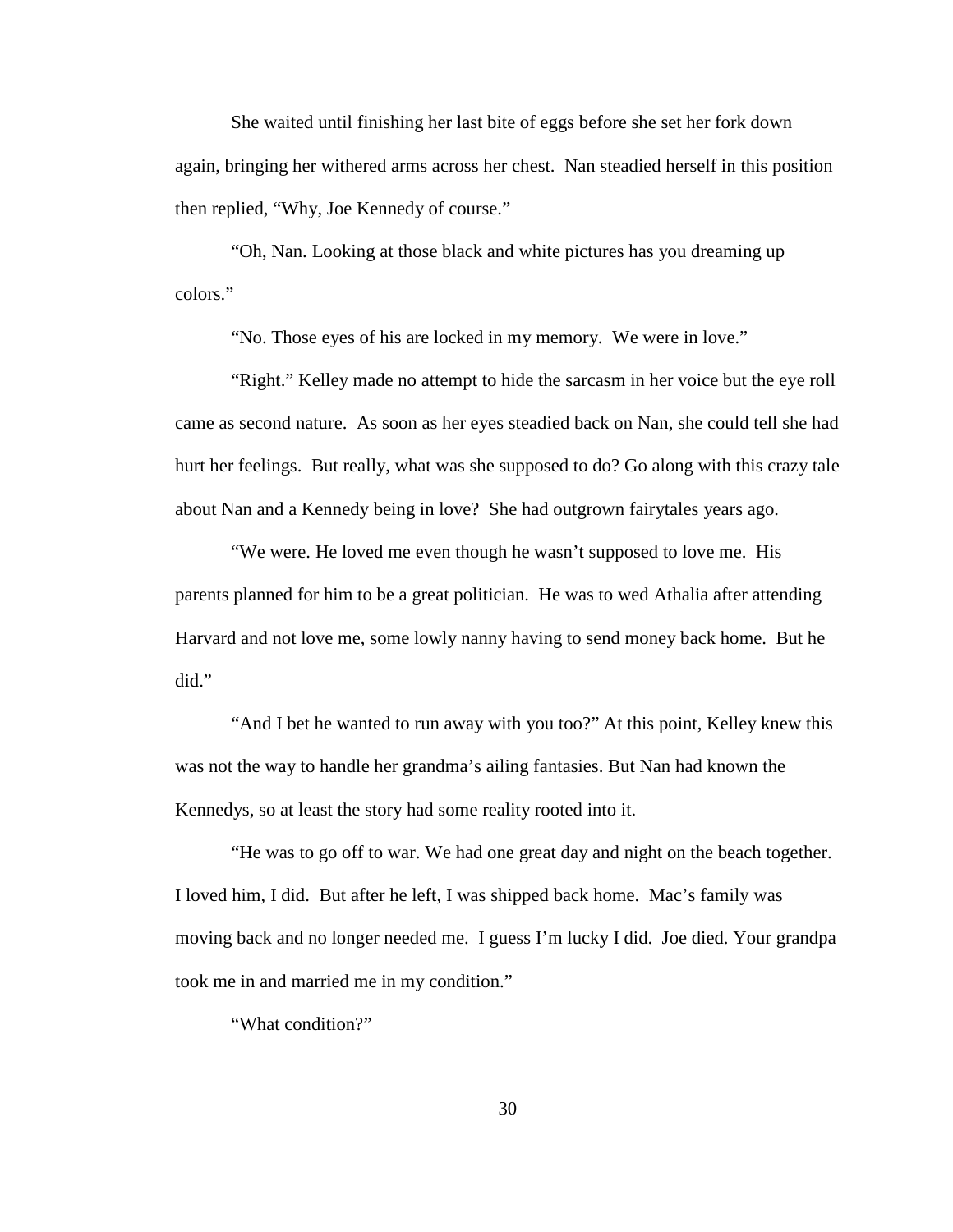She waited until finishing her last bite of eggs before she set her fork down again, bringing her withered arms across her chest. Nan steadied herself in this position then replied, "Why, Joe Kennedy of course."

"Oh, Nan. Looking at those black and white pictures has you dreaming up colors."

"No. Those eyes of his are locked in my memory. We were in love."

"Right." Kelley made no attempt to hide the sarcasm in her voice but the eye roll came as second nature. As soon as her eyes steadied back on Nan, she could tell she had hurt her feelings. But really, what was she supposed to do? Go along with this crazy tale about Nan and a Kennedy being in love? She had outgrown fairytales years ago.

"We were. He loved me even though he wasn't supposed to love me. His parents planned for him to be a great politician. He was to wed Athalia after attending Harvard and not love me, some lowly nanny having to send money back home. But he did."

"And I bet he wanted to run away with you too?" At this point, Kelley knew this was not the way to handle her grandma's ailing fantasies. But Nan had known the Kennedys, so at least the story had some reality rooted into it.

"He was to go off to war. We had one great day and night on the beach together. I loved him, I did. But after he left, I was shipped back home. Mac's family was moving back and no longer needed me. I guess I'm lucky I did. Joe died. Your grandpa took me in and married me in my condition."

"What condition?"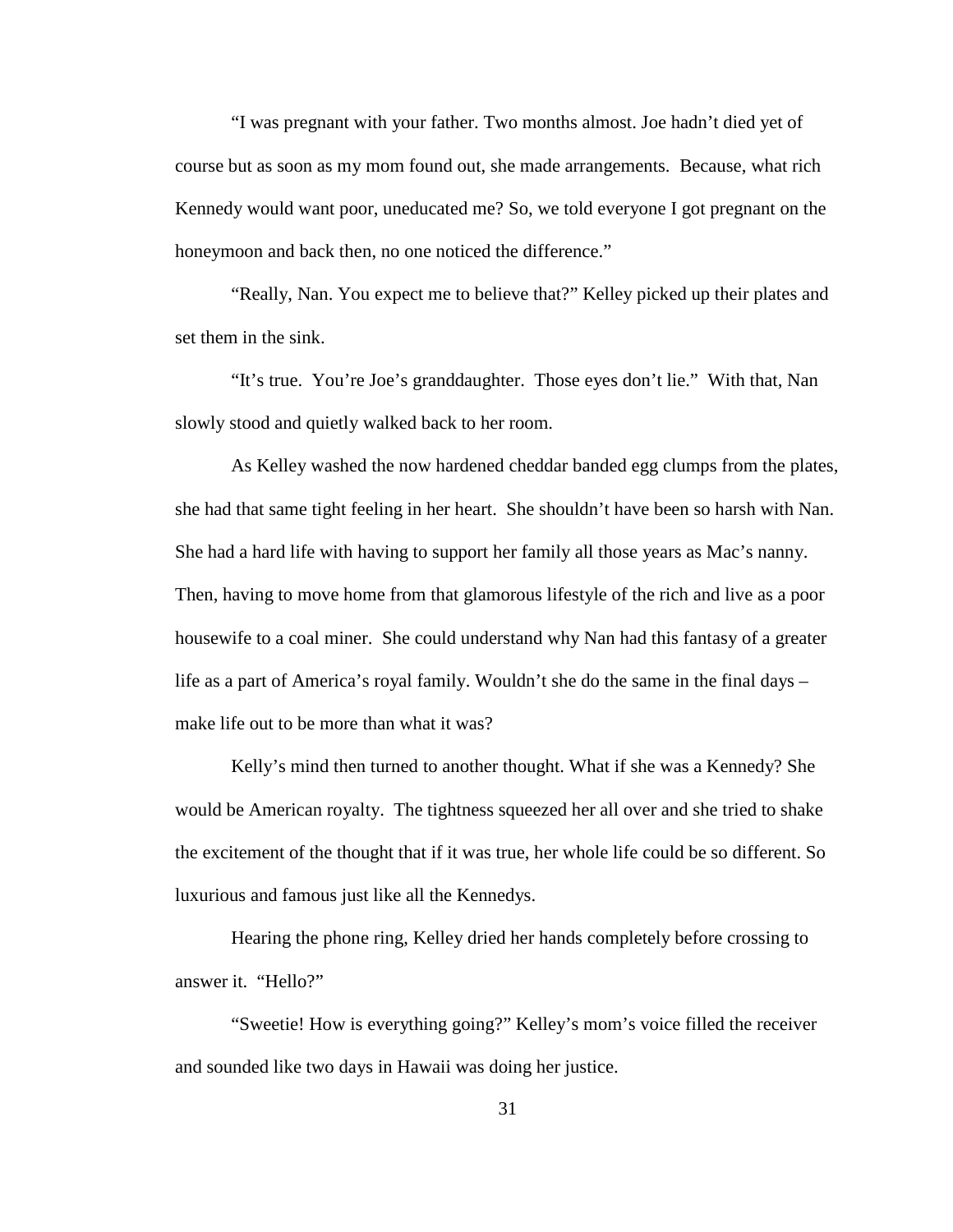"I was pregnant with your father. Two months almost. Joe hadn't died yet of course but as soon as my mom found out, she made arrangements. Because, what rich Kennedy would want poor, uneducated me? So, we told everyone I got pregnant on the honeymoon and back then, no one noticed the difference."

"Really, Nan. You expect me to believe that?" Kelley picked up their plates and set them in the sink.

"It's true. You're Joe's granddaughter. Those eyes don't lie." With that, Nan slowly stood and quietly walked back to her room.

As Kelley washed the now hardened cheddar banded egg clumps from the plates, she had that same tight feeling in her heart. She shouldn't have been so harsh with Nan. She had a hard life with having to support her family all those years as Mac's nanny. Then, having to move home from that glamorous lifestyle of the rich and live as a poor housewife to a coal miner. She could understand why Nan had this fantasy of a greater life as a part of America's royal family. Wouldn't she do the same in the final days – make life out to be more than what it was?

Kelly's mind then turned to another thought. What if she was a Kennedy? She would be American royalty. The tightness squeezed her all over and she tried to shake the excitement of the thought that if it was true, her whole life could be so different. So luxurious and famous just like all the Kennedys.

Hearing the phone ring, Kelley dried her hands completely before crossing to answer it. "Hello?"

"Sweetie! How is everything going?" Kelley's mom's voice filled the receiver and sounded like two days in Hawaii was doing her justice.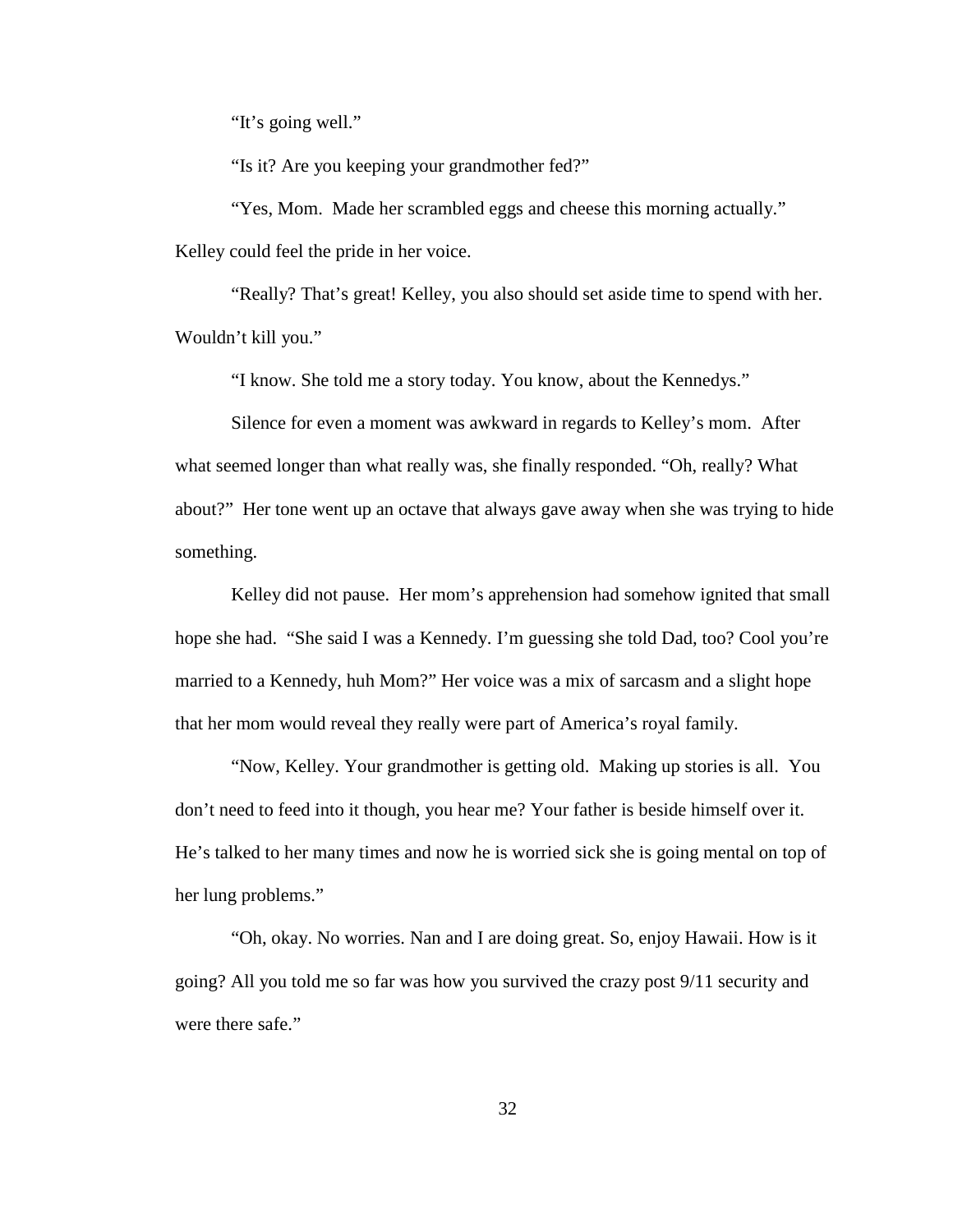"It's going well."

"Is it? Are you keeping your grandmother fed?"

"Yes, Mom.  Made her scrambled eggs and cheese this morning actually." Kelley could feel the pride in her voice.

"Really? That's great! Kelley, you also should set aside time to spend with her. Wouldn't kill you."

"I know. She told me a story today. You know, about the Kennedys."

Silence for even a moment was awkward in regards to Kelley's mom.  After what seemed longer than what really was, she finally responded. "Oh, really? What about?"  Her tone went up an octave that always gave away when she was trying to hide something.

Kelley did not pause.  Her mom's apprehension had somehow ignited that small hope she had.  "She said I was a Kennedy. I'm guessing she told Dad, too? Cool you're married to a Kennedy, huh Mom?" Her voice was a mix of sarcasm and a slight hope that her mom would reveal they really were part of America's royal family.

"Now, Kelley. Your grandmother is getting old.  Making up stories is all.  You don't need to feed into it though, you hear me? Your father is beside himself over it. He's talked to her many times and now he is worried sick she is going mental on top of her lung problems."

"Oh, okay. No worries. Nan and I are doing great. So, enjoy Hawaii. How is it going? All you told me so far was how you survived the crazy post 9/11 security and were there safe."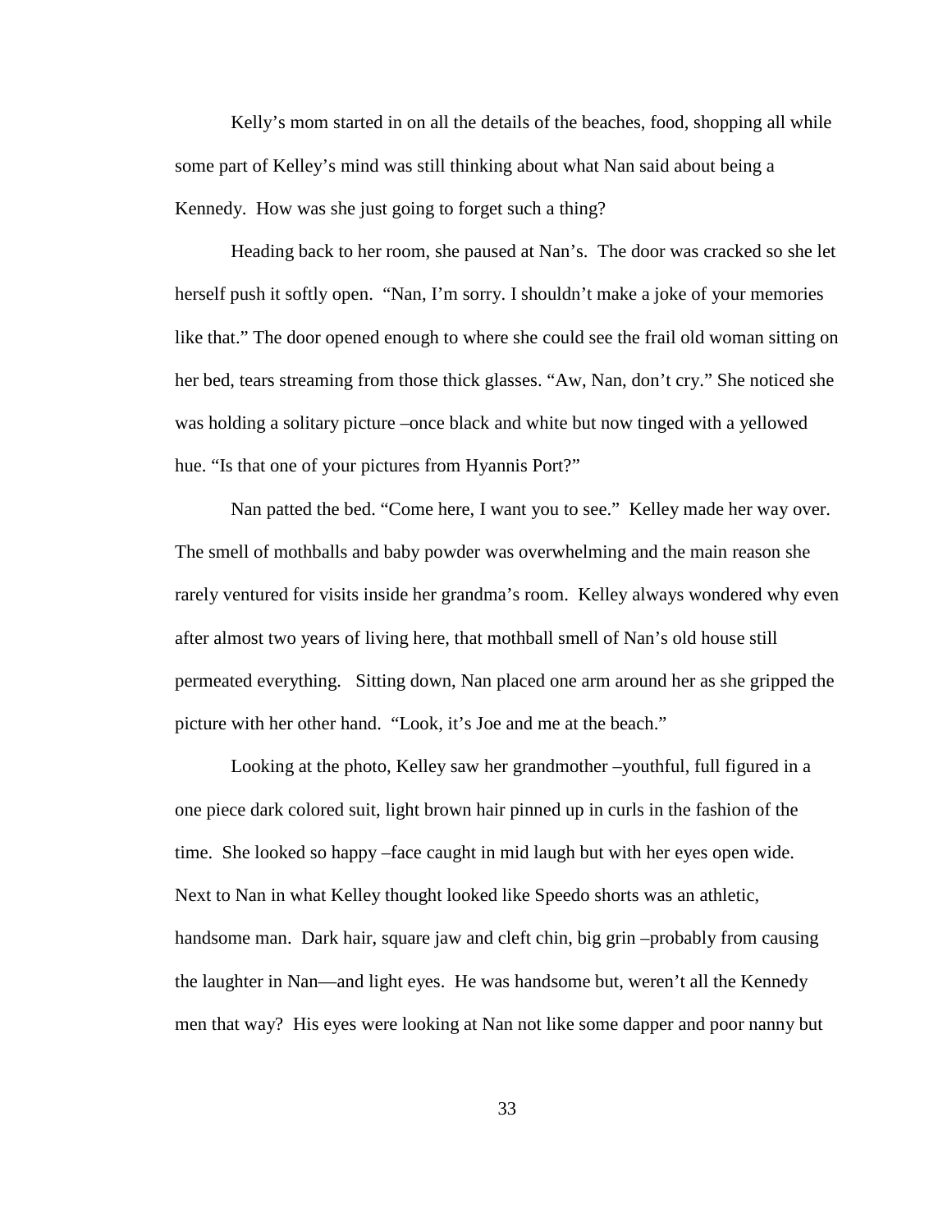Kelly's mom started in on all the details of the beaches, food, shopping all while some part of Kelley's mind was still thinking about what Nan said about being a Kennedy. How was she just going to forget such a thing?

Heading back to her room, she paused at Nan's. The door was cracked so she let herself push it softly open. "Nan, I'm sorry. I shouldn't make a joke of your memories like that." The door opened enough to where she could see the frail old woman sitting on her bed, tears streaming from those thick glasses. "Aw, Nan, don't cry." She noticed she was holding a solitary picture –once black and white but now tinged with a yellowed hue. "Is that one of your pictures from Hyannis Port?"

Nan patted the bed. "Come here, I want you to see." Kelley made her way over. The smell of mothballs and baby powder was overwhelming and the main reason she rarely ventured for visits inside her grandma's room. Kelley always wondered why even after almost two years of living here, that mothball smell of Nan's old house still permeated everything. Sitting down, Nan placed one arm around her as she gripped the picture with her other hand. "Look, it's Joe and me at the beach."

Looking at the photo, Kelley saw her grandmother –youthful, full figured in a one piece dark colored suit, light brown hair pinned up in curls in the fashion of the time. She looked so happy –face caught in mid laugh but with her eyes open wide. Next to Nan in what Kelley thought looked like Speedo shorts was an athletic, handsome man. Dark hair, square jaw and cleft chin, big grin –probably from causing the laughter in Nan—and light eyes. He was handsome but, weren't all the Kennedy men that way? His eyes were looking at Nan not like some dapper and poor nanny but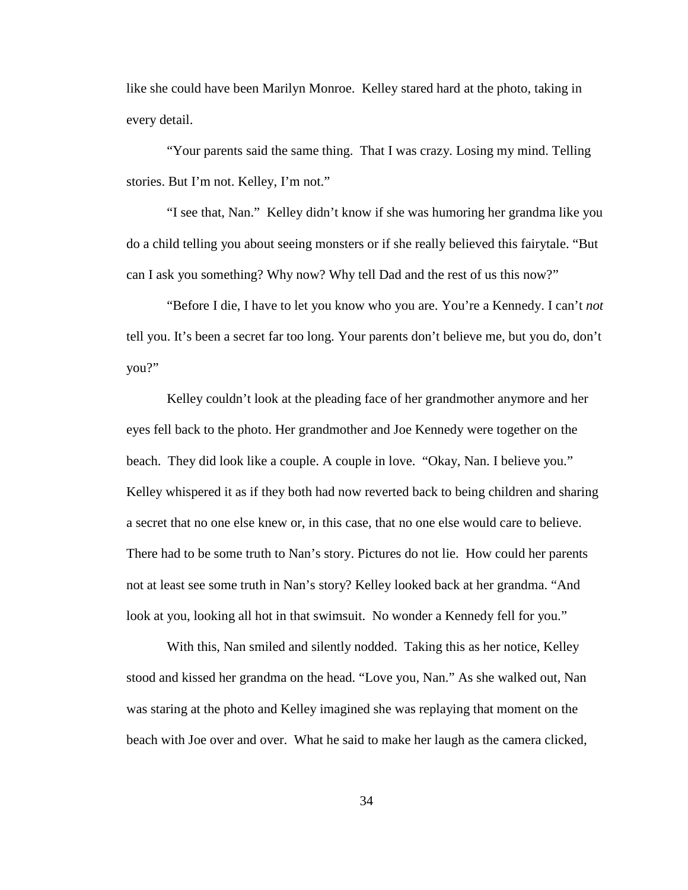like she could have been Marilyn Monroe. Kelley stared hard at the photo, taking in every detail.

"Your parents said the same thing. That I was crazy. Losing my mind. Telling stories. But I'm not. Kelley, I'm not."

"I see that, Nan." Kelley didn't know if she was humoring her grandma like you do a child telling you about seeing monsters or if she really believed this fairytale. "But can I ask you something? Why now? Why tell Dad and the rest of us this now?"

"Before I die, I have to let you know who you are. You're a Kennedy. I can't *not* tell you. It's been a secret far too long. Your parents don't believe me, but you do, don't you?"

Kelley couldn't look at the pleading face of her grandmother anymore and her eyes fell back to the photo. Her grandmother and Joe Kennedy were together on the beach. They did look like a couple. A couple in love. "Okay, Nan. I believe you." Kelley whispered it as if they both had now reverted back to being children and sharing a secret that no one else knew or, in this case, that no one else would care to believe. There had to be some truth to Nan's story. Pictures do not lie. How could her parents not at least see some truth in Nan's story? Kelley looked back at her grandma. "And look at you, looking all hot in that swimsuit. No wonder a Kennedy fell for you."

With this, Nan smiled and silently nodded. Taking this as her notice, Kelley stood and kissed her grandma on the head. "Love you, Nan." As she walked out, Nan was staring at the photo and Kelley imagined she was replaying that moment on the beach with Joe over and over. What he said to make her laugh as the camera clicked,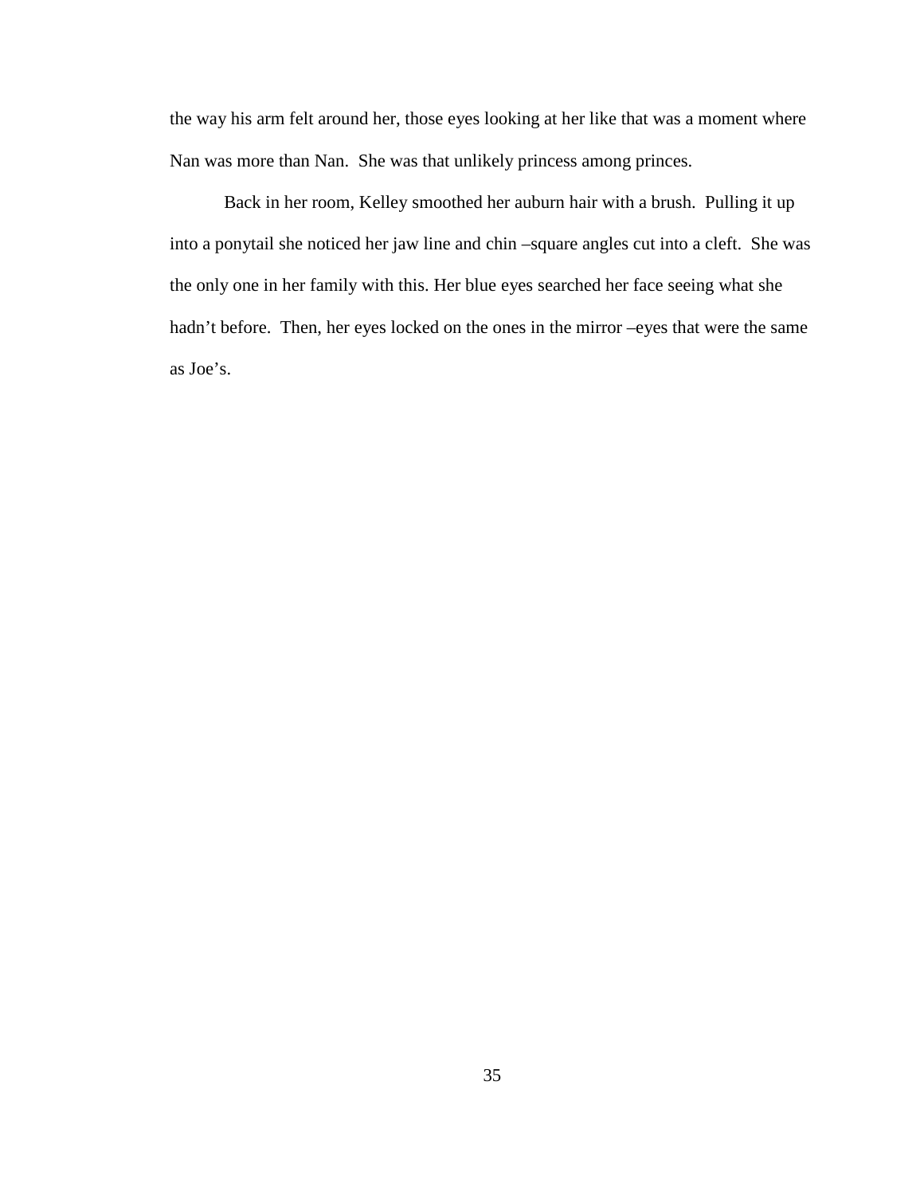the way his arm felt around her, those eyes looking at her like that was a moment where Nan was more than Nan. She was that unlikely princess among princes.

Back in her room, Kelley smoothed her auburn hair with a brush. Pulling it up into a ponytail she noticed her jaw line and chin –square angles cut into a cleft. She was the only one in her family with this. Her blue eyes searched her face seeing what she hadn't before. Then, her eyes locked on the ones in the mirror –eyes that were the same as Joe's.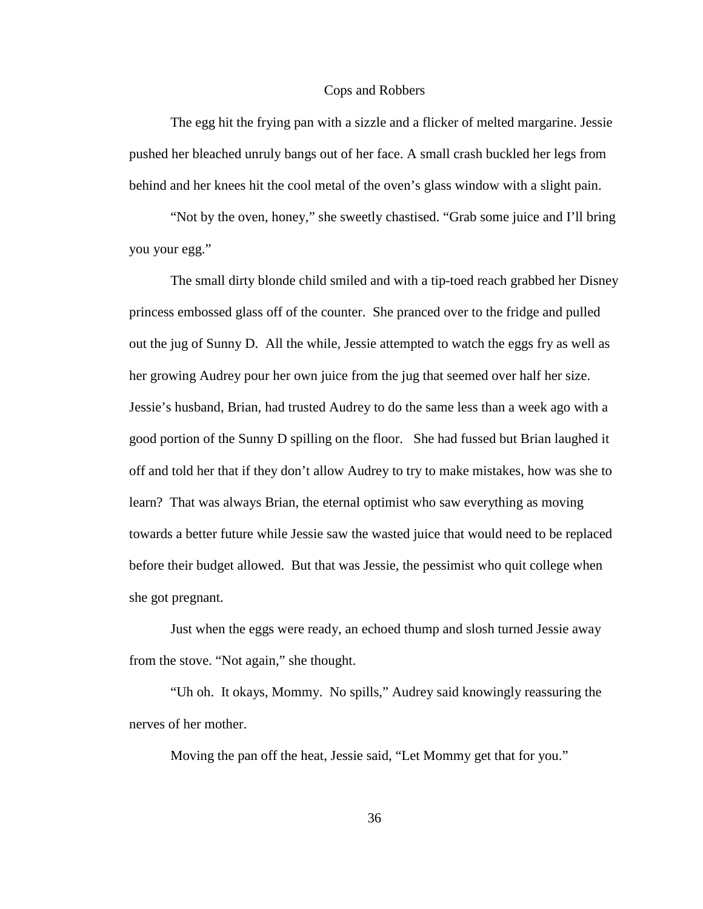# Cops and Robbers

The egg hit the frying pan with a sizzle and a flicker of melted margarine. Jessie pushed her bleached unruly bangs out of her face. A small crash buckled her legs from behind and her knees hit the cool metal of the oven's glass window with a slight pain.

"Not by the oven, honey," she sweetly chastised. "Grab some juice and I'll bring you your egg."

The small dirty blonde child smiled and with a tip-toed reach grabbed her Disney princess embossed glass off of the counter. She pranced over to the fridge and pulled out the jug of Sunny D. All the while, Jessie attempted to watch the eggs fry as well as her growing Audrey pour her own juice from the jug that seemed over half her size. Jessie's husband, Brian, had trusted Audrey to do the same less than a week ago with a good portion of the Sunny D spilling on the floor. She had fussed but Brian laughed it off and told her that if they don't allow Audrey to try to make mistakes, how was she to learn? That was always Brian, the eternal optimist who saw everything as moving towards a better future while Jessie saw the wasted juice that would need to be replaced before their budget allowed. But that was Jessie, the pessimist who quit college when she got pregnant.

Just when the eggs were ready, an echoed thump and slosh turned Jessie away from the stove. "Not again," she thought.

"Uh oh. It okays, Mommy. No spills," Audrey said knowingly reassuring the nerves of her mother.

Moving the pan off the heat, Jessie said, "Let Mommy get that for you."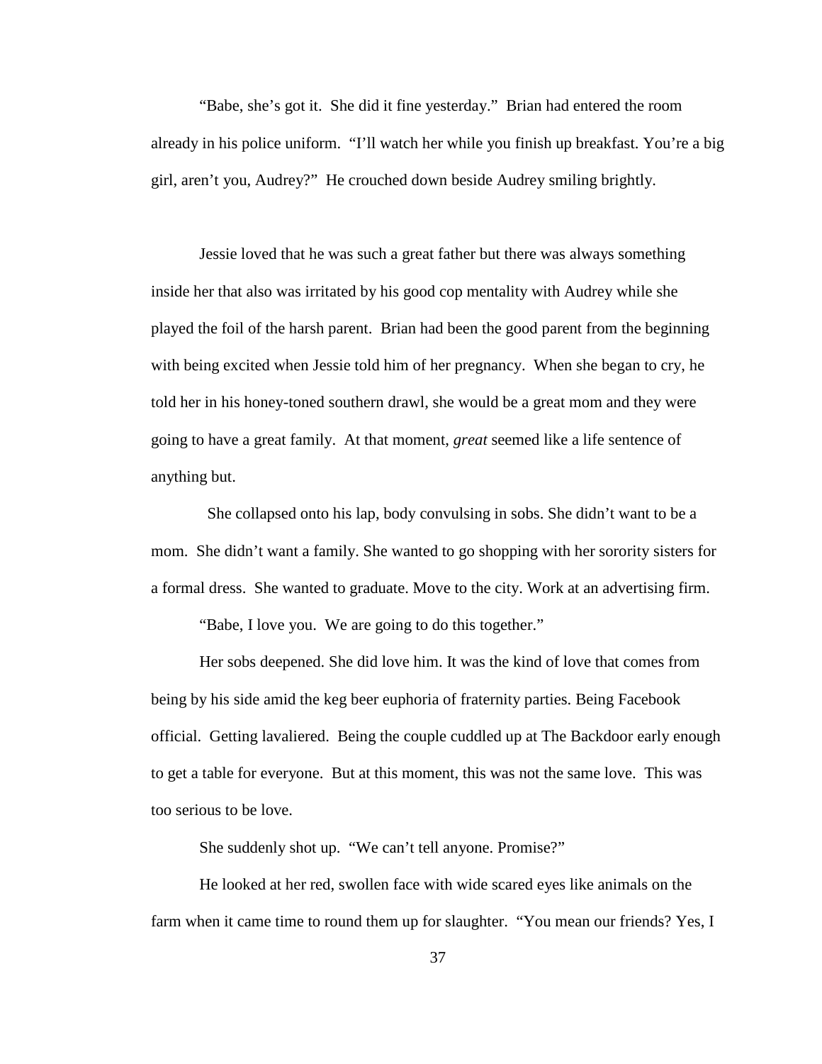"Babe, she's got it. She did it fine yesterday." Brian had entered the room already in his police uniform. "I'll watch her while you finish up breakfast. You're a big girl, aren't you, Audrey?" He crouched down beside Audrey smiling brightly.

Jessie loved that he was such a great father but there was always something inside her that also was irritated by his good cop mentality with Audrey while she played the foil of the harsh parent. Brian had been the good parent from the beginning with being excited when Jessie told him of her pregnancy. When she began to cry, he told her in his honey-toned southern drawl, she would be a great mom and they were going to have a great family. At that moment, *great* seemed like a life sentence of anything but.

She collapsed onto his lap, body convulsing in sobs. She didn't want to be a mom. She didn't want a family. She wanted to go shopping with her sorority sisters for a formal dress. She wanted to graduate. Move to the city. Work at an advertising firm.

"Babe, I love you. We are going to do this together."

Her sobs deepened. She did love him. It was the kind of love that comes from being by his side amid the keg beer euphoria of fraternity parties. Being Facebook official. Getting lavaliered. Being the couple cuddled up at The Backdoor early enough to get a table for everyone. But at this moment, this was not the same love. This was too serious to be love.

She suddenly shot up. "We can't tell anyone. Promise?"

He looked at her red, swollen face with wide scared eyes like animals on the farm when it came time to round them up for slaughter. "You mean our friends? Yes, I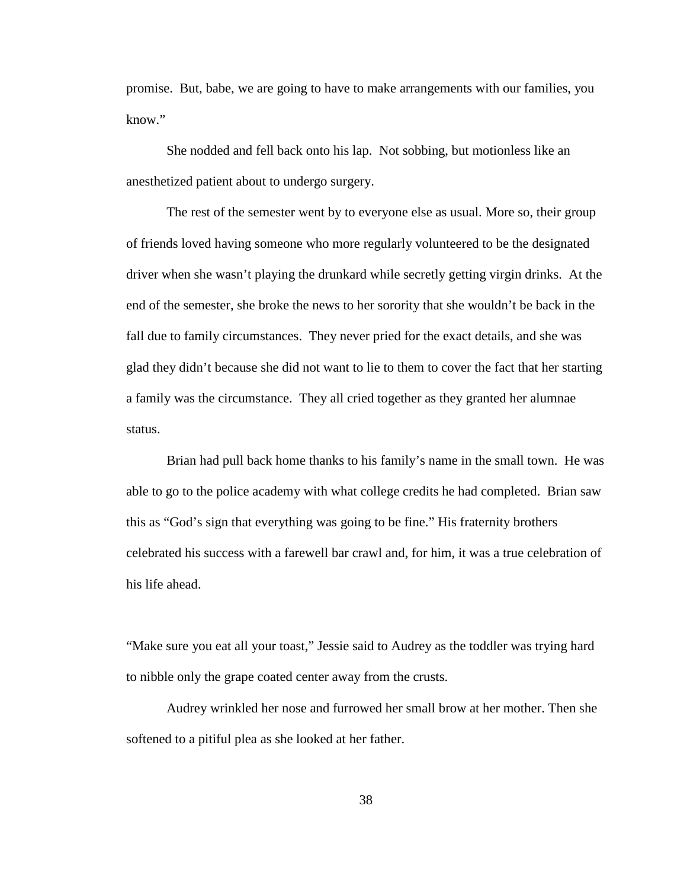promise. But, babe, we are going to have to make arrangements with our families, you know."

She nodded and fell back onto his lap. Not sobbing, but motionless like an anesthetized patient about to undergo surgery.

The rest of the semester went by to everyone else as usual. More so, their group of friends loved having someone who more regularly volunteered to be the designated driver when she wasn't playing the drunkard while secretly getting virgin drinks. At the end of the semester, she broke the news to her sorority that she wouldn't be back in the fall due to family circumstances. They never pried for the exact details, and she was glad they didn't because she did not want to lie to them to cover the fact that her starting a family was the circumstance. They all cried together as they granted her alumnae status.

Brian had pull back home thanks to his family's name in the small town. He was able to go to the police academy with what college credits he had completed. Brian saw this as "God's sign that everything was going to be fine." His fraternity brothers celebrated his success with a farewell bar crawl and, for him, it was a true celebration of his life ahead.

"Make sure you eat all your toast," Jessie said to Audrey as the toddler was trying hard to nibble only the grape coated center away from the crusts.

Audrey wrinkled her nose and furrowed her small brow at her mother. Then she softened to a pitiful plea as she looked at her father.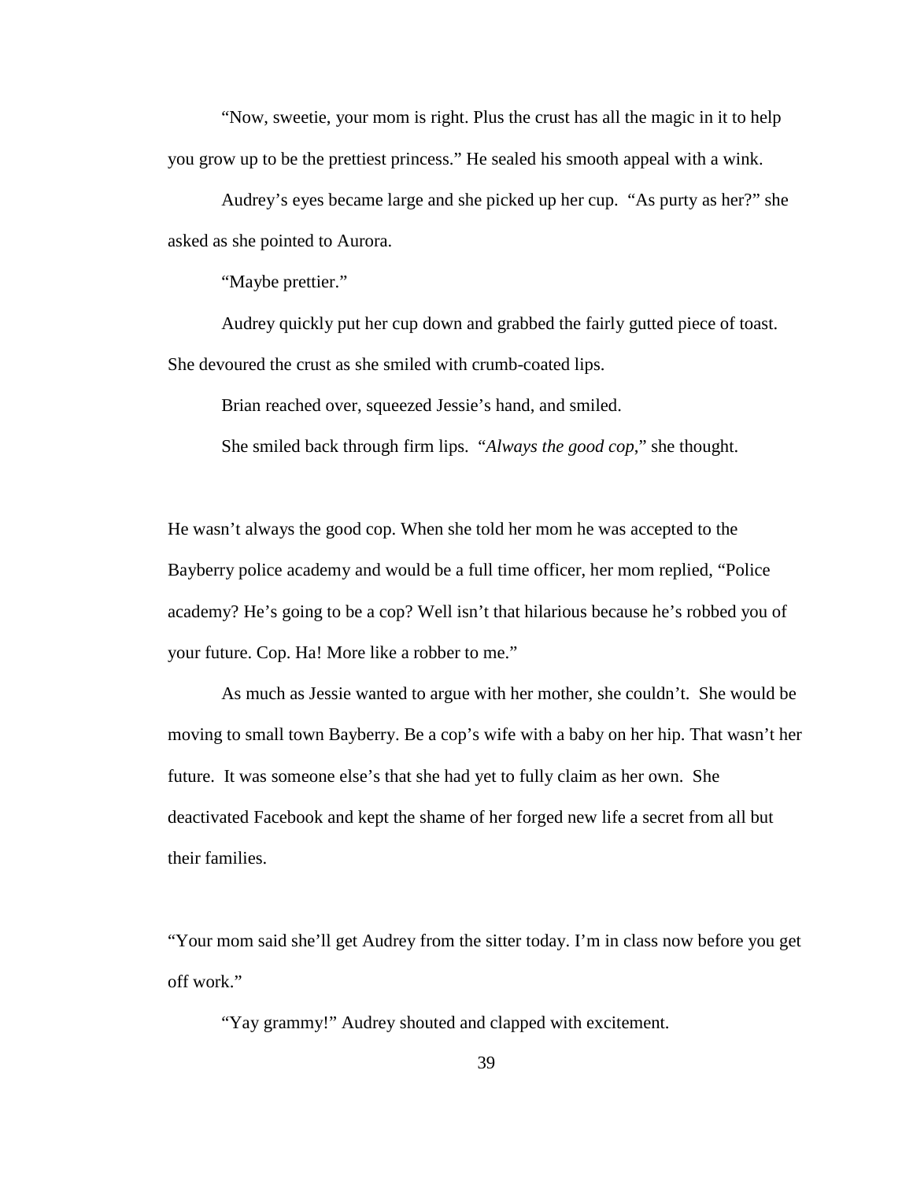"Now, sweetie, your mom is right. Plus the crust has all the magic in it to help you grow up to be the prettiest princess." He sealed his smooth appeal with a wink.

Audrey's eyes became large and she picked up her cup. "As purty as her?" she asked as she pointed to Aurora.

"Maybe prettier."

Audrey quickly put her cup down and grabbed the fairly gutted piece of toast. She devoured the crust as she smiled with crumb-coated lips.

Brian reached over, squeezed Jessie's hand, and smiled.

She smiled back through firm lips. "*Always the good cop*," she thought.

He wasn't always the good cop. When she told her mom he was accepted to the Bayberry police academy and would be a full time officer, her mom replied, "Police academy? He's going to be a cop? Well isn't that hilarious because he's robbed you of your future. Cop. Ha! More like a robber to me."

As much as Jessie wanted to argue with her mother, she couldn't. She would be moving to small town Bayberry. Be a cop's wife with a baby on her hip. That wasn't her future. It was someone else's that she had yet to fully claim as her own. She deactivated Facebook and kept the shame of her forged new life a secret from all but their families.

"Your mom said she'll get Audrey from the sitter today. I'm in class now before you get off work."

"Yay grammy!" Audrey shouted and clapped with excitement.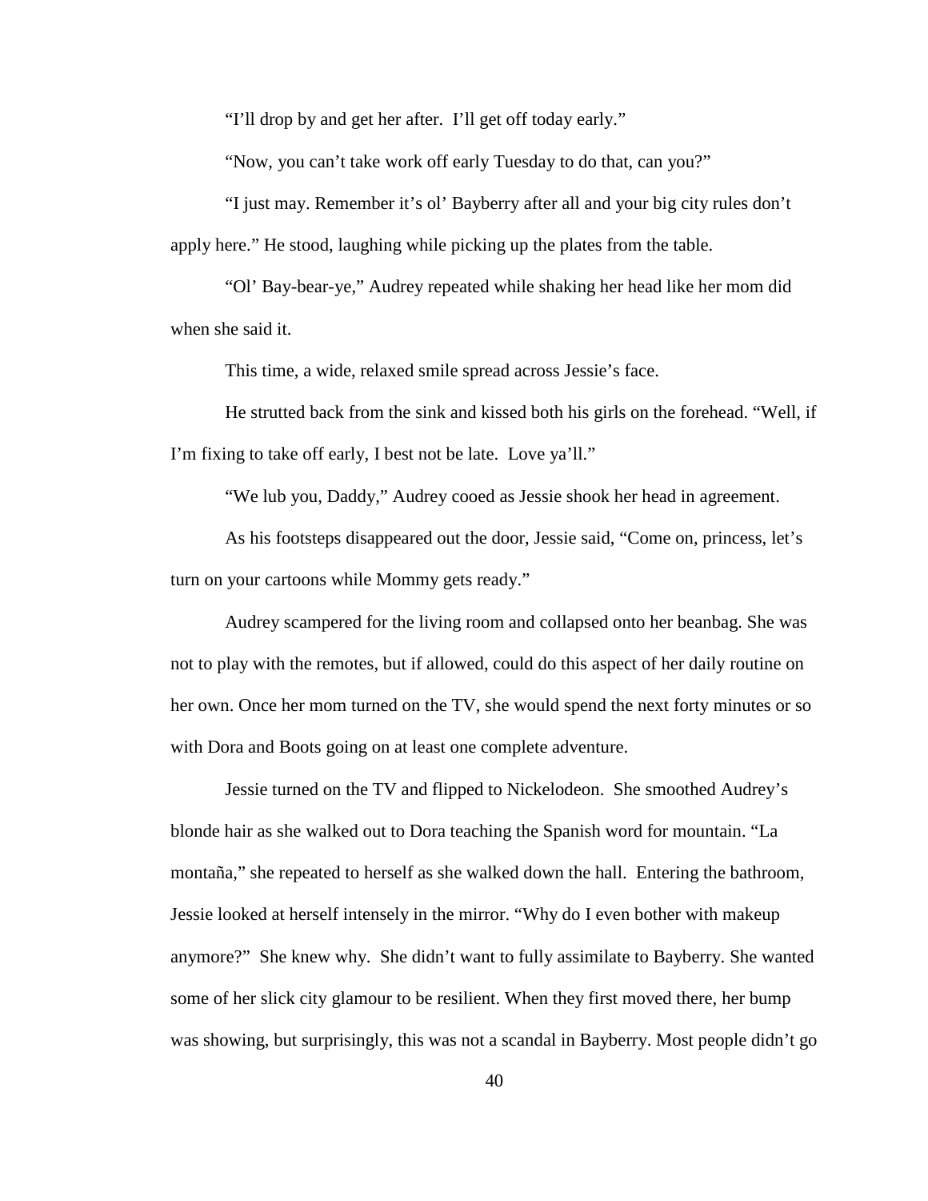"I'll drop by and get her after.  I'll get off today early."

"Now, you can't take work off early Tuesday to do that, can you?"

"I just may. Remember it's ol' Bayberry after all and your big city rules don't apply here." He stood, laughing while picking up the plates from the table.

"Ol' Bay-bear-ye," Audrey repeated while shaking her head like her mom did when she said it.

This time, a wide, relaxed smile spread across Jessie's face.

He strutted back from the sink and kissed both his girls on the forehead. "Well, if I'm fixing to take off early, I best not be late.  Love ya'll."

"We lub you, Daddy," Audrey cooed as Jessie shook her head in agreement.

As his footsteps disappeared out the door, Jessie said, "Come on, princess, let's turn on your cartoons while Mommy gets ready."

Audrey scampered for the living room and collapsed onto her beanbag. She was not to play with the remotes, but if allowed, could do this aspect of her daily routine on her own. Once her mom turned on the TV, she would spend the next forty minutes or so with Dora and Boots going on at least one complete adventure.

Jessie turned on the TV and flipped to Nickelodeon.  She smoothed Audrey's blonde hair as she walked out to Dora teaching the Spanish word for mountain. "La montaña," she repeated to herself as she walked down the hall.  Entering the bathroom, Jessie looked at herself intensely in the mirror. "Why do I even bother with makeup anymore?"  She knew why.  She didn't want to fully assimilate to Bayberry. She wanted some of her slick city glamour to be resilient. When they first moved there, her bump was showing, but surprisingly, this was not a scandal in Bayberry. Most people didn't go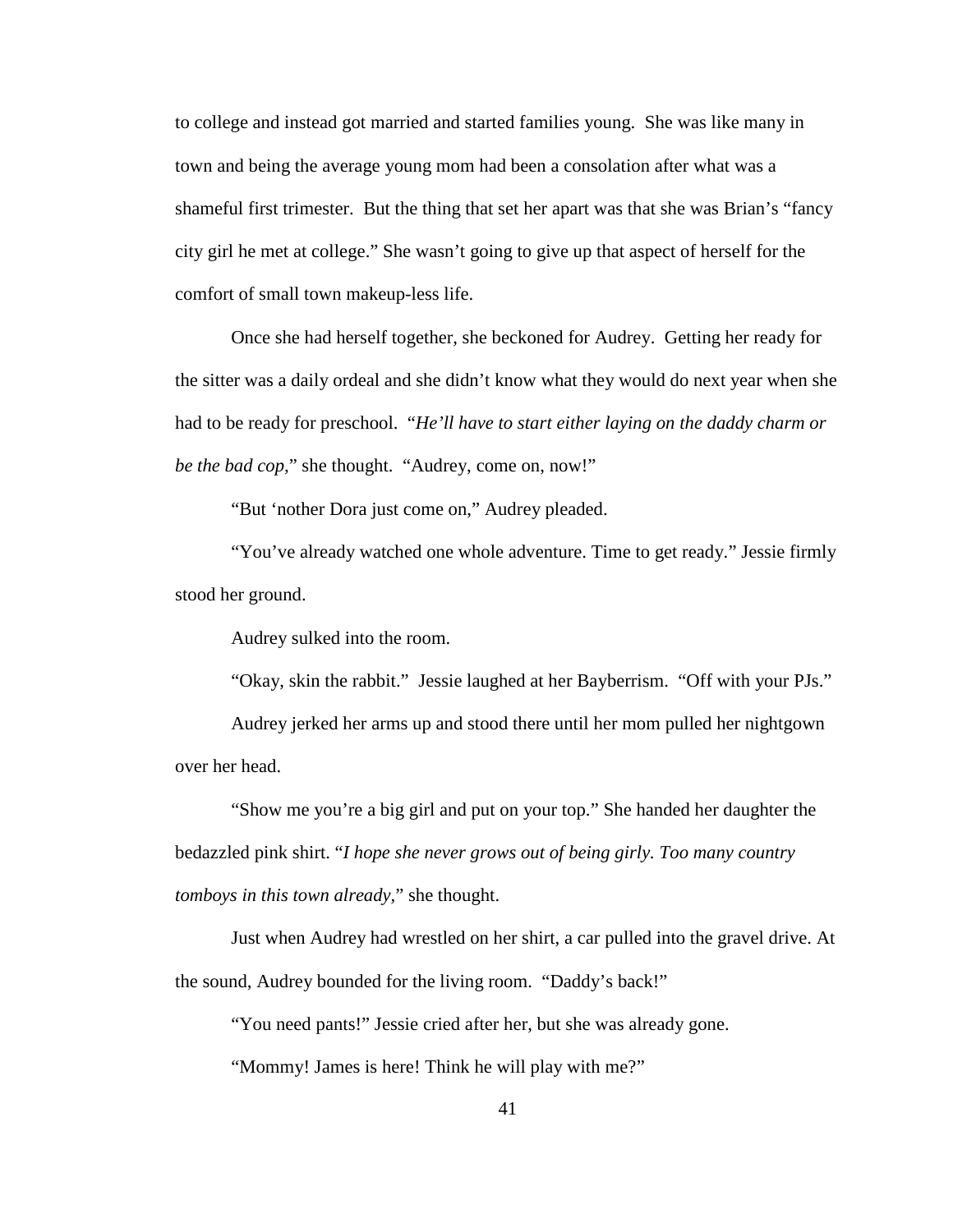to college and instead got married and started families young. She was like many in town and being the average young mom had been a consolation after what was a shameful first trimester. But the thing that set her apart was that she was Brian's "fancy city girl he met at college." She wasn't going to give up that aspect of herself for the comfort of small town makeup-less life.

Once she had herself together, she beckoned for Audrey. Getting her ready for the sitter was a daily ordeal and she didn't know what they would do next year when she had to be ready for preschool. "*He'll have to start either laying on the daddy charm or be the bad cop*," she thought. "Audrey, come on, now!"

"But 'nother Dora just come on," Audrey pleaded.

"You've already watched one whole adventure. Time to get ready." Jessie firmly stood her ground.

Audrey sulked into the room.

"Okay, skin the rabbit." Jessie laughed at her Bayberrism. "Off with your PJs."

Audrey jerked her arms up and stood there until her mom pulled her nightgown over her head.

"Show me you're a big girl and put on your top." She handed her daughter the bedazzled pink shirt. "*I hope she never grows out of being girly. Too many country tomboys in this town already*," she thought.

Just when Audrey had wrestled on her shirt, a car pulled into the gravel drive. At the sound, Audrey bounded for the living room. "Daddy's back!"

"You need pants!" Jessie cried after her, but she was already gone.

"Mommy! James is here! Think he will play with me?"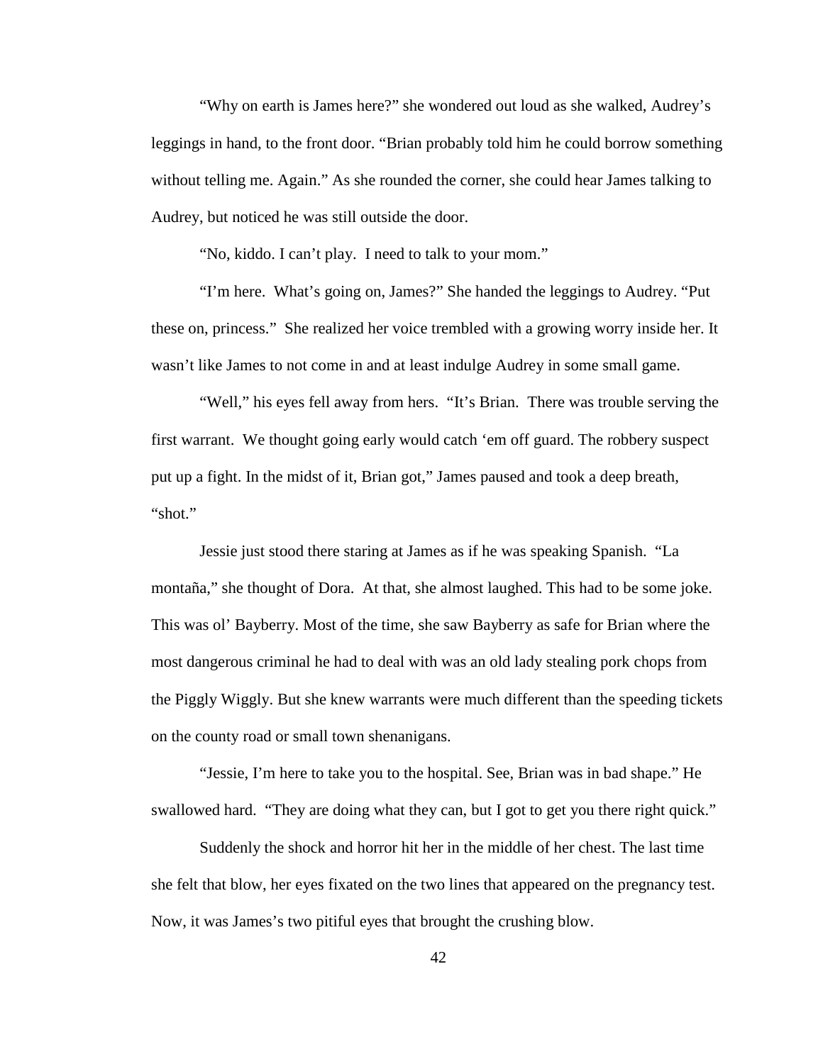"Why on earth is James here?" she wondered out loud as she walked, Audrey's leggings in hand, to the front door. "Brian probably told him he could borrow something without telling me. Again." As she rounded the corner, she could hear James talking to Audrey, but noticed he was still outside the door.

"No, kiddo. I can't play. I need to talk to your mom."

"I'm here. What's going on, James?" She handed the leggings to Audrey. "Put these on, princess." She realized her voice trembled with a growing worry inside her. It wasn't like James to not come in and at least indulge Audrey in some small game.

"Well," his eyes fell away from hers. "It's Brian. There was trouble serving the first warrant. We thought going early would catch 'em off guard. The robbery suspect put up a fight. In the midst of it, Brian got," James paused and took a deep breath, "shot."

Jessie just stood there staring at James as if he was speaking Spanish. "La montaña," she thought of Dora. At that, she almost laughed. This had to be some joke. This was ol' Bayberry. Most of the time, she saw Bayberry as safe for Brian where the most dangerous criminal he had to deal with was an old lady stealing pork chops from the Piggly Wiggly. But she knew warrants were much different than the speeding tickets on the county road or small town shenanigans.

"Jessie, I'm here to take you to the hospital. See, Brian was in bad shape." He swallowed hard. "They are doing what they can, but I got to get you there right quick."

Suddenly the shock and horror hit her in the middle of her chest. The last time she felt that blow, her eyes fixated on the two lines that appeared on the pregnancy test. Now, it was James's two pitiful eyes that brought the crushing blow.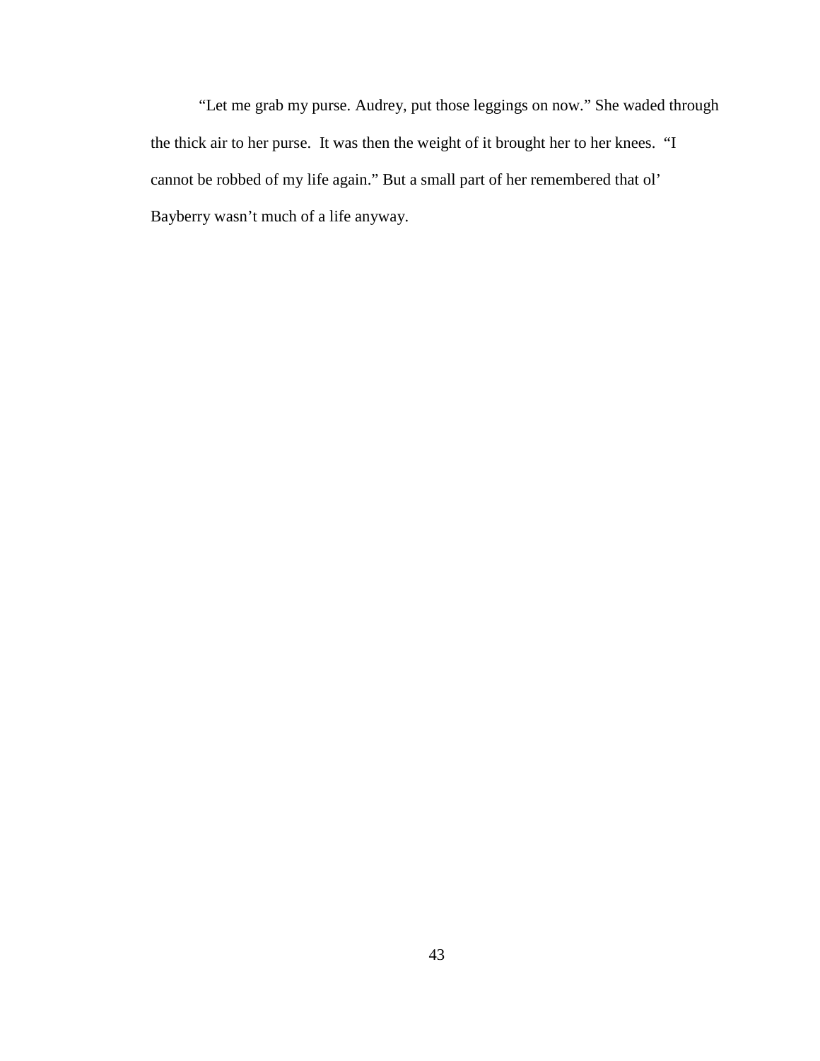“Let me grab my purse. Audrey, put those leggings on now.” She waded through the thick air to her purse. It was then the weight of it brought her to her knees. “I cannot be robbed of my life again.” But a small part of her remembered that ol’ Bayberry wasn’t much of a life anyway.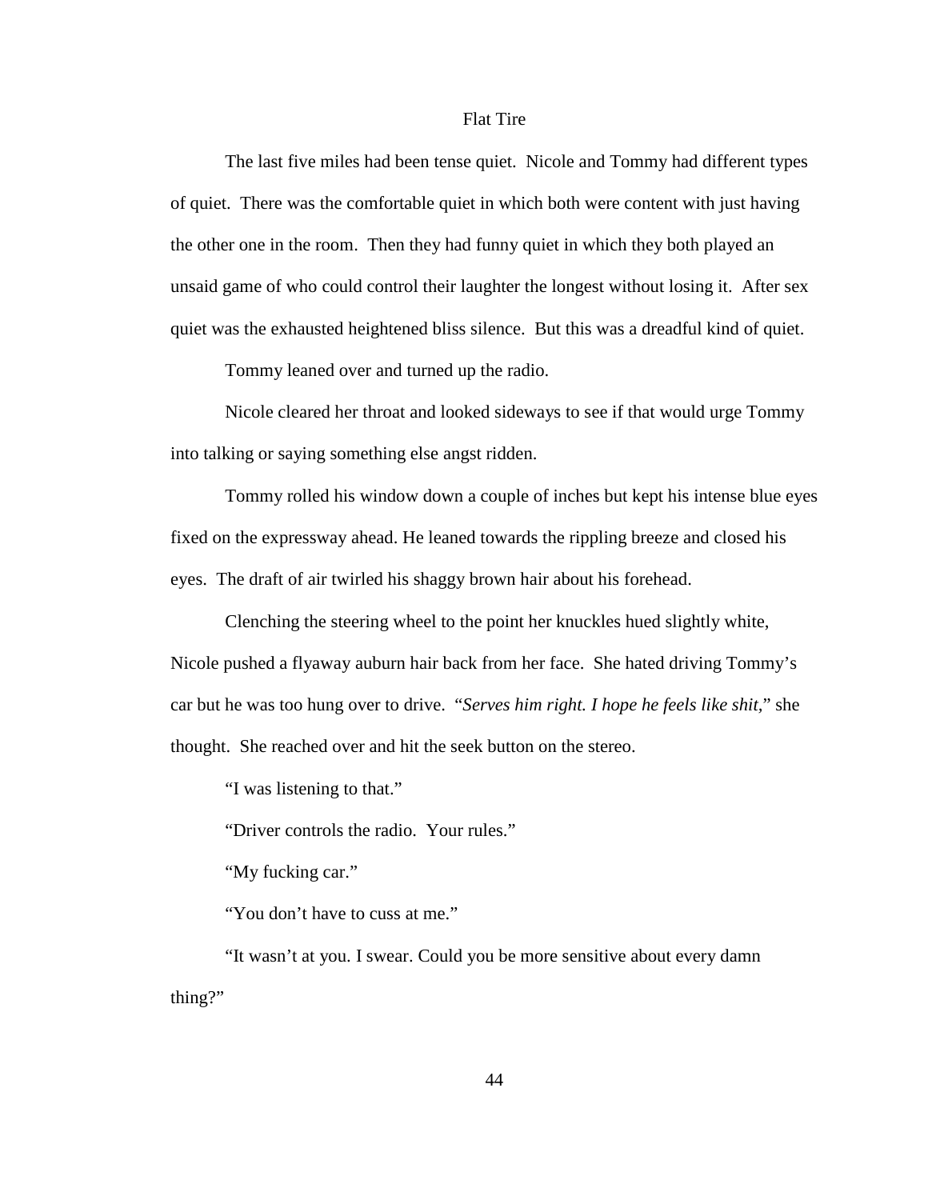# Flat Tire

The last five miles had been tense quiet. Nicole and Tommy had different types of quiet. There was the comfortable quiet in which both were content with just having the other one in the room. Then they had funny quiet in which they both played an unsaid game of who could control their laughter the longest without losing it. After sex quiet was the exhausted heightened bliss silence. But this was a dreadful kind of quiet.

Tommy leaned over and turned up the radio.

Nicole cleared her throat and looked sideways to see if that would urge Tommy into talking or saying something else angst ridden.

Tommy rolled his window down a couple of inches but kept his intense blue eyes fixed on the expressway ahead. He leaned towards the rippling breeze and closed his eyes. The draft of air twirled his shaggy brown hair about his forehead.

Clenching the steering wheel to the point her knuckles hued slightly white, Nicole pushed a flyaway auburn hair back from her face. She hated driving Tommy's car but he was too hung over to drive. "*Serves him right. I hope he feels like shit,*" she thought. She reached over and hit the seek button on the stereo.

"I was listening to that."

"Driver controls the radio. Your rules."

"My fucking car."

"You don't have to cuss at me."

"It wasn't at you. I swear. Could you be more sensitive about every damn thing?"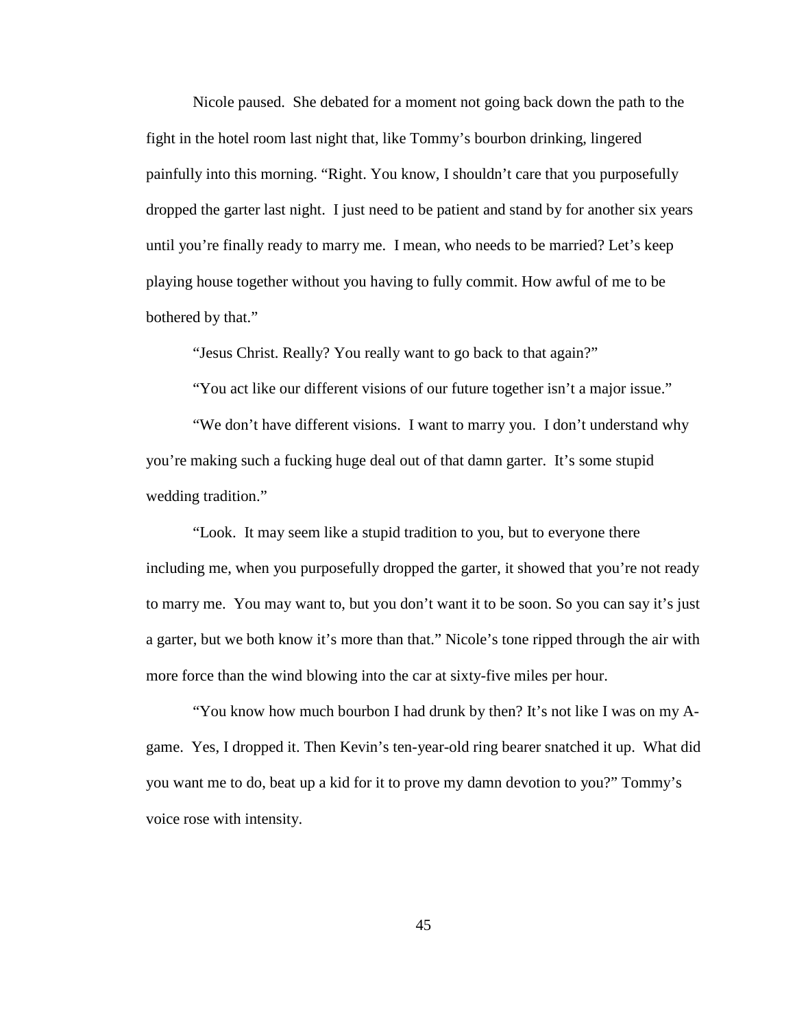Nicole paused. She debated for a moment not going back down the path to the fight in the hotel room last night that, like Tommy's bourbon drinking, lingered painfully into this morning. "Right. You know, I shouldn't care that you purposefully dropped the garter last night. I just need to be patient and stand by for another six years until you're finally ready to marry me. I mean, who needs to be married? Let's keep playing house together without you having to fully commit. How awful of me to be bothered by that."

"Jesus Christ. Really? You really want to go back to that again?"

"You act like our different visions of our future together isn't a major issue."

"We don't have different visions. I want to marry you. I don't understand why you're making such a fucking huge deal out of that damn garter. It's some stupid wedding tradition."

"Look. It may seem like a stupid tradition to you, but to everyone there including me, when you purposefully dropped the garter, it showed that you're not ready to marry me. You may want to, but you don't want it to be soon. So you can say it's just a garter, but we both know it's more than that." Nicole's tone ripped through the air with more force than the wind blowing into the car at sixty-five miles per hour.

"You know how much bourbon I had drunk by then? It's not like I was on my A-game. Yes, I dropped it. Then Kevin's ten-year-old ring bearer snatched it up. What did you want me to do, beat up a kid for it to prove my damn devotion to you?" Tommy's voice rose with intensity.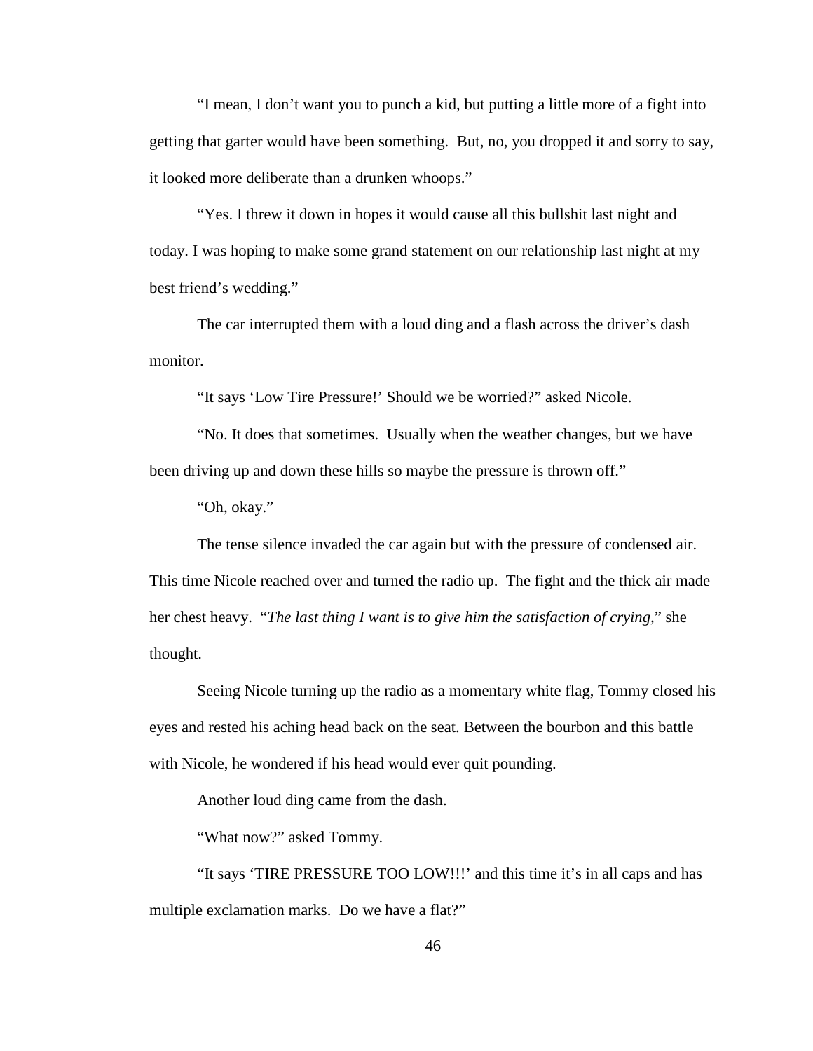"I mean, I don't want you to punch a kid, but putting a little more of a fight into getting that garter would have been something.  But, no, you dropped it and sorry to say, it looked more deliberate than a drunken whoops."

"Yes. I threw it down in hopes it would cause all this bullshit last night and today. I was hoping to make some grand statement on our relationship last night at my best friend's wedding."

The car interrupted them with a loud ding and a flash across the driver's dash monitor.

"It says 'Low Tire Pressure!' Should we be worried?" asked Nicole.

"No. It does that sometimes.  Usually when the weather changes, but we have been driving up and down these hills so maybe the pressure is thrown off."

"Oh, okay."

The tense silence invaded the car again but with the pressure of condensed air. This time Nicole reached over and turned the radio up.  The fight and the thick air made her chest heavy.  "*The last thing I want is to give him the satisfaction of crying*," she thought.

Seeing Nicole turning up the radio as a momentary white flag, Tommy closed his eyes and rested his aching head back on the seat. Between the bourbon and this battle with Nicole, he wondered if his head would ever quit pounding.

Another loud ding came from the dash.

"What now?" asked Tommy.

"It says 'TIRE PRESSURE TOO LOW!!!' and this time it's in all caps and has multiple exclamation marks.  Do we have a flat?"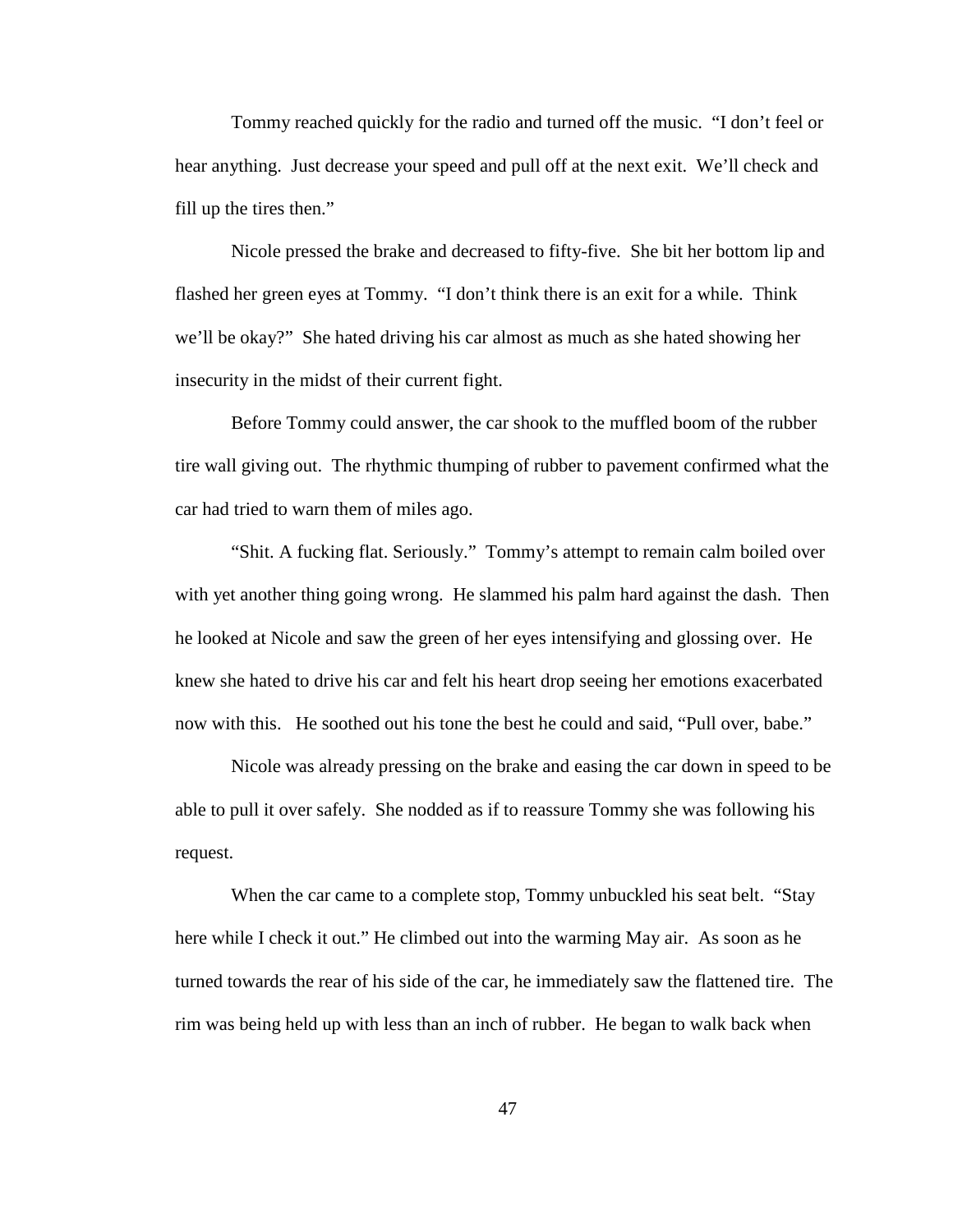Tommy reached quickly for the radio and turned off the music. "I don't feel or hear anything. Just decrease your speed and pull off at the next exit. We'll check and fill up the tires then."

Nicole pressed the brake and decreased to fifty-five. She bit her bottom lip and flashed her green eyes at Tommy. "I don't think there is an exit for a while. Think we'll be okay?" She hated driving his car almost as much as she hated showing her insecurity in the midst of their current fight.

Before Tommy could answer, the car shook to the muffled boom of the rubber tire wall giving out. The rhythmic thumping of rubber to pavement confirmed what the car had tried to warn them of miles ago.

"Shit. A fucking flat. Seriously." Tommy's attempt to remain calm boiled over with yet another thing going wrong. He slammed his palm hard against the dash. Then he looked at Nicole and saw the green of her eyes intensifying and glossing over. He knew she hated to drive his car and felt his heart drop seeing her emotions exacerbated now with this. He soothed out his tone the best he could and said, "Pull over, babe."

Nicole was already pressing on the brake and easing the car down in speed to be able to pull it over safely. She nodded as if to reassure Tommy she was following his request.

When the car came to a complete stop, Tommy unbuckled his seat belt. "Stay here while I check it out." He climbed out into the warming May air. As soon as he turned towards the rear of his side of the car, he immediately saw the flattened tire. The rim was being held up with less than an inch of rubber. He began to walk back when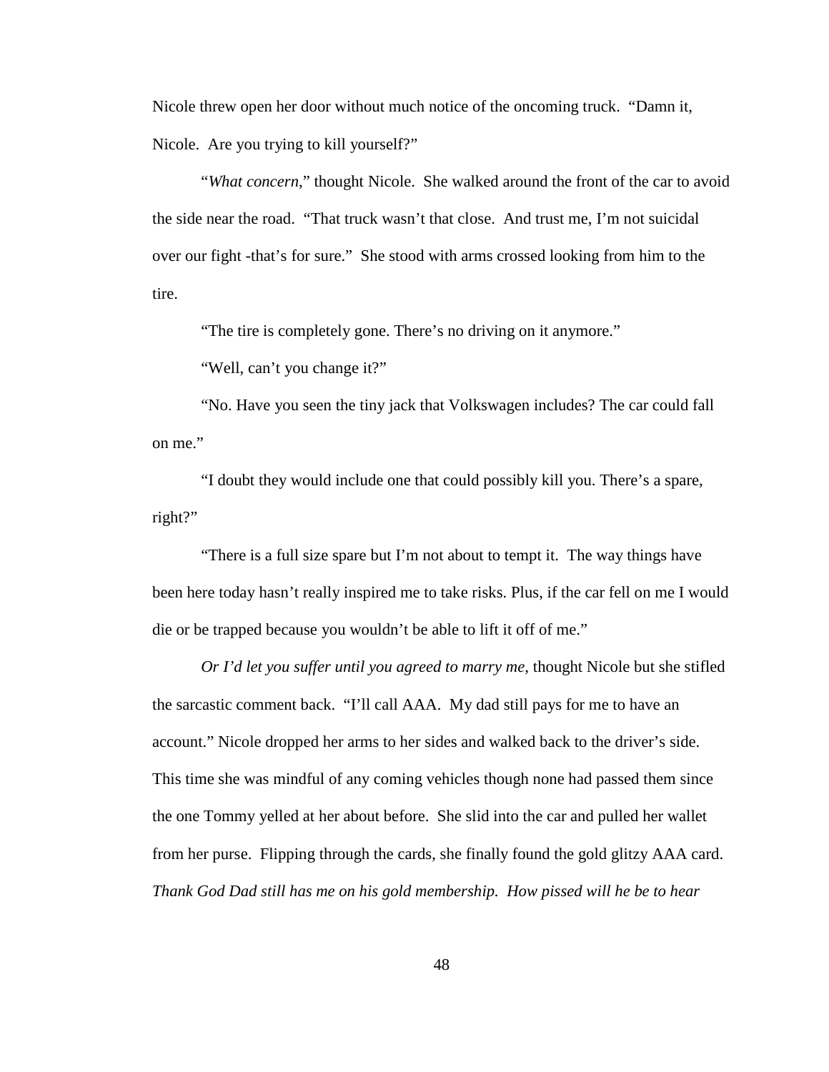Nicole threw open her door without much notice of the oncoming truck. "Damn it, Nicole. Are you trying to kill yourself?"

"*What concern*," thought Nicole. She walked around the front of the car to avoid the side near the road. "That truck wasn't that close. And trust me, I'm not suicidal over our fight -that's for sure." She stood with arms crossed looking from him to the tire.

"The tire is completely gone. There's no driving on it anymore."

"Well, can't you change it?"

"No. Have you seen the tiny jack that Volkswagen includes? The car could fall on me."

"I doubt they would include one that could possibly kill you. There's a spare, right?"

"There is a full size spare but I'm not about to tempt it. The way things have been here today hasn't really inspired me to take risks. Plus, if the car fell on me I would die or be trapped because you wouldn't be able to lift it off of me."

*Or I'd let you suffer until you agreed to marry me*, thought Nicole but she stifled the sarcastic comment back. "I'll call AAA. My dad still pays for me to have an account." Nicole dropped her arms to her sides and walked back to the driver's side. This time she was mindful of any coming vehicles though none had passed them since the one Tommy yelled at her about before. She slid into the car and pulled her wallet from her purse. Flipping through the cards, she finally found the gold glitzy AAA card. *Thank God Dad still has me on his gold membership. How pissed will he be to hear*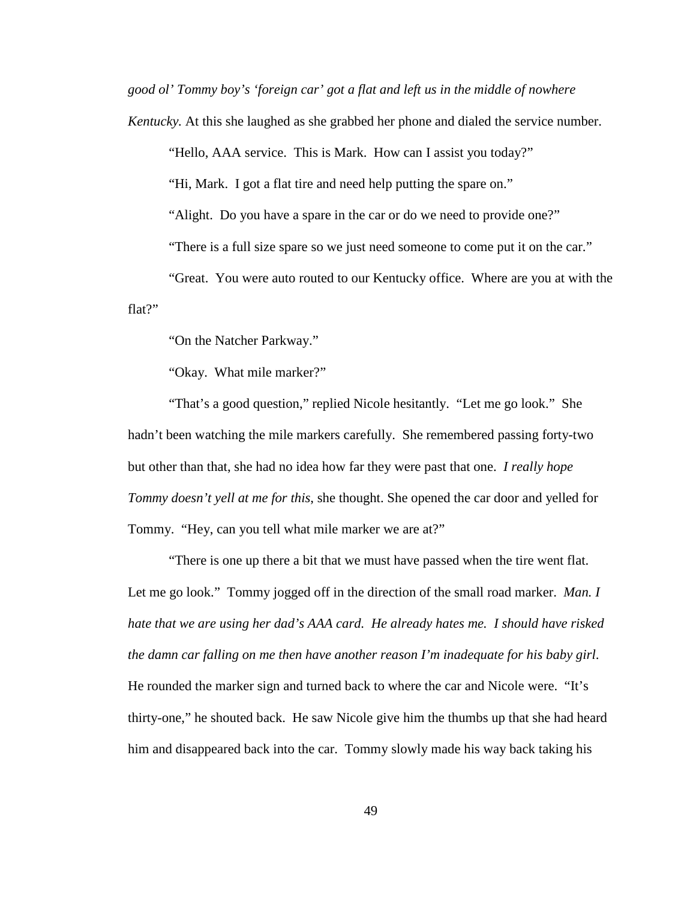*good ol' Tommy boy's 'foreign car' got a flat and left us in the middle of nowhere Kentucky.* At this she laughed as she grabbed her phone and dialed the service number.

"Hello, AAA service. This is Mark. How can I assist you today?"

"Hi, Mark. I got a flat tire and need help putting the spare on."

"Alight. Do you have a spare in the car or do we need to provide one?"

"There is a full size spare so we just need someone to come put it on the car."

"Great. You were auto routed to our Kentucky office. Where are you at with the flat?"

"On the Natcher Parkway."

"Okay. What mile marker?"

"That's a good question," replied Nicole hesitantly. "Let me go look." She hadn't been watching the mile markers carefully. She remembered passing forty-two but other than that, she had no idea how far they were past that one. *I really hope Tommy doesn't yell at me for this*, she thought. She opened the car door and yelled for Tommy. "Hey, can you tell what mile marker we are at?"

"There is one up there a bit that we must have passed when the tire went flat. Let me go look." Tommy jogged off in the direction of the small road marker. *Man. I hate that we are using her dad's AAA card. He already hates me. I should have risked the damn car falling on me then have another reason I'm inadequate for his baby girl.* He rounded the marker sign and turned back to where the car and Nicole were. "It's thirty-one," he shouted back. He saw Nicole give him the thumbs up that she had heard him and disappeared back into the car. Tommy slowly made his way back taking his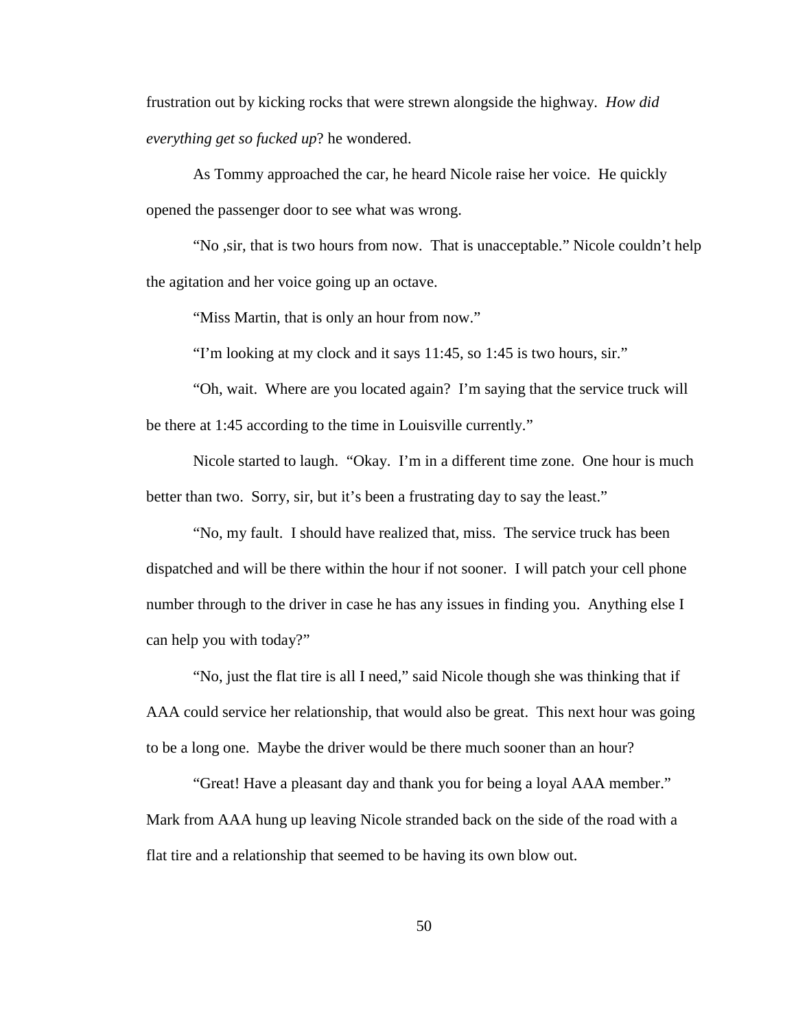frustration out by kicking rocks that were strewn alongside the highway. *How did everything get so fucked up*? he wondered.

As Tommy approached the car, he heard Nicole raise her voice. He quickly opened the passenger door to see what was wrong.

"No ,sir, that is two hours from now. That is unacceptable." Nicole couldn't help the agitation and her voice going up an octave.

"Miss Martin, that is only an hour from now."

"I'm looking at my clock and it says 11:45, so 1:45 is two hours, sir."

"Oh, wait. Where are you located again? I'm saying that the service truck will be there at 1:45 according to the time in Louisville currently."

Nicole started to laugh. "Okay. I'm in a different time zone. One hour is much better than two. Sorry, sir, but it's been a frustrating day to say the least."

"No, my fault. I should have realized that, miss. The service truck has been dispatched and will be there within the hour if not sooner. I will patch your cell phone number through to the driver in case he has any issues in finding you. Anything else I can help you with today?"

"No, just the flat tire is all I need," said Nicole though she was thinking that if AAA could service her relationship, that would also be great. This next hour was going to be a long one. Maybe the driver would be there much sooner than an hour?

"Great! Have a pleasant day and thank you for being a loyal AAA member." Mark from AAA hung up leaving Nicole stranded back on the side of the road with a flat tire and a relationship that seemed to be having its own blow out.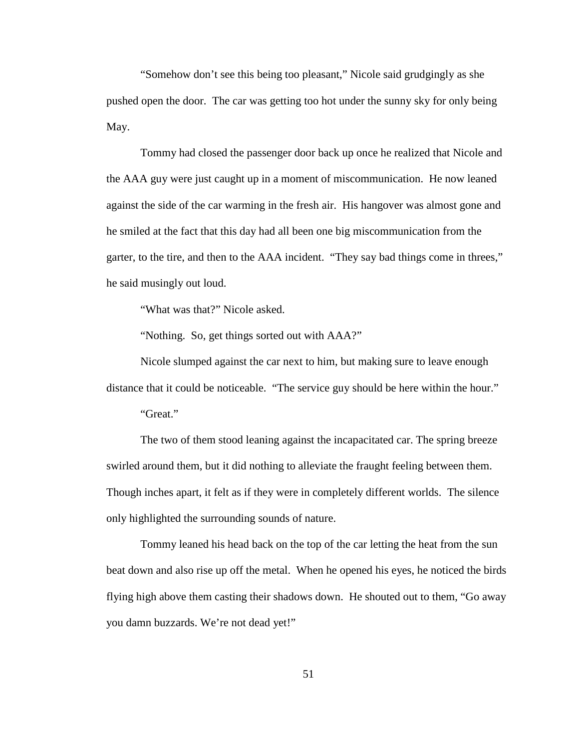"Somehow don't see this being too pleasant," Nicole said grudgingly as she pushed open the door. The car was getting too hot under the sunny sky for only being May.

Tommy had closed the passenger door back up once he realized that Nicole and the AAA guy were just caught up in a moment of miscommunication. He now leaned against the side of the car warming in the fresh air. His hangover was almost gone and he smiled at the fact that this day had all been one big miscommunication from the garter, to the tire, and then to the AAA incident. "They say bad things come in threes," he said musingly out loud.

"What was that?" Nicole asked.

"Nothing. So, get things sorted out with AAA?"

Nicole slumped against the car next to him, but making sure to leave enough distance that it could be noticeable. "The service guy should be here within the hour."

"Great."

The two of them stood leaning against the incapacitated car. The spring breeze swirled around them, but it did nothing to alleviate the fraught feeling between them. Though inches apart, it felt as if they were in completely different worlds. The silence only highlighted the surrounding sounds of nature.

Tommy leaned his head back on the top of the car letting the heat from the sun beat down and also rise up off the metal. When he opened his eyes, he noticed the birds flying high above them casting their shadows down. He shouted out to them, "Go away you damn buzzards. We're not dead yet!"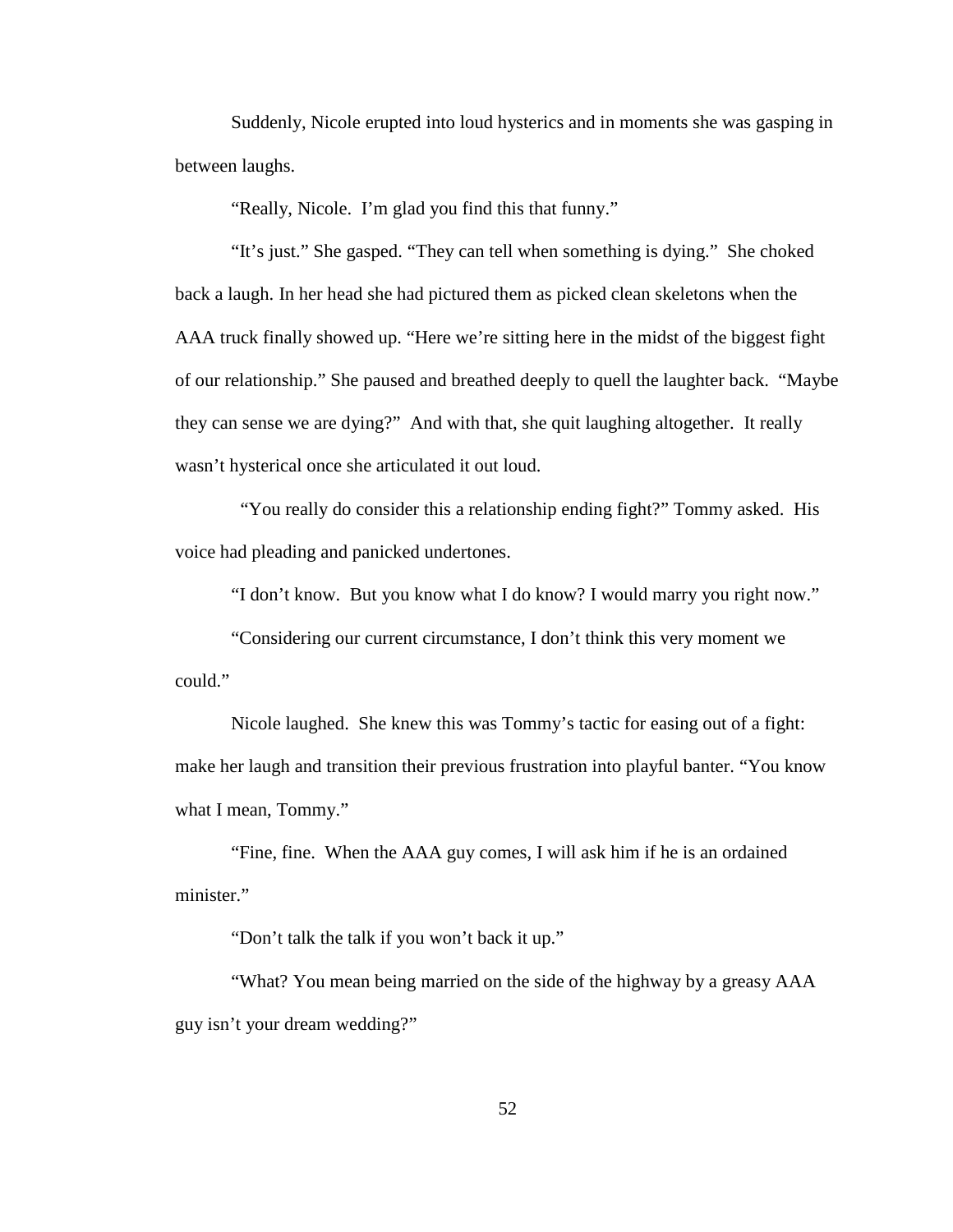Suddenly, Nicole erupted into loud hysterics and in moments she was gasping in between laughs.

"Really, Nicole.  I'm glad you find this that funny."

"It's just." She gasped. "They can tell when something is dying."  She choked back a laugh. In her head she had pictured them as picked clean skeletons when the AAA truck finally showed up. "Here we're sitting here in the midst of the biggest fight of our relationship." She paused and breathed deeply to quell the laughter back.  "Maybe they can sense we are dying?"  And with that, she quit laughing altogether.  It really wasn't hysterical once she articulated it out loud.

"You really do consider this a relationship ending fight?" Tommy asked.  His voice had pleading and panicked undertones.

"I don't know.  But you know what I do know? I would marry you right now."

"Considering our current circumstance, I don't think this very moment we could."

Nicole laughed.  She knew this was Tommy's tactic for easing out of a fight: make her laugh and transition their previous frustration into playful banter. "You know what I mean, Tommy."

"Fine, fine.  When the AAA guy comes, I will ask him if he is an ordained minister."

"Don't talk the talk if you won't back it up."

"What? You mean being married on the side of the highway by a greasy AAA guy isn't your dream wedding?"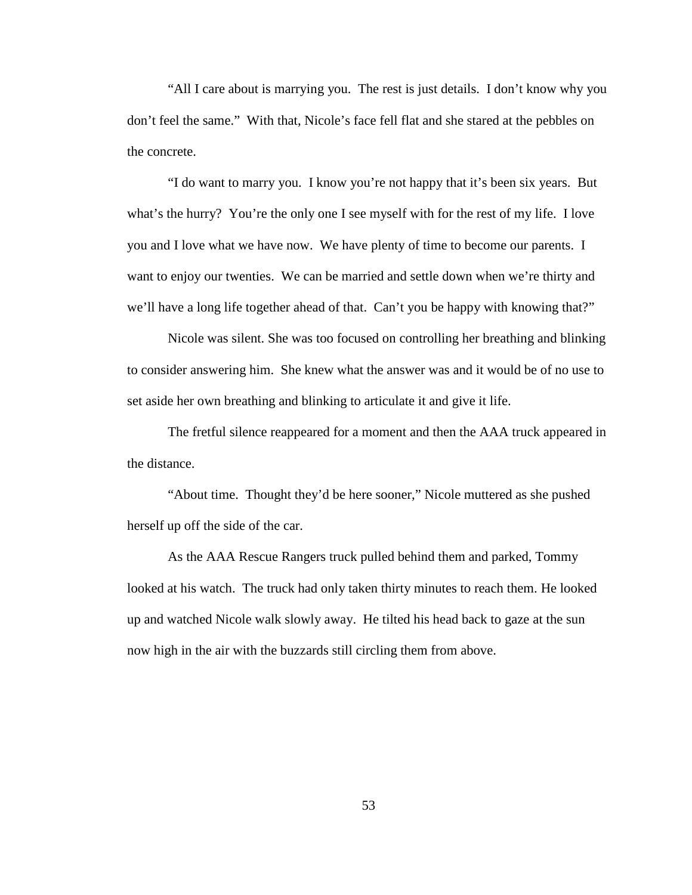"All I care about is marrying you. The rest is just details. I don't know why you don't feel the same." With that, Nicole's face fell flat and she stared at the pebbles on the concrete.

"I do want to marry you. I know you're not happy that it's been six years. But what's the hurry? You're the only one I see myself with for the rest of my life. I love you and I love what we have now. We have plenty of time to become our parents. I want to enjoy our twenties. We can be married and settle down when we're thirty and we'll have a long life together ahead of that. Can't you be happy with knowing that?"

Nicole was silent. She was too focused on controlling her breathing and blinking to consider answering him. She knew what the answer was and it would be of no use to set aside her own breathing and blinking to articulate it and give it life.

The fretful silence reappeared for a moment and then the AAA truck appeared in the distance.

"About time. Thought they'd be here sooner," Nicole muttered as she pushed herself up off the side of the car.

As the AAA Rescue Rangers truck pulled behind them and parked, Tommy looked at his watch. The truck had only taken thirty minutes to reach them. He looked up and watched Nicole walk slowly away. He tilted his head back to gaze at the sun now high in the air with the buzzards still circling them from above.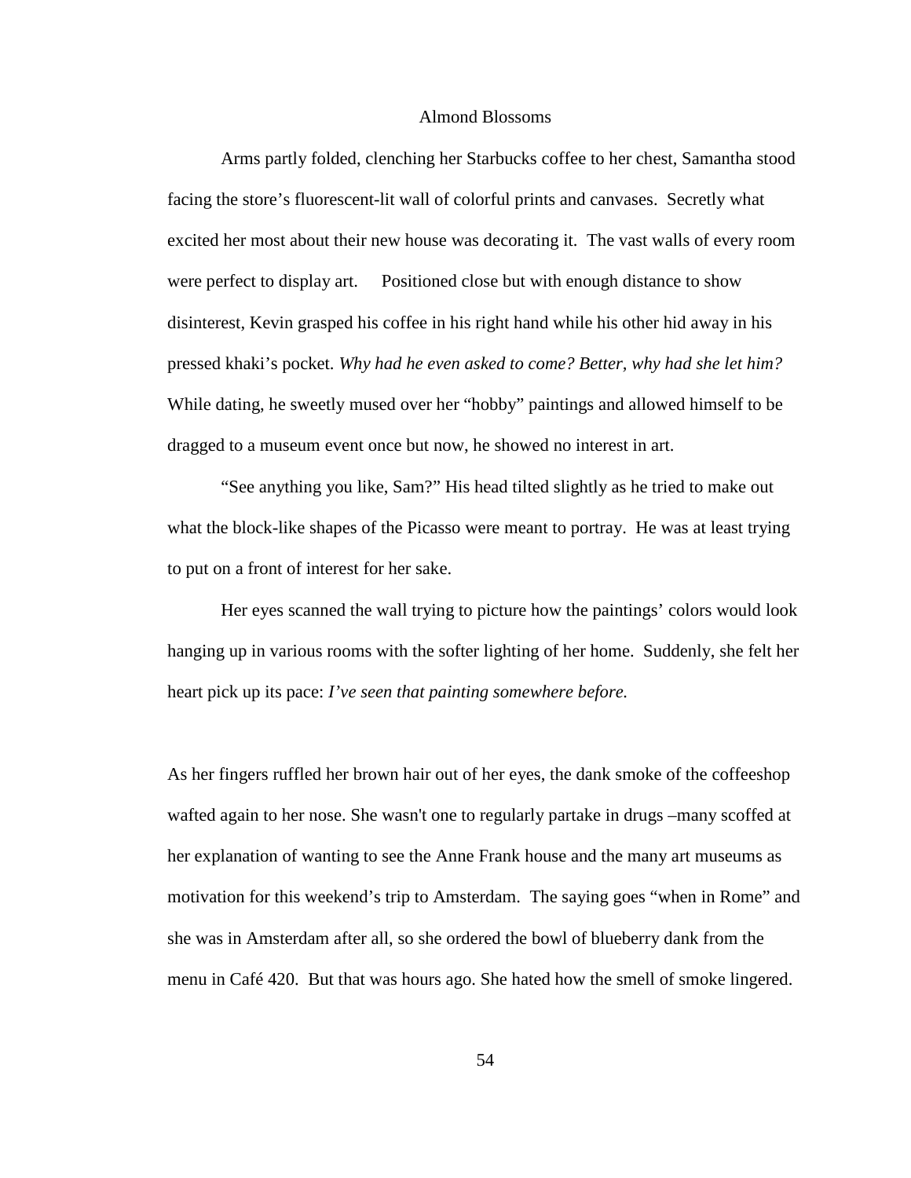# Almond Blossoms

Arms partly folded, clenching her Starbucks coffee to her chest, Samantha stood facing the store's fluorescent-lit wall of colorful prints and canvases. Secretly what excited her most about their new house was decorating it. The vast walls of every room were perfect to display art. Positioned close but with enough distance to show disinterest, Kevin grasped his coffee in his right hand while his other hid away in his pressed khaki's pocket. *Why had he even asked to come? Better, why had she let him?* While dating, he sweetly mused over her "hobby" paintings and allowed himself to be dragged to a museum event once but now, he showed no interest in art.

"See anything you like, Sam?" His head tilted slightly as he tried to make out what the block-like shapes of the Picasso were meant to portray. He was at least trying to put on a front of interest for her sake.

Her eyes scanned the wall trying to picture how the paintings' colors would look hanging up in various rooms with the softer lighting of her home. Suddenly, she felt her heart pick up its pace: *I've seen that painting somewhere before.*

As her fingers ruffled her brown hair out of her eyes, the dank smoke of the coffeeshop wafted again to her nose. She wasn't one to regularly partake in drugs –many scoffed at her explanation of wanting to see the Anne Frank house and the many art museums as motivation for this weekend's trip to Amsterdam. The saying goes "when in Rome" and she was in Amsterdam after all, so she ordered the bowl of blueberry dank from the menu in Café 420. But that was hours ago. She hated how the smell of smoke lingered.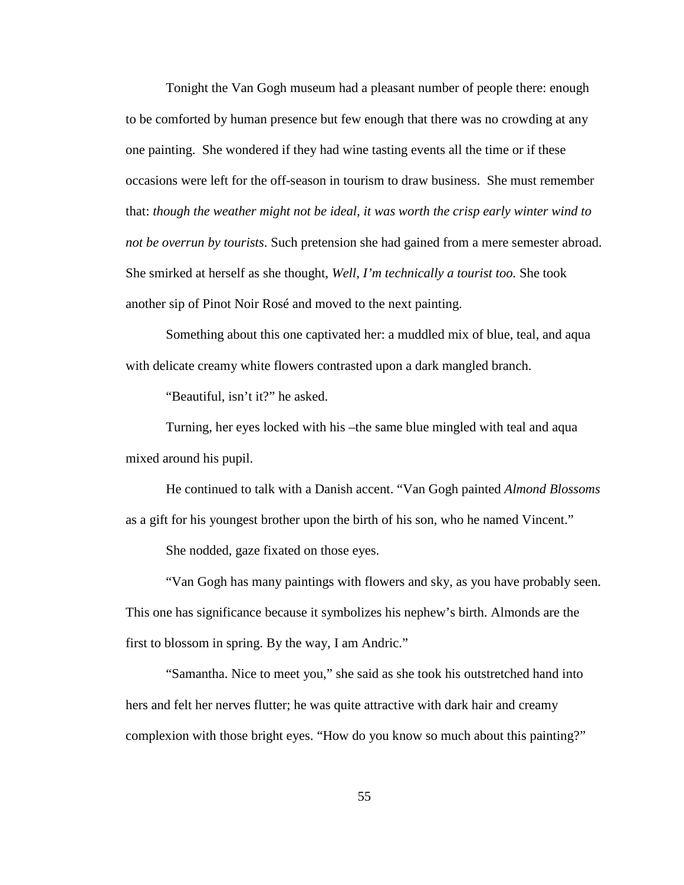Tonight the Van Gogh museum had a pleasant number of people there: enough to be comforted by human presence but few enough that there was no crowding at any one painting. She wondered if they had wine tasting events all the time or if these occasions were left for the off-season in tourism to draw business. She must remember that: *though the weather might not be ideal, it was worth the crisp early winter wind to not be overrun by tourists*. Such pretension she had gained from a mere semester abroad. She smirked at herself as she thought, *Well, I'm technically a tourist too.* She took another sip of Pinot Noir Rosé and moved to the next painting.

Something about this one captivated her: a muddled mix of blue, teal, and aqua with delicate creamy white flowers contrasted upon a dark mangled branch.

"Beautiful, isn't it?" he asked.

Turning, her eyes locked with his –the same blue mingled with teal and aqua mixed around his pupil.

He continued to talk with a Danish accent. "Van Gogh painted *Almond Blossoms* as a gift for his youngest brother upon the birth of his son, who he named Vincent."

She nodded, gaze fixated on those eyes.

"Van Gogh has many paintings with flowers and sky, as you have probably seen. This one has significance because it symbolizes his nephew's birth. Almonds are the first to blossom in spring. By the way, I am Andric."

"Samantha. Nice to meet you," she said as she took his outstretched hand into hers and felt her nerves flutter; he was quite attractive with dark hair and creamy complexion with those bright eyes. "How do you know so much about this painting?"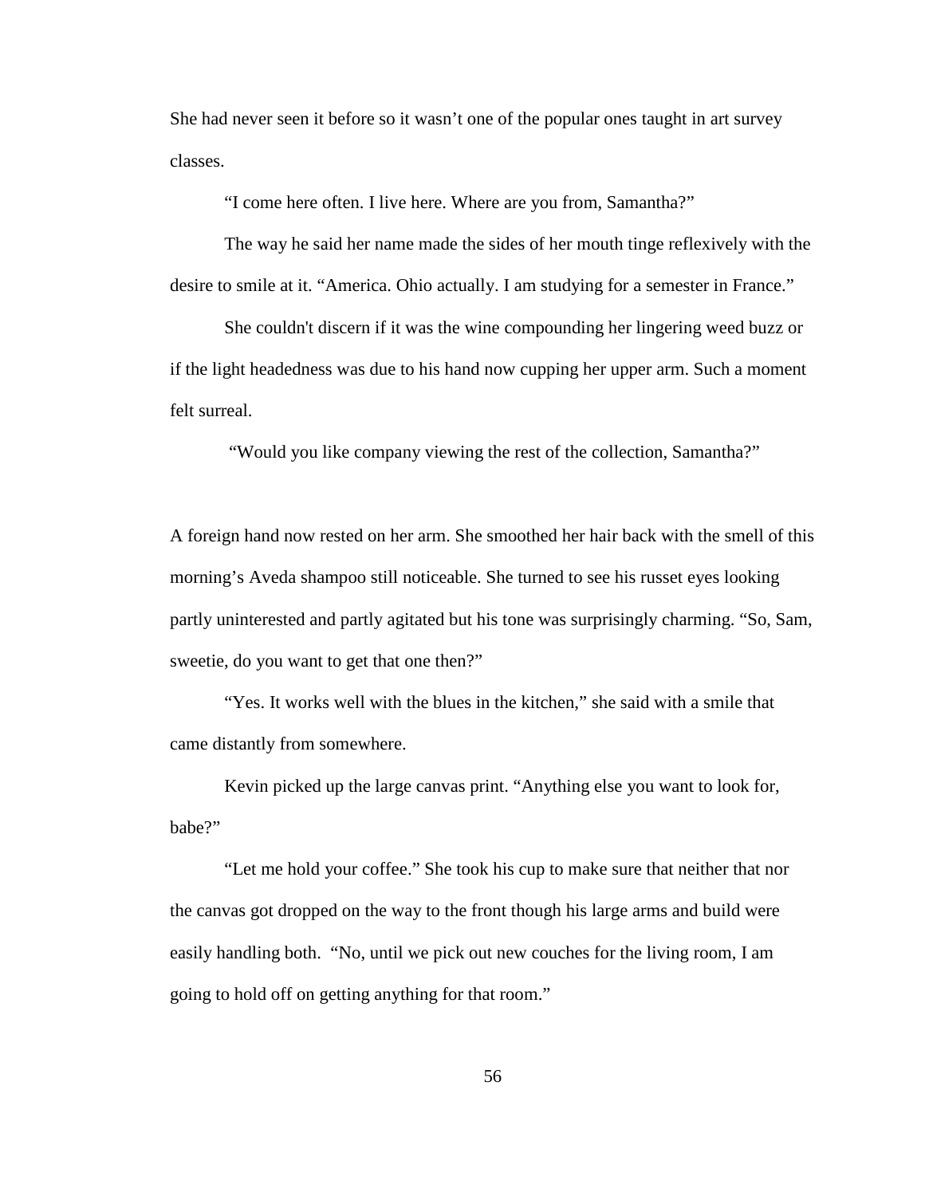She had never seen it before so it wasn't one of the popular ones taught in art survey classes.

"I come here often. I live here. Where are you from, Samantha?"

The way he said her name made the sides of her mouth tinge reflexively with the desire to smile at it. "America. Ohio actually. I am studying for a semester in France."

She couldn't discern if it was the wine compounding her lingering weed buzz or if the light headedness was due to his hand now cupping her upper arm. Such a moment felt surreal.

"Would you like company viewing the rest of the collection, Samantha?"

A foreign hand now rested on her arm. She smoothed her hair back with the smell of this morning's Aveda shampoo still noticeable. She turned to see his russet eyes looking partly uninterested and partly agitated but his tone was surprisingly charming. "So, Sam, sweetie, do you want to get that one then?"

"Yes. It works well with the blues in the kitchen," she said with a smile that came distantly from somewhere.

Kevin picked up the large canvas print. "Anything else you want to look for, babe?"

"Let me hold your coffee." She took his cup to make sure that neither that nor the canvas got dropped on the way to the front though his large arms and build were easily handling both. "No, until we pick out new couches for the living room, I am going to hold off on getting anything for that room."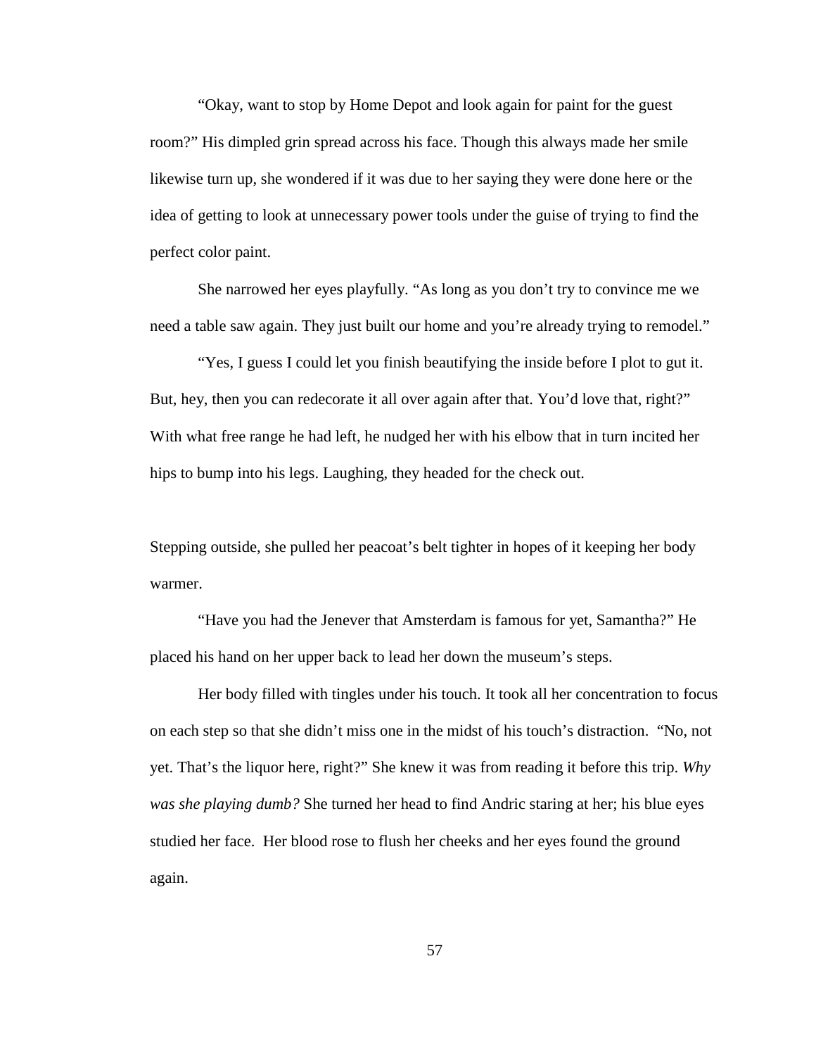"Okay, want to stop by Home Depot and look again for paint for the guest room?" His dimpled grin spread across his face. Though this always made her smile likewise turn up, she wondered if it was due to her saying they were done here or the idea of getting to look at unnecessary power tools under the guise of trying to find the perfect color paint.

She narrowed her eyes playfully. "As long as you don't try to convince me we need a table saw again. They just built our home and you're already trying to remodel."

"Yes, I guess I could let you finish beautifying the inside before I plot to gut it. But, hey, then you can redecorate it all over again after that. You'd love that, right?" With what free range he had left, he nudged her with his elbow that in turn incited her hips to bump into his legs. Laughing, they headed for the check out.

Stepping outside, she pulled her peacoat's belt tighter in hopes of it keeping her body warmer.

"Have you had the Jenever that Amsterdam is famous for yet, Samantha?" He placed his hand on her upper back to lead her down the museum's steps.

Her body filled with tingles under his touch. It took all her concentration to focus on each step so that she didn't miss one in the midst of his touch's distraction. "No, not yet. That's the liquor here, right?" She knew it was from reading it before this trip. *Why was she playing dumb?* She turned her head to find Andric staring at her; his blue eyes studied her face. Her blood rose to flush her cheeks and her eyes found the ground again.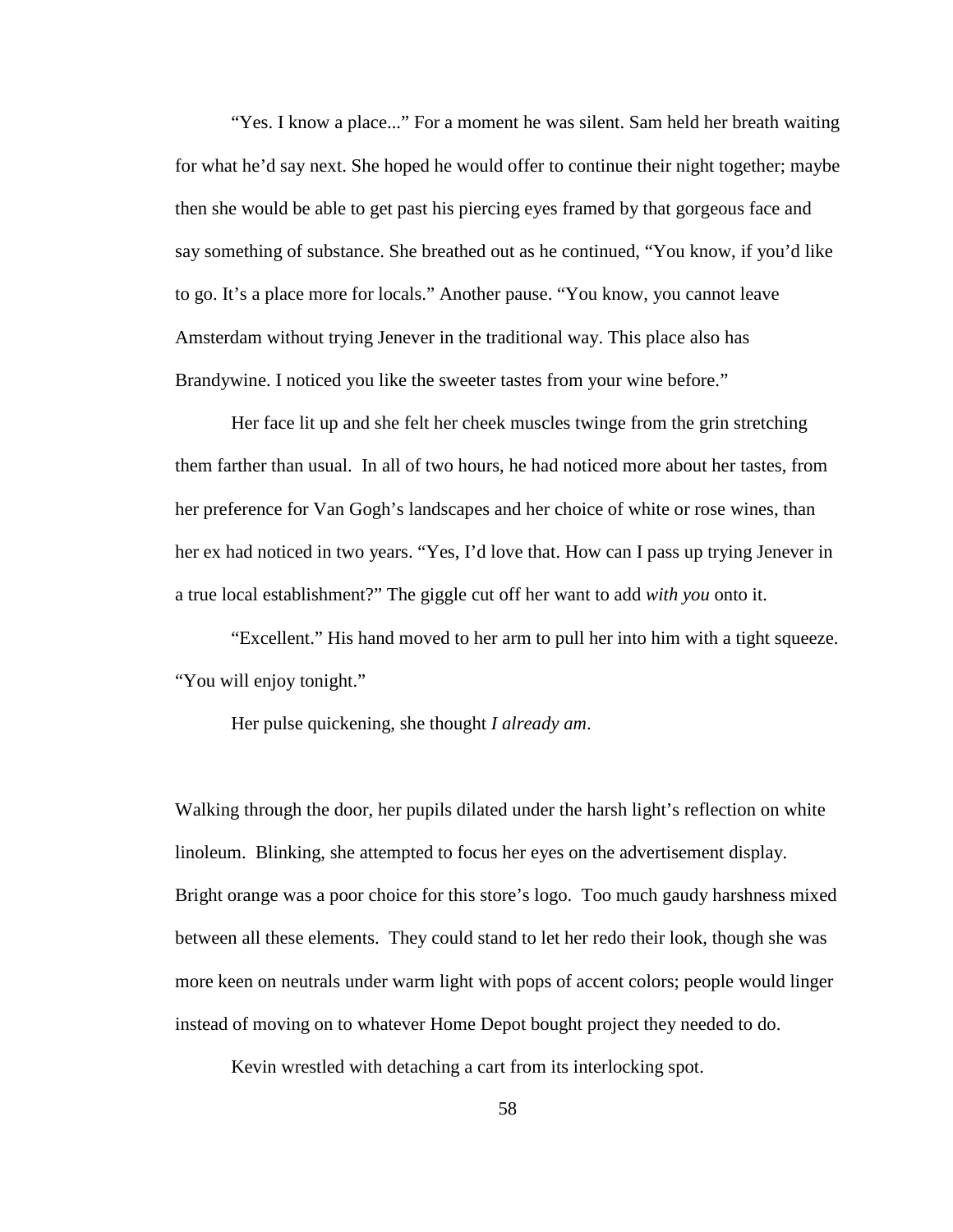"Yes. I know a place..." For a moment he was silent. Sam held her breath waiting for what he'd say next. She hoped he would offer to continue their night together; maybe then she would be able to get past his piercing eyes framed by that gorgeous face and say something of substance. She breathed out as he continued, "You know, if you'd like to go. It's a place more for locals." Another pause. "You know, you cannot leave Amsterdam without trying Jenever in the traditional way. This place also has Brandywine. I noticed you like the sweeter tastes from your wine before."

Her face lit up and she felt her cheek muscles twinge from the grin stretching them farther than usual. In all of two hours, he had noticed more about her tastes, from her preference for Van Gogh's landscapes and her choice of white or rose wines, than her ex had noticed in two years. "Yes, I'd love that. How can I pass up trying Jenever in a true local establishment?" The giggle cut off her want to add *with you* onto it.

"Excellent." His hand moved to her arm to pull her into him with a tight squeeze. "You will enjoy tonight."

Her pulse quickening, she thought *I already am*.

Walking through the door, her pupils dilated under the harsh light's reflection on white linoleum. Blinking, she attempted to focus her eyes on the advertisement display. Bright orange was a poor choice for this store's logo. Too much gaudy harshness mixed between all these elements. They could stand to let her redo their look, though she was more keen on neutrals under warm light with pops of accent colors; people would linger instead of moving on to whatever Home Depot bought project they needed to do.

Kevin wrestled with detaching a cart from its interlocking spot.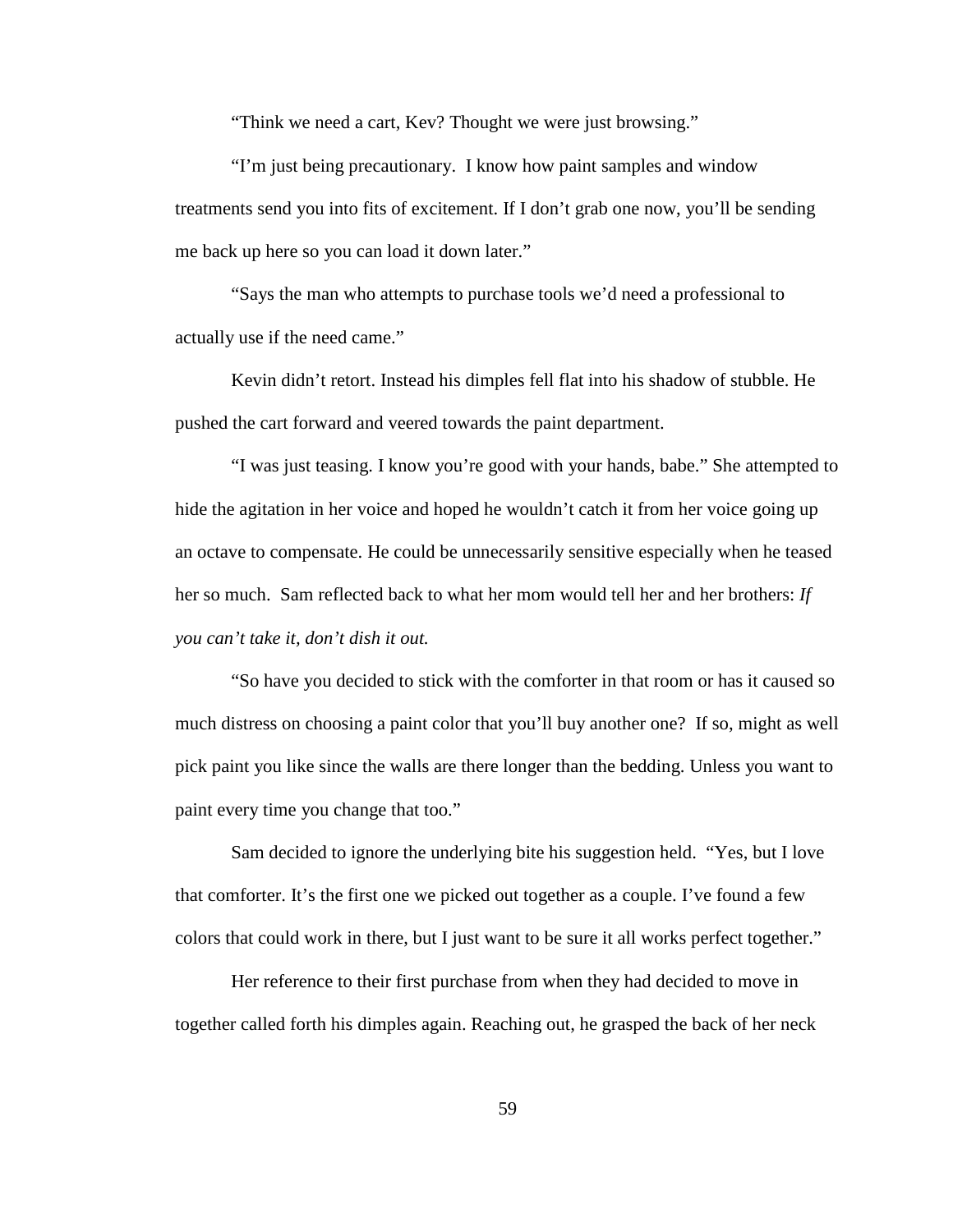"Think we need a cart, Kev? Thought we were just browsing."

"I'm just being precautionary.  I know how paint samples and window treatments send you into fits of excitement. If I don't grab one now, you'll be sending me back up here so you can load it down later."

"Says the man who attempts to purchase tools we'd need a professional to actually use if the need came."

Kevin didn't retort. Instead his dimples fell flat into his shadow of stubble. He pushed the cart forward and veered towards the paint department.

"I was just teasing. I know you're good with your hands, babe." She attempted to hide the agitation in her voice and hoped he wouldn't catch it from her voice going up an octave to compensate. He could be unnecessarily sensitive especially when he teased her so much.  Sam reflected back to what her mom would tell her and her brothers: *If you can't take it, don't dish it out.*

"So have you decided to stick with the comforter in that room or has it caused so much distress on choosing a paint color that you'll buy another one?  If so, might as well pick paint you like since the walls are there longer than the bedding. Unless you want to paint every time you change that too."

Sam decided to ignore the underlying bite his suggestion held.  "Yes, but I love that comforter. It's the first one we picked out together as a couple. I've found a few colors that could work in there, but I just want to be sure it all works perfect together."

Her reference to their first purchase from when they had decided to move in together called forth his dimples again. Reaching out, he grasped the back of her neck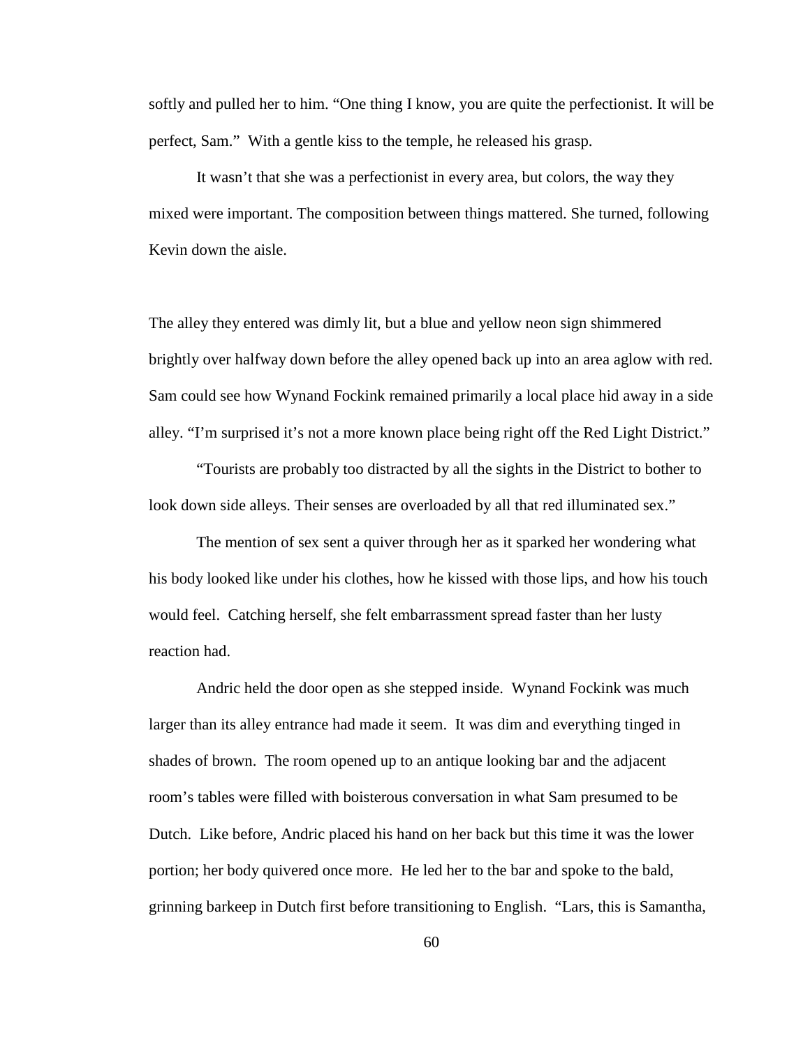softly and pulled her to him. "One thing I know, you are quite the perfectionist. It will be perfect, Sam." With a gentle kiss to the temple, he released his grasp.

It wasn't that she was a perfectionist in every area, but colors, the way they mixed were important. The composition between things mattered. She turned, following Kevin down the aisle.

The alley they entered was dimly lit, but a blue and yellow neon sign shimmered brightly over halfway down before the alley opened back up into an area aglow with red. Sam could see how Wynand Fockink remained primarily a local place hid away in a side alley. "I'm surprised it's not a more known place being right off the Red Light District."

"Tourists are probably too distracted by all the sights in the District to bother to look down side alleys. Their senses are overloaded by all that red illuminated sex."

The mention of sex sent a quiver through her as it sparked her wondering what his body looked like under his clothes, how he kissed with those lips, and how his touch would feel. Catching herself, she felt embarrassment spread faster than her lusty reaction had.

Andric held the door open as she stepped inside. Wynand Fockink was much larger than its alley entrance had made it seem. It was dim and everything tinged in shades of brown. The room opened up to an antique looking bar and the adjacent room's tables were filled with boisterous conversation in what Sam presumed to be Dutch. Like before, Andric placed his hand on her back but this time it was the lower portion; her body quivered once more. He led her to the bar and spoke to the bald, grinning barkeep in Dutch first before transitioning to English. "Lars, this is Samantha,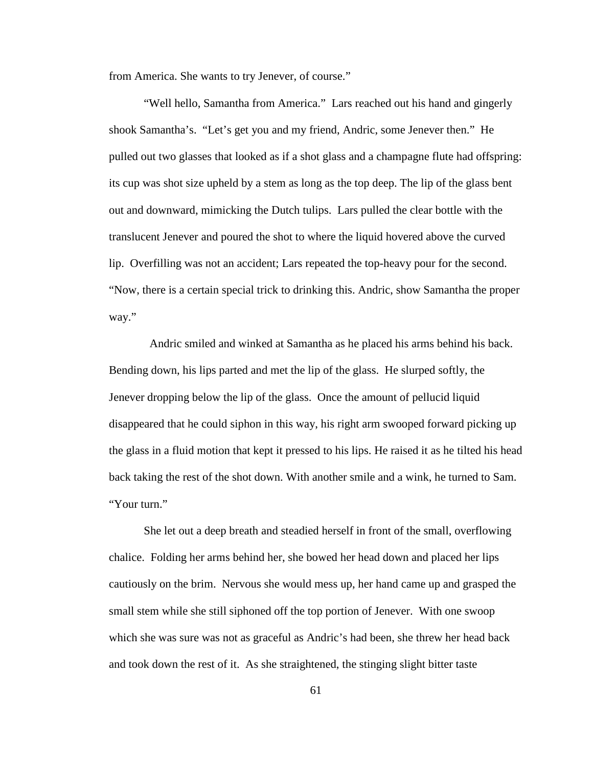from America. She wants to try Jenever, of course."

"Well hello, Samantha from America." Lars reached out his hand and gingerly shook Samantha's. "Let's get you and my friend, Andric, some Jenever then." He pulled out two glasses that looked as if a shot glass and a champagne flute had offspring: its cup was shot size upheld by a stem as long as the top deep. The lip of the glass bent out and downward, mimicking the Dutch tulips. Lars pulled the clear bottle with the translucent Jenever and poured the shot to where the liquid hovered above the curved lip. Overfilling was not an accident; Lars repeated the top-heavy pour for the second. "Now, there is a certain special trick to drinking this. Andric, show Samantha the proper way."

Andric smiled and winked at Samantha as he placed his arms behind his back. Bending down, his lips parted and met the lip of the glass. He slurped softly, the Jenever dropping below the lip of the glass. Once the amount of pellucid liquid disappeared that he could siphon in this way, his right arm swooped forward picking up the glass in a fluid motion that kept it pressed to his lips. He raised it as he tilted his head back taking the rest of the shot down. With another smile and a wink, he turned to Sam. "Your turn."

She let out a deep breath and steadied herself in front of the small, overflowing chalice. Folding her arms behind her, she bowed her head down and placed her lips cautiously on the brim. Nervous she would mess up, her hand came up and grasped the small stem while she still siphoned off the top portion of Jenever. With one swoop which she was sure was not as graceful as Andric's had been, she threw her head back and took down the rest of it. As she straightened, the stinging slight bitter taste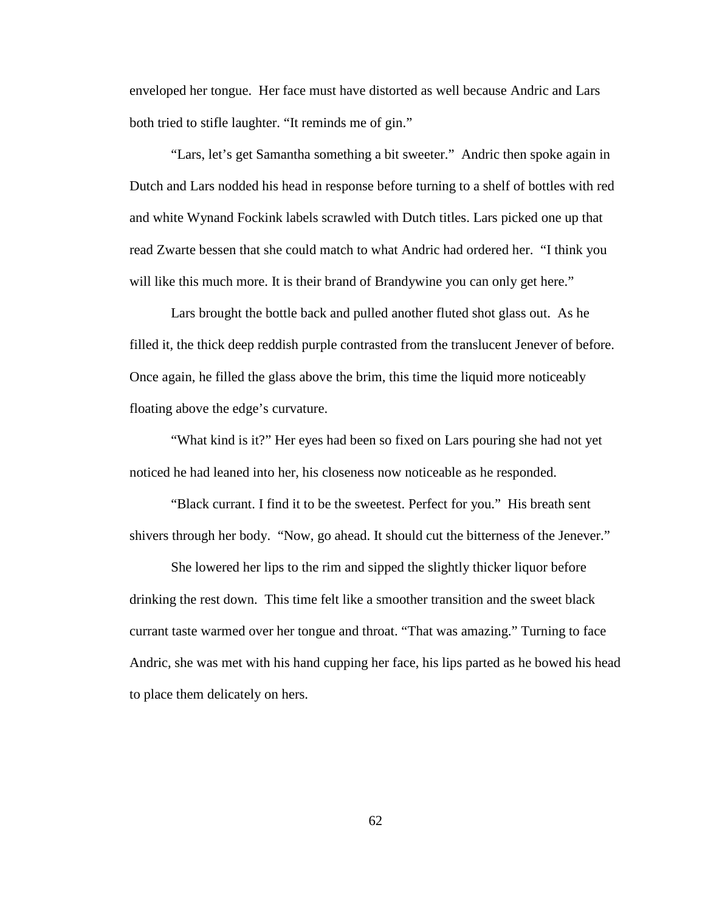enveloped her tongue. Her face must have distorted as well because Andric and Lars both tried to stifle laughter. "It reminds me of gin."

"Lars, let's get Samantha something a bit sweeter." Andric then spoke again in Dutch and Lars nodded his head in response before turning to a shelf of bottles with red and white Wynand Fockink labels scrawled with Dutch titles. Lars picked one up that read Zwarte bessen that she could match to what Andric had ordered her. "I think you will like this much more. It is their brand of Brandywine you can only get here."

Lars brought the bottle back and pulled another fluted shot glass out. As he filled it, the thick deep reddish purple contrasted from the translucent Jenever of before. Once again, he filled the glass above the brim, this time the liquid more noticeably floating above the edge's curvature.

"What kind is it?" Her eyes had been so fixed on Lars pouring she had not yet noticed he had leaned into her, his closeness now noticeable as he responded.

"Black currant. I find it to be the sweetest. Perfect for you." His breath sent shivers through her body. "Now, go ahead. It should cut the bitterness of the Jenever."

She lowered her lips to the rim and sipped the slightly thicker liquor before drinking the rest down. This time felt like a smoother transition and the sweet black currant taste warmed over her tongue and throat. "That was amazing." Turning to face Andric, she was met with his hand cupping her face, his lips parted as he bowed his head to place them delicately on hers.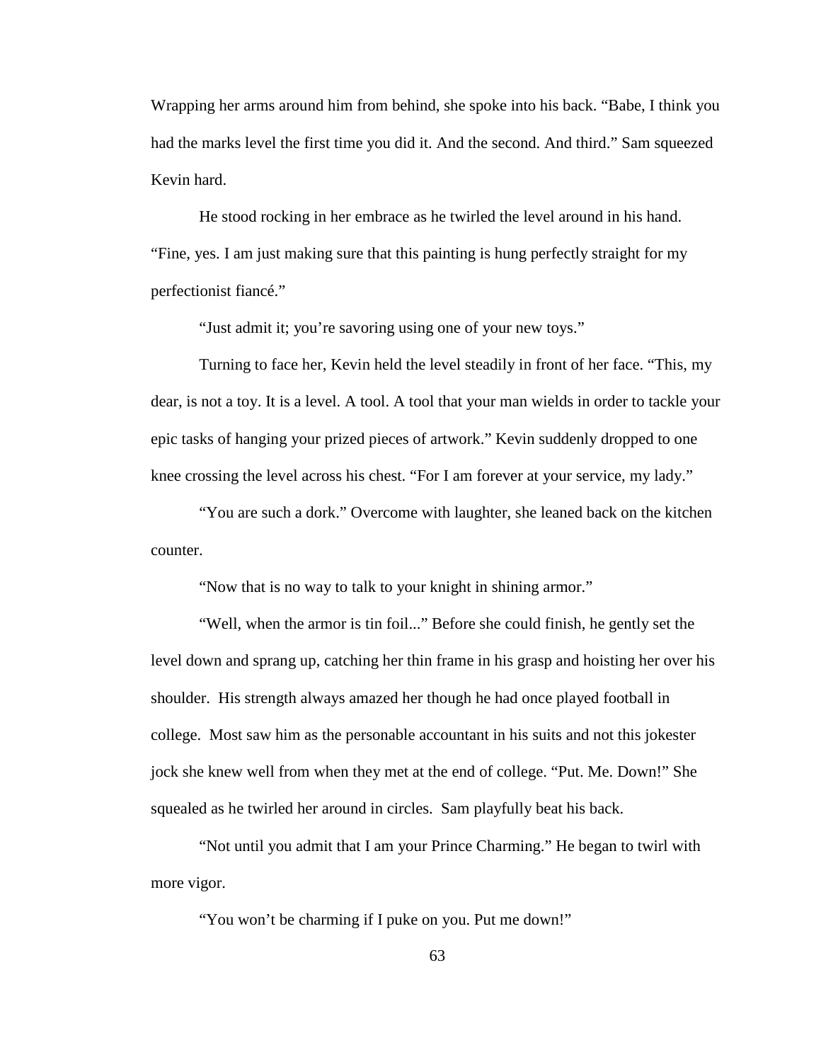Wrapping her arms around him from behind, she spoke into his back. “Babe, I think you had the marks level the first time you did it. And the second. And third.” Sam squeezed Kevin hard.

He stood rocking in her embrace as he twirled the level around in his hand. “Fine, yes. I am just making sure that this painting is hung perfectly straight for my perfectionist fiancé.”

“Just admit it; you’re savoring using one of your new toys.”

Turning to face her, Kevin held the level steadily in front of her face. “This, my dear, is not a toy. It is a level. A tool. A tool that your man wields in order to tackle your epic tasks of hanging your prized pieces of artwork.” Kevin suddenly dropped to one knee crossing the level across his chest. “For I am forever at your service, my lady.”

“You are such a dork.” Overcome with laughter, she leaned back on the kitchen counter.

“Now that is no way to talk to your knight in shining armor.”

“Well, when the armor is tin foil...” Before she could finish, he gently set the level down and sprang up, catching her thin frame in his grasp and hoisting her over his shoulder. His strength always amazed her though he had once played football in college. Most saw him as the personable accountant in his suits and not this jokester jock she knew well from when they met at the end of college. “Put. Me. Down!” She squealed as he twirled her around in circles. Sam playfully beat his back.

“Not until you admit that I am your Prince Charming.” He began to twirl with more vigor.

“You won’t be charming if I puke on you. Put me down!”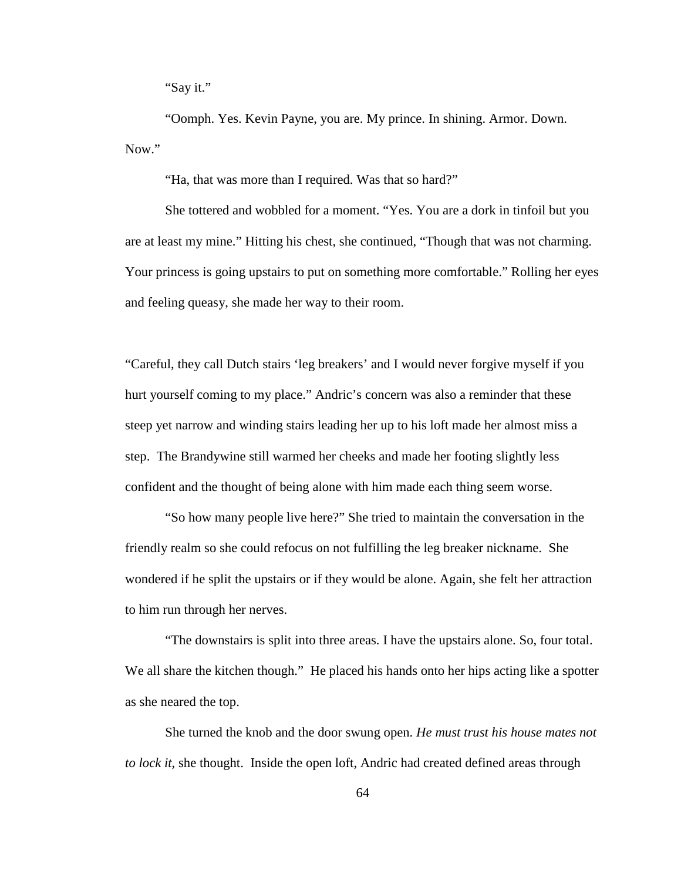"Say it."

"Oomph. Yes. Kevin Payne, you are. My prince. In shining. Armor. Down. Now."

"Ha, that was more than I required. Was that so hard?"

She tottered and wobbled for a moment. "Yes. You are a dork in tinfoil but you are at least my mine." Hitting his chest, she continued, "Though that was not charming. Your princess is going upstairs to put on something more comfortable." Rolling her eyes and feeling queasy, she made her way to their room.

"Careful, they call Dutch stairs 'leg breakers' and I would never forgive myself if you hurt yourself coming to my place." Andric's concern was also a reminder that these steep yet narrow and winding stairs leading her up to his loft made her almost miss a step. The Brandywine still warmed her cheeks and made her footing slightly less confident and the thought of being alone with him made each thing seem worse.

"So how many people live here?" She tried to maintain the conversation in the friendly realm so she could refocus on not fulfilling the leg breaker nickname. She wondered if he split the upstairs or if they would be alone. Again, she felt her attraction to him run through her nerves.

"The downstairs is split into three areas. I have the upstairs alone. So, four total. We all share the kitchen though." He placed his hands onto her hips acting like a spotter as she neared the top.

She turned the knob and the door swung open. *He must trust his house mates not to lock it*, she thought. Inside the open loft, Andric had created defined areas through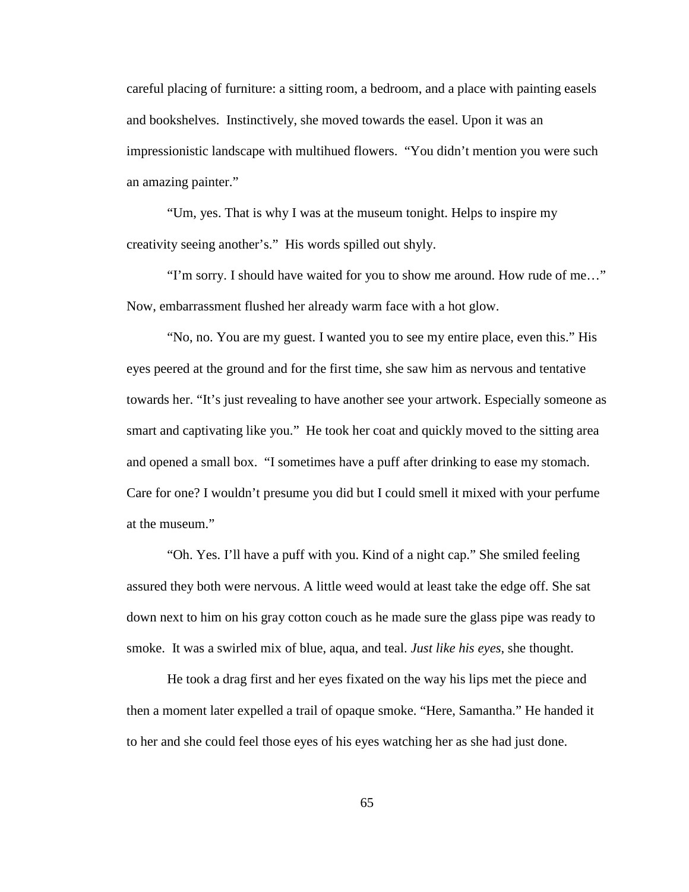careful placing of furniture: a sitting room, a bedroom, and a place with painting easels and bookshelves. Instinctively, she moved towards the easel. Upon it was an impressionistic landscape with multihued flowers. "You didn't mention you were such an amazing painter."

"Um, yes. That is why I was at the museum tonight. Helps to inspire my creativity seeing another's." His words spilled out shyly.

"I'm sorry. I should have waited for you to show me around. How rude of me…" Now, embarrassment flushed her already warm face with a hot glow.

"No, no. You are my guest. I wanted you to see my entire place, even this." His eyes peered at the ground and for the first time, she saw him as nervous and tentative towards her. "It's just revealing to have another see your artwork. Especially someone as smart and captivating like you." He took her coat and quickly moved to the sitting area and opened a small box. "I sometimes have a puff after drinking to ease my stomach. Care for one? I wouldn't presume you did but I could smell it mixed with your perfume at the museum."

"Oh. Yes. I'll have a puff with you. Kind of a night cap." She smiled feeling assured they both were nervous. A little weed would at least take the edge off. She sat down next to him on his gray cotton couch as he made sure the glass pipe was ready to smoke. It was a swirled mix of blue, aqua, and teal. *Just like his eyes*, she thought.

He took a drag first and her eyes fixated on the way his lips met the piece and then a moment later expelled a trail of opaque smoke. "Here, Samantha." He handed it to her and she could feel those eyes of his eyes watching her as she had just done.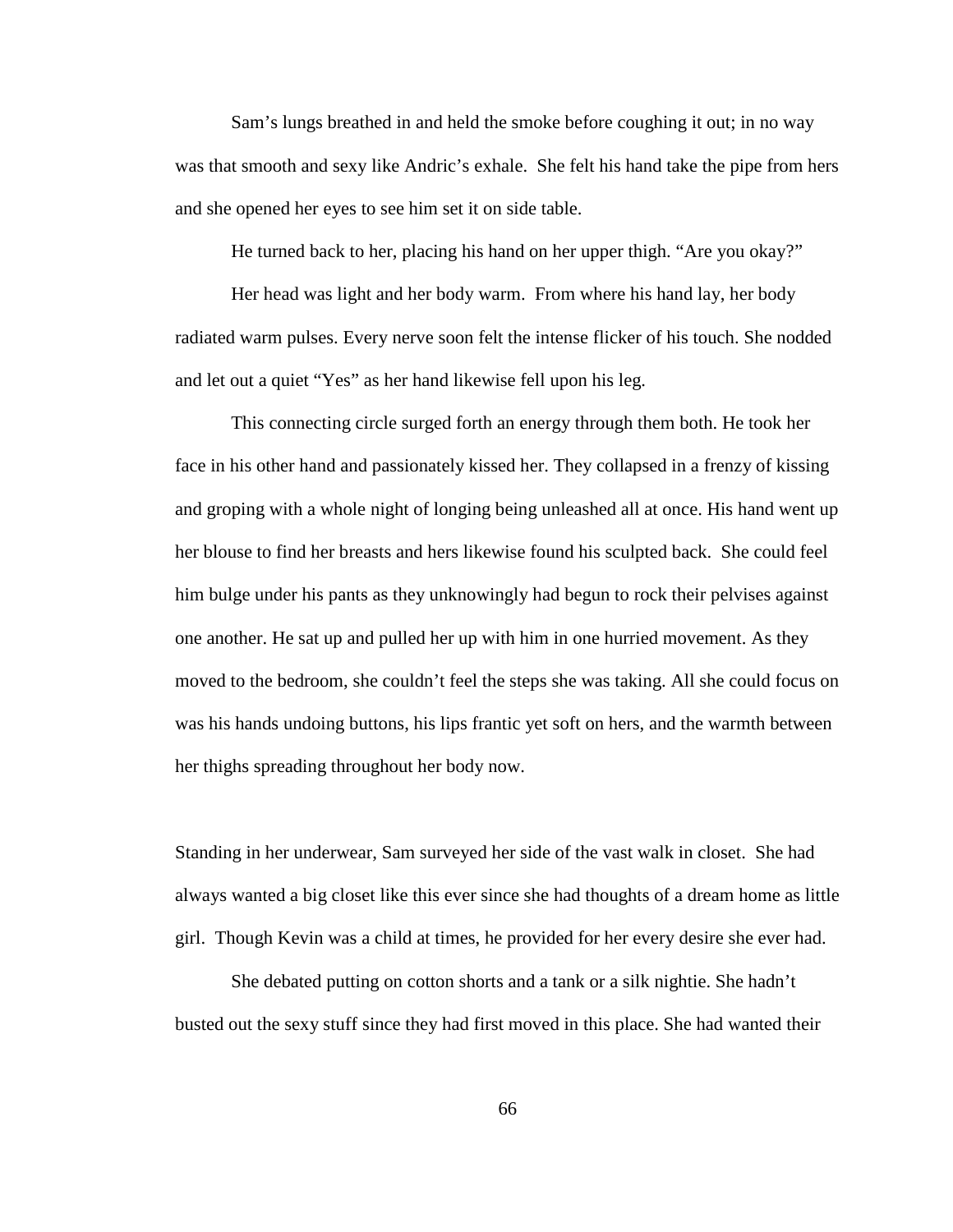Sam's lungs breathed in and held the smoke before coughing it out; in no way was that smooth and sexy like Andric's exhale. She felt his hand take the pipe from hers and she opened her eyes to see him set it on side table.

He turned back to her, placing his hand on her upper thigh. "Are you okay?"

Her head was light and her body warm. From where his hand lay, her body radiated warm pulses. Every nerve soon felt the intense flicker of his touch. She nodded and let out a quiet "Yes" as her hand likewise fell upon his leg.

This connecting circle surged forth an energy through them both. He took her face in his other hand and passionately kissed her. They collapsed in a frenzy of kissing and groping with a whole night of longing being unleashed all at once. His hand went up her blouse to find her breasts and hers likewise found his sculpted back. She could feel him bulge under his pants as they unknowingly had begun to rock their pelvises against one another. He sat up and pulled her up with him in one hurried movement. As they moved to the bedroom, she couldn't feel the steps she was taking. All she could focus on was his hands undoing buttons, his lips frantic yet soft on hers, and the warmth between her thighs spreading throughout her body now.

Standing in her underwear, Sam surveyed her side of the vast walk in closet. She had always wanted a big closet like this ever since she had thoughts of a dream home as little girl. Though Kevin was a child at times, he provided for her every desire she ever had.

She debated putting on cotton shorts and a tank or a silk nightie. She hadn't busted out the sexy stuff since they had first moved in this place. She had wanted their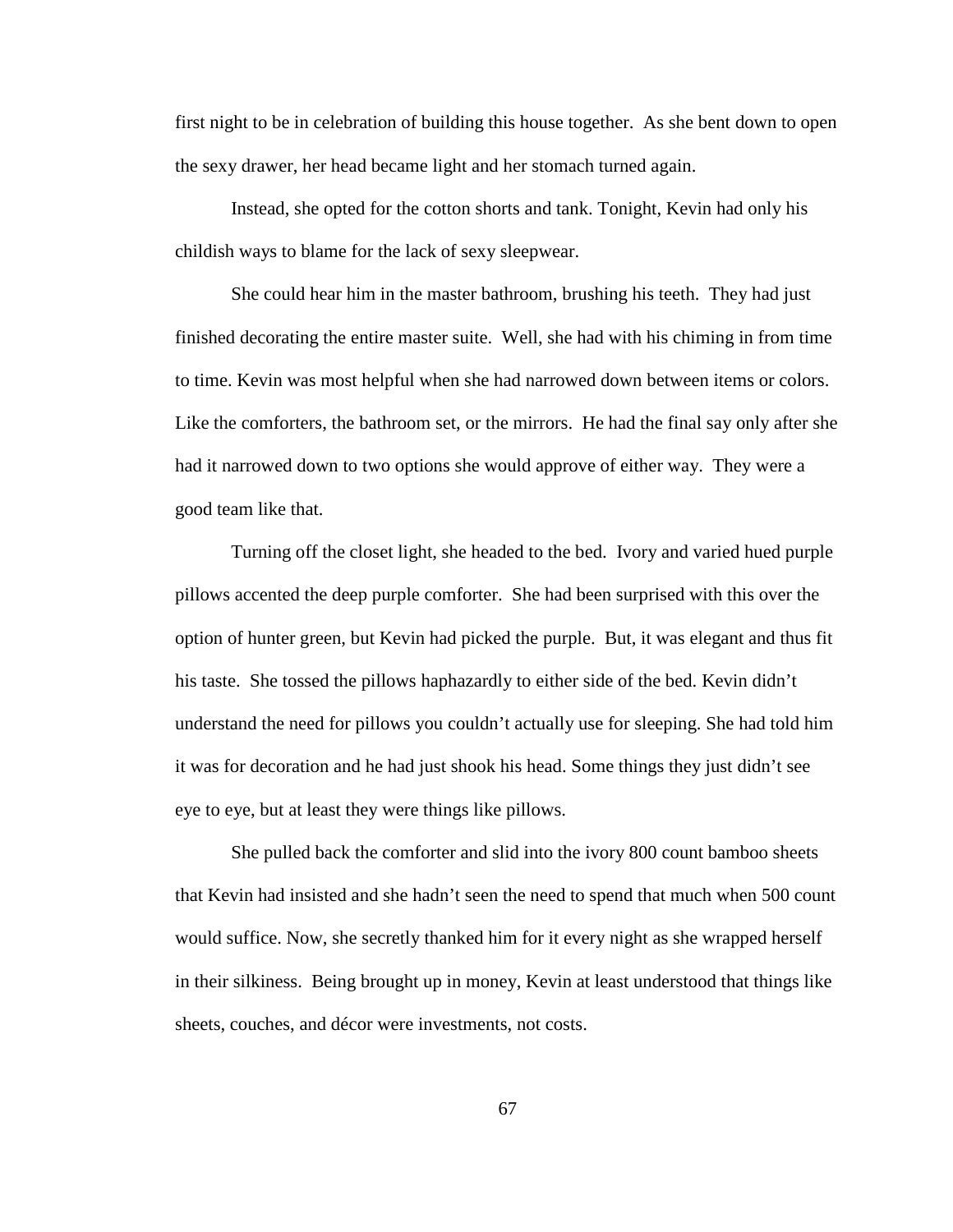first night to be in celebration of building this house together. As she bent down to open the sexy drawer, her head became light and her stomach turned again.

Instead, she opted for the cotton shorts and tank. Tonight, Kevin had only his childish ways to blame for the lack of sexy sleepwear.

She could hear him in the master bathroom, brushing his teeth. They had just finished decorating the entire master suite. Well, she had with his chiming in from time to time. Kevin was most helpful when she had narrowed down between items or colors. Like the comforters, the bathroom set, or the mirrors. He had the final say only after she had it narrowed down to two options she would approve of either way. They were a good team like that.

Turning off the closet light, she headed to the bed. Ivory and varied hued purple pillows accented the deep purple comforter. She had been surprised with this over the option of hunter green, but Kevin had picked the purple. But, it was elegant and thus fit his taste. She tossed the pillows haphazardly to either side of the bed. Kevin didn't understand the need for pillows you couldn't actually use for sleeping. She had told him it was for decoration and he had just shook his head. Some things they just didn't see eye to eye, but at least they were things like pillows.

She pulled back the comforter and slid into the ivory 800 count bamboo sheets that Kevin had insisted and she hadn't seen the need to spend that much when 500 count would suffice. Now, she secretly thanked him for it every night as she wrapped herself in their silkiness. Being brought up in money, Kevin at least understood that things like sheets, couches, and décor were investments, not costs.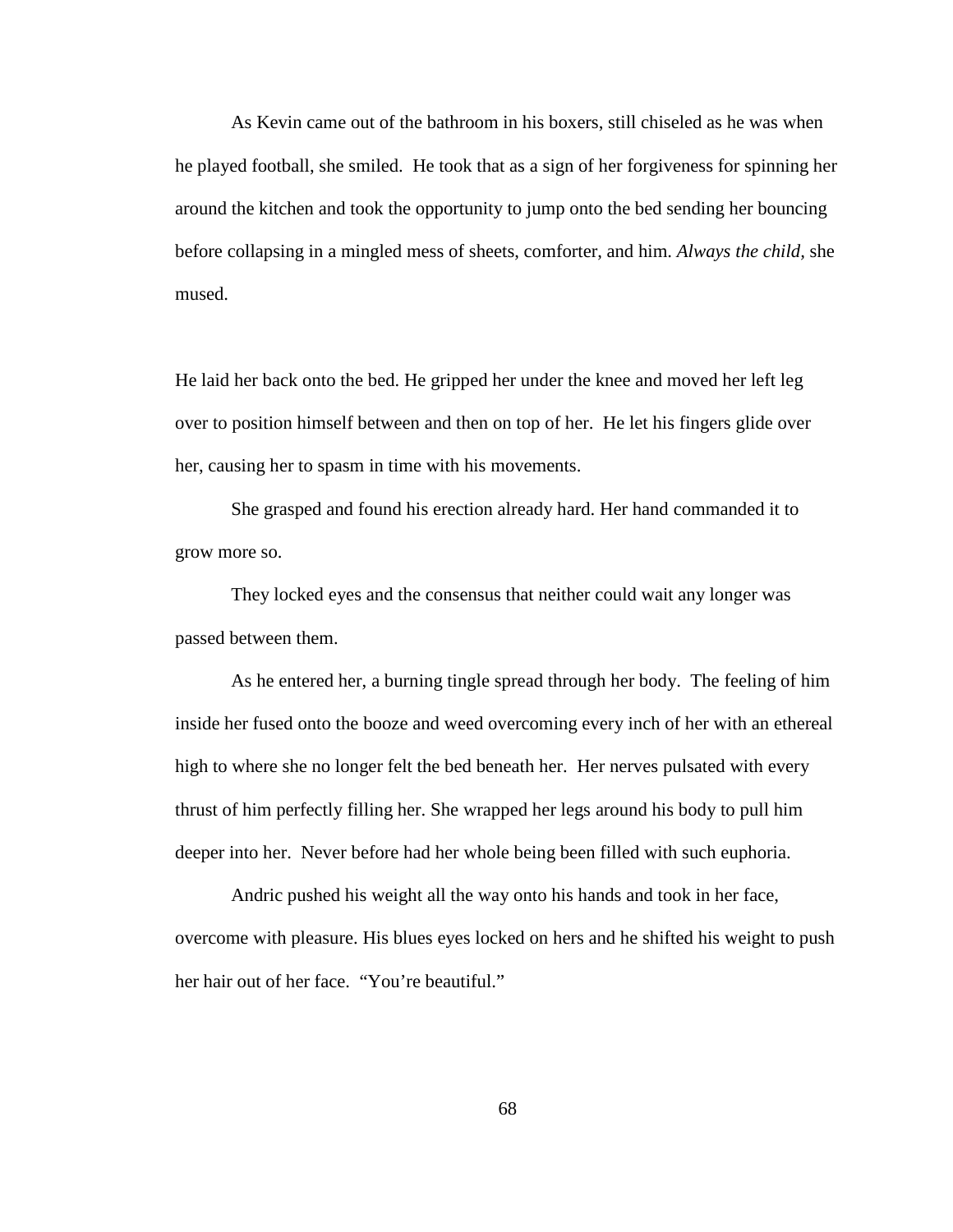As Kevin came out of the bathroom in his boxers, still chiseled as he was when he played football, she smiled.  He took that as a sign of her forgiveness for spinning her around the kitchen and took the opportunity to jump onto the bed sending her bouncing before collapsing in a mingled mess of sheets, comforter, and him. *Always the child*, she mused.

He laid her back onto the bed. He gripped her under the knee and moved her left leg over to position himself between and then on top of her.  He let his fingers glide over her, causing her to spasm in time with his movements.

She grasped and found his erection already hard. Her hand commanded it to grow more so.

They locked eyes and the consensus that neither could wait any longer was passed between them.

As he entered her, a burning tingle spread through her body.  The feeling of him inside her fused onto the booze and weed overcoming every inch of her with an ethereal high to where she no longer felt the bed beneath her.  Her nerves pulsated with every thrust of him perfectly filling her. She wrapped her legs around his body to pull him deeper into her.  Never before had her whole being been filled with such euphoria.

Andric pushed his weight all the way onto his hands and took in her face, overcome with pleasure. His blues eyes locked on hers and he shifted his weight to push her hair out of her face.  "You're beautiful."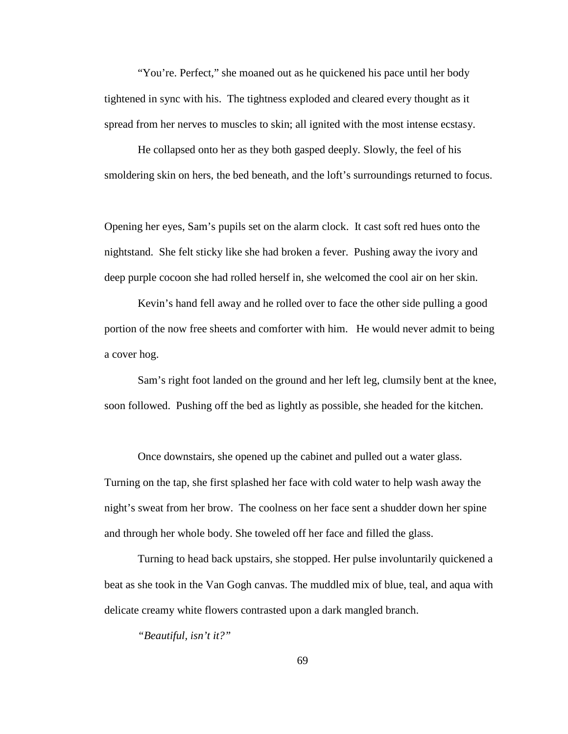"You're. Perfect," she moaned out as he quickened his pace until her body tightened in sync with his. The tightness exploded and cleared every thought as it spread from her nerves to muscles to skin; all ignited with the most intense ecstasy.

He collapsed onto her as they both gasped deeply. Slowly, the feel of his smoldering skin on hers, the bed beneath, and the loft's surroundings returned to focus.

Opening her eyes, Sam's pupils set on the alarm clock. It cast soft red hues onto the nightstand. She felt sticky like she had broken a fever. Pushing away the ivory and deep purple cocoon she had rolled herself in, she welcomed the cool air on her skin.

Kevin's hand fell away and he rolled over to face the other side pulling a good portion of the now free sheets and comforter with him. He would never admit to being a cover hog.

Sam's right foot landed on the ground and her left leg, clumsily bent at the knee, soon followed. Pushing off the bed as lightly as possible, she headed for the kitchen.

Once downstairs, she opened up the cabinet and pulled out a water glass. Turning on the tap, she first splashed her face with cold water to help wash away the night's sweat from her brow. The coolness on her face sent a shudder down her spine and through her whole body. She toweled off her face and filled the glass.

Turning to head back upstairs, she stopped. Her pulse involuntarily quickened a beat as she took in the Van Gogh canvas. The muddled mix of blue, teal, and aqua with delicate creamy white flowers contrasted upon a dark mangled branch.

*"Beautiful, isn't it?"*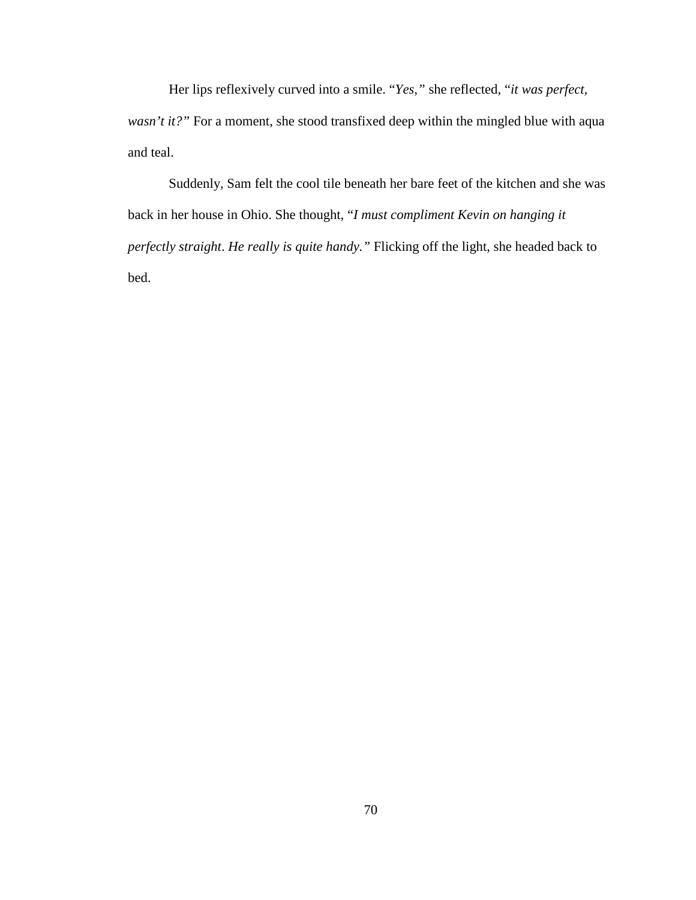Her lips reflexively curved into a smile. "*Yes,*" she reflected, "*it was perfect, wasn't it?*" For a moment, she stood transfixed deep within the mingled blue with aqua and teal.

Suddenly, Sam felt the cool tile beneath her bare feet of the kitchen and she was back in her house in Ohio. She thought, "*I must compliment Kevin on hanging it perfectly straight*. *He really is quite handy.*" Flicking off the light, she headed back to bed.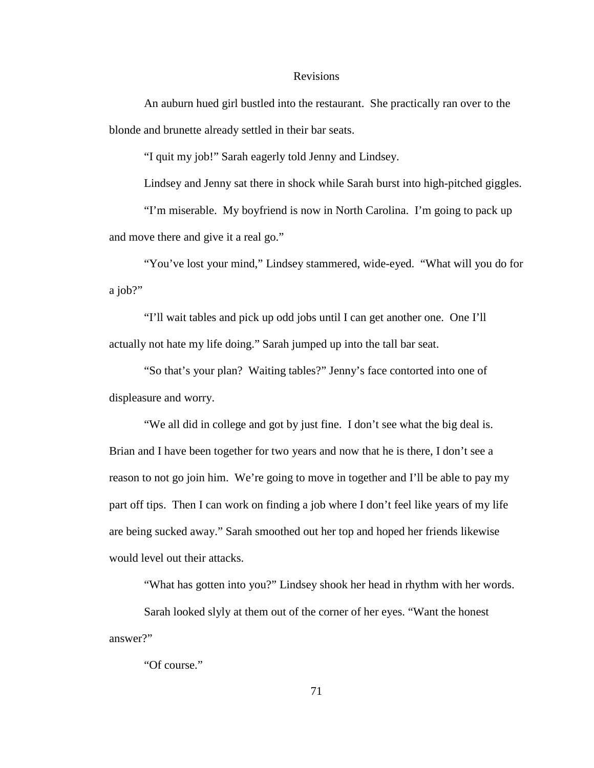# Revisions

An auburn hued girl bustled into the restaurant. She practically ran over to the blonde and brunette already settled in their bar seats.

"I quit my job!" Sarah eagerly told Jenny and Lindsey.

Lindsey and Jenny sat there in shock while Sarah burst into high-pitched giggles.

"I'm miserable. My boyfriend is now in North Carolina. I'm going to pack up and move there and give it a real go."

"You've lost your mind," Lindsey stammered, wide-eyed. "What will you do for a job?"

"I'll wait tables and pick up odd jobs until I can get another one. One I'll actually not hate my life doing." Sarah jumped up into the tall bar seat.

"So that's your plan? Waiting tables?" Jenny's face contorted into one of displeasure and worry.

"We all did in college and got by just fine. I don't see what the big deal is. Brian and I have been together for two years and now that he is there, I don't see a reason to not go join him. We're going to move in together and I'll be able to pay my part off tips. Then I can work on finding a job where I don't feel like years of my life are being sucked away." Sarah smoothed out her top and hoped her friends likewise would level out their attacks.

"What has gotten into you?" Lindsey shook her head in rhythm with her words.

Sarah looked slyly at them out of the corner of her eyes. "Want the honest answer?"

"Of course."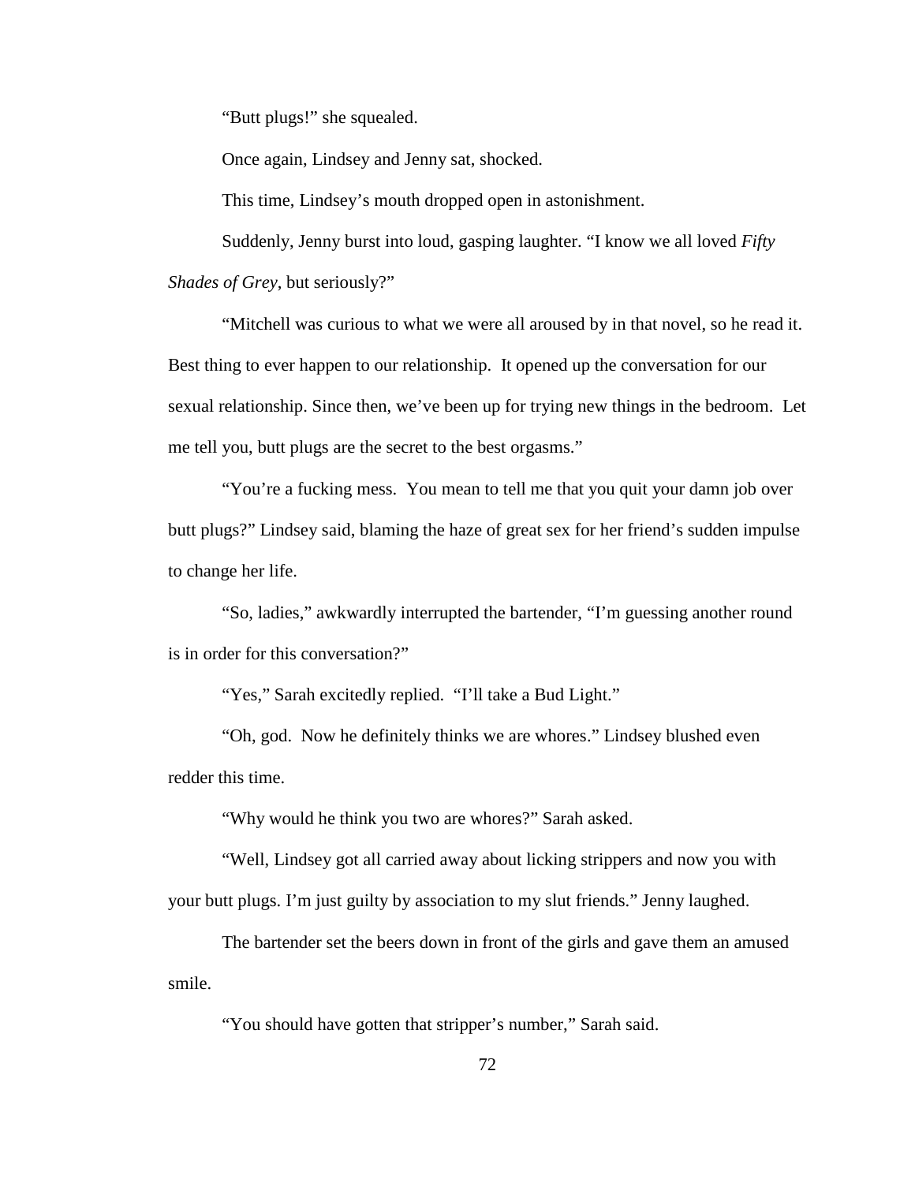"Butt plugs!" she squealed.

Once again, Lindsey and Jenny sat, shocked.

This time, Lindsey's mouth dropped open in astonishment.

Suddenly, Jenny burst into loud, gasping laughter. "I know we all loved *Fifty Shades of Grey*, but seriously?"

"Mitchell was curious to what we were all aroused by in that novel, so he read it. Best thing to ever happen to our relationship. It opened up the conversation for our sexual relationship. Since then, we've been up for trying new things in the bedroom. Let me tell you, butt plugs are the secret to the best orgasms."

"You're a fucking mess. You mean to tell me that you quit your damn job over butt plugs?" Lindsey said, blaming the haze of great sex for her friend's sudden impulse to change her life.

"So, ladies," awkwardly interrupted the bartender, "I'm guessing another round is in order for this conversation?"

"Yes," Sarah excitedly replied. "I'll take a Bud Light."

"Oh, god. Now he definitely thinks we are whores." Lindsey blushed even redder this time.

"Why would he think you two are whores?" Sarah asked.

"Well, Lindsey got all carried away about licking strippers and now you with your butt plugs. I'm just guilty by association to my slut friends." Jenny laughed.

The bartender set the beers down in front of the girls and gave them an amused smile.

"You should have gotten that stripper's number," Sarah said.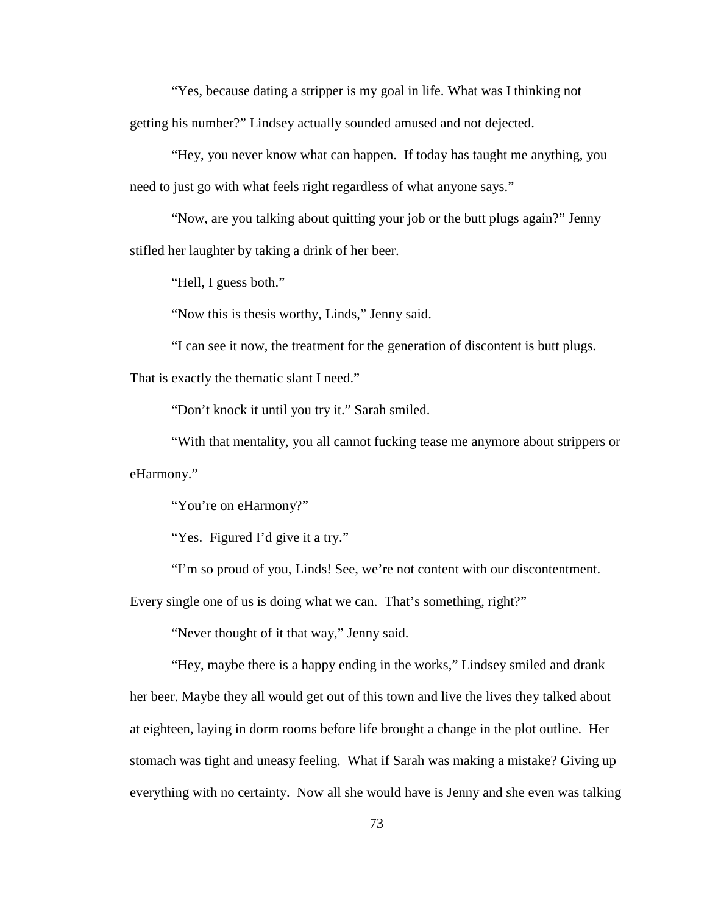"Yes, because dating a stripper is my goal in life. What was I thinking not getting his number?" Lindsey actually sounded amused and not dejected.

"Hey, you never know what can happen. If today has taught me anything, you need to just go with what feels right regardless of what anyone says."

"Now, are you talking about quitting your job or the butt plugs again?" Jenny stifled her laughter by taking a drink of her beer.

"Hell, I guess both."

"Now this is thesis worthy, Linds," Jenny said.

"I can see it now, the treatment for the generation of discontent is butt plugs. That is exactly the thematic slant I need."

"Don't knock it until you try it." Sarah smiled.

"With that mentality, you all cannot fucking tease me anymore about strippers or eHarmony."

"You're on eHarmony?"

"Yes. Figured I'd give it a try."

"I'm so proud of you, Linds! See, we're not content with our discontentment. Every single one of us is doing what we can. That's something, right?"

"Never thought of it that way," Jenny said.

"Hey, maybe there is a happy ending in the works," Lindsey smiled and drank her beer. Maybe they all would get out of this town and live the lives they talked about at eighteen, laying in dorm rooms before life brought a change in the plot outline. Her stomach was tight and uneasy feeling. What if Sarah was making a mistake? Giving up everything with no certainty. Now all she would have is Jenny and she even was talking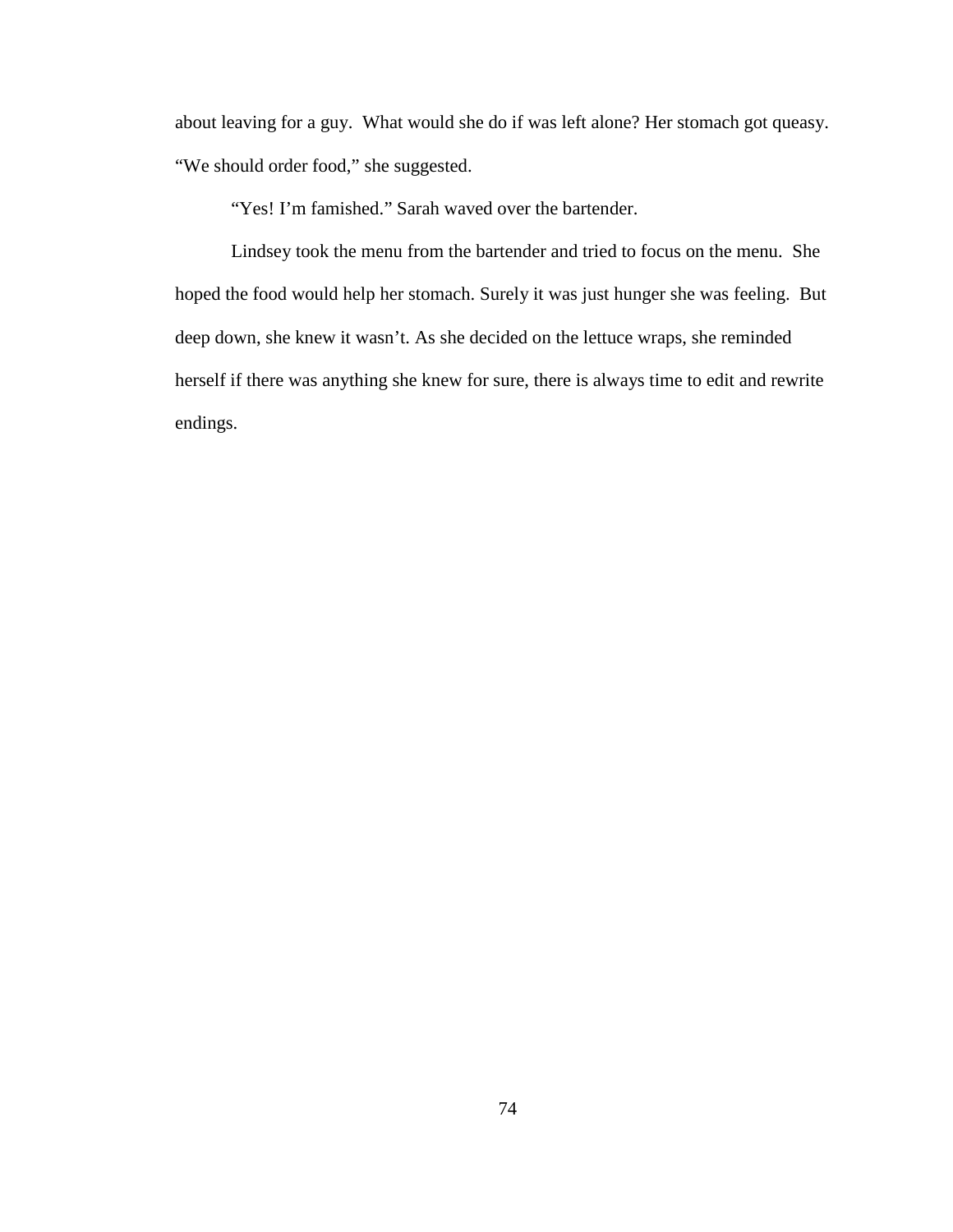about leaving for a guy. What would she do if was left alone? Her stomach got queasy. "We should order food," she suggested.

"Yes! I'm famished." Sarah waved over the bartender.

Lindsey took the menu from the bartender and tried to focus on the menu. She hoped the food would help her stomach. Surely it was just hunger she was feeling. But deep down, she knew it wasn't. As she decided on the lettuce wraps, she reminded herself if there was anything she knew for sure, there is always time to edit and rewrite endings.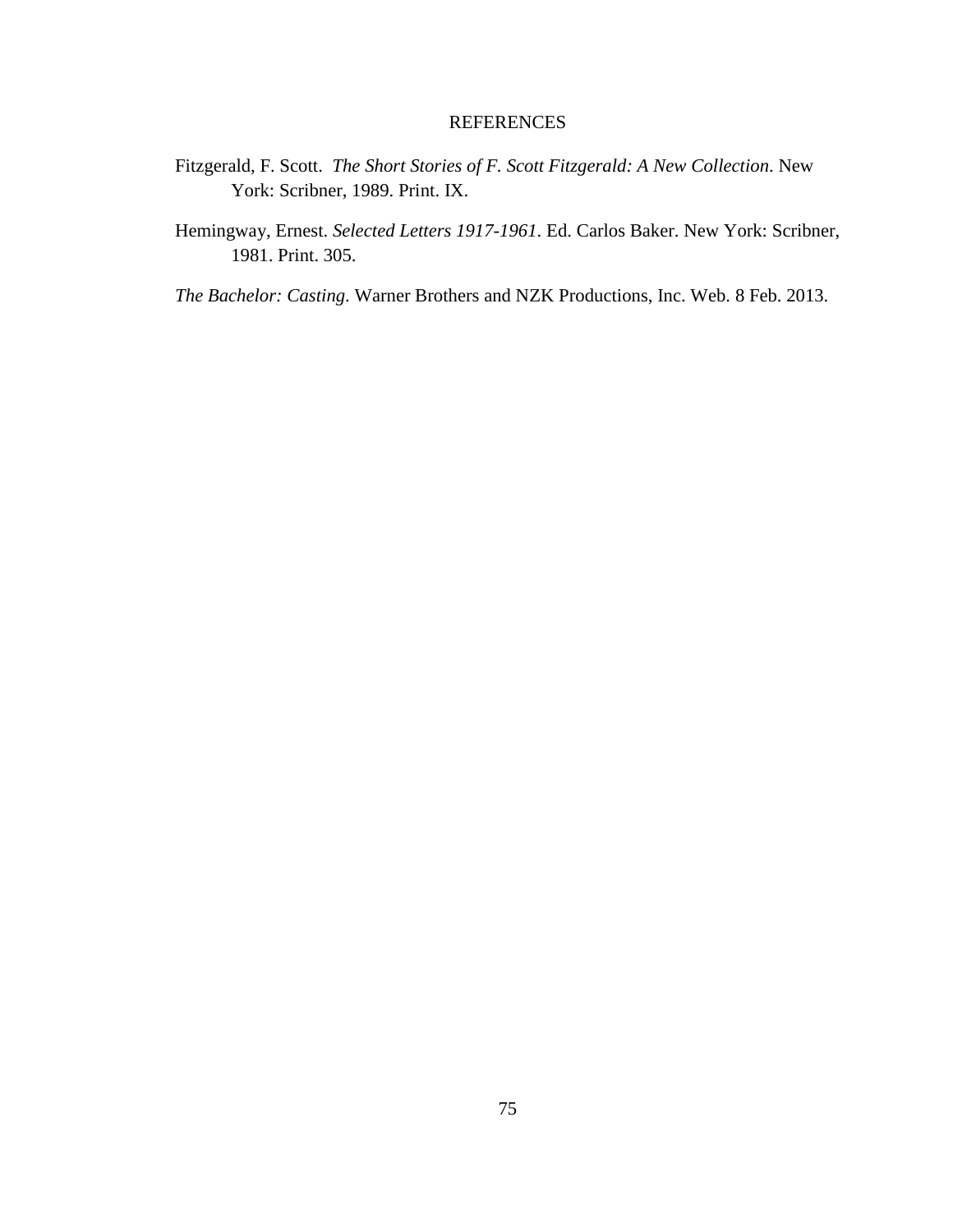# REFERENCES

Fitzgerald, F. Scott. *The Short Stories of F. Scott Fitzgerald: A New Collection*. New York: Scribner, 1989. Print. IX.

Hemingway, Ernest. *Selected Letters 1917-1961*. Ed. Carlos Baker. New York: Scribner, 1981. Print. 305.

*The Bachelor: Casting*. Warner Brothers and NZK Productions, Inc. Web. 8 Feb. 2013.